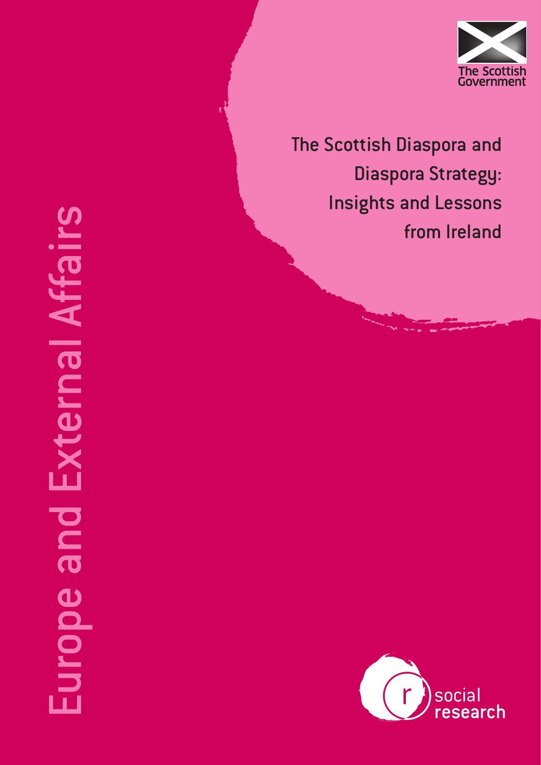The Scottish Government

# The Scottish Diaspora and Diaspora Strategy: Insights and Lessons from Ireland

Europe and External Affairs

social research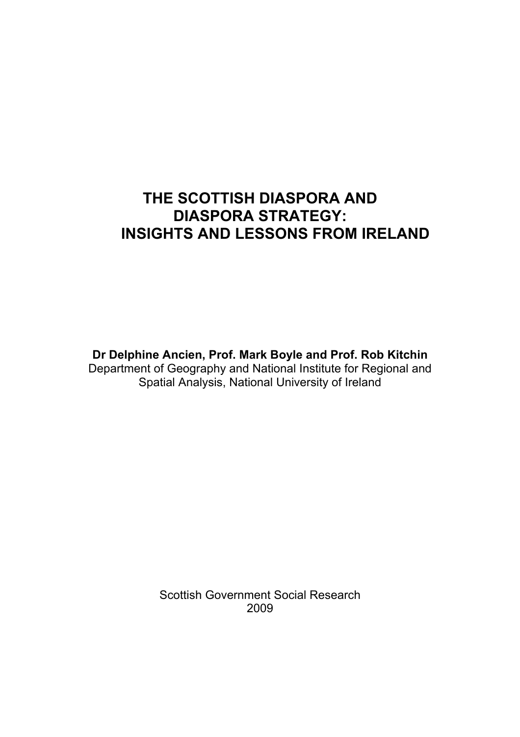# THE SCOTTISH DIASPORA AND DIASPORA STRATEGY: INSIGHTS AND LESSONS FROM IRELAND

**Dr Delphine Ancien, Prof. Mark Boyle and Prof. Rob Kitchin**
Department of Geography and National Institute for Regional and Spatial Analysis, National University of Ireland

Scottish Government Social Research
2009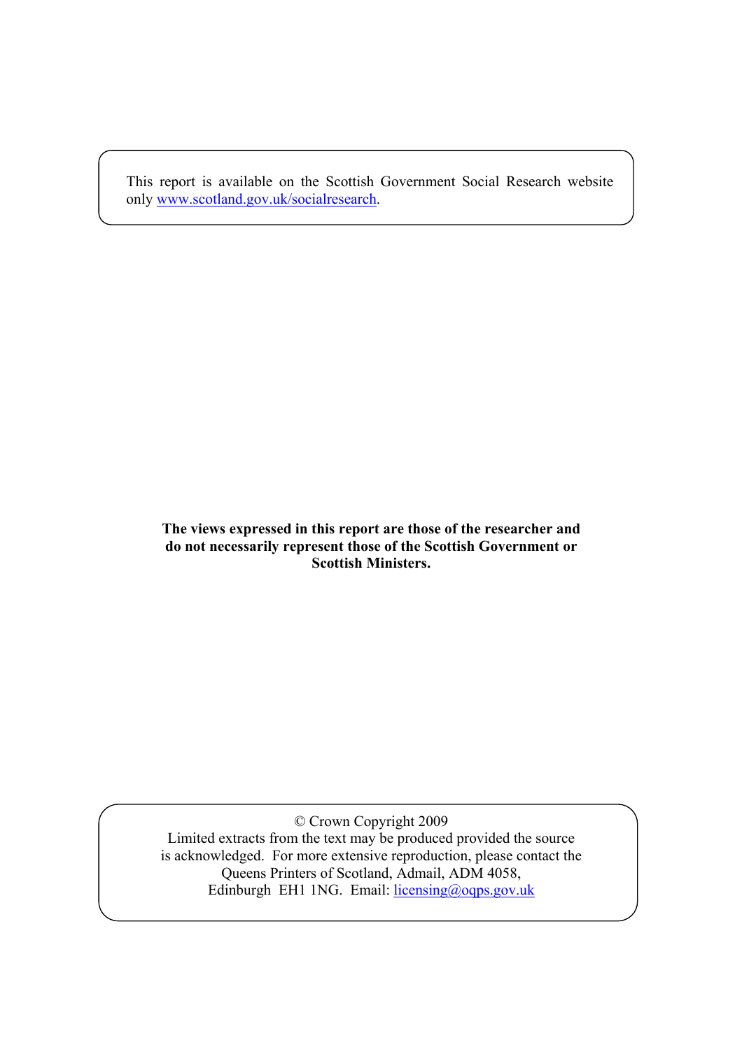This report is available on the Scottish Government Social Research website only [www.scotland.gov.uk/socialresearch](http://www.scotland.gov.uk/socialresearch).

**The views expressed in this report are those of the researcher and do not necessarily represent those of the Scottish Government or Scottish Ministers.**

© Crown Copyright 2009
Limited extracts from the text may be produced provided the source is acknowledged. For more extensive reproduction, please contact the Queens Printers of Scotland, Admail, ADM 4058, Edinburgh EH1 1NG. Email: [licensing@oqps.gov.uk](mailto:licensing@oqps.gov.uk)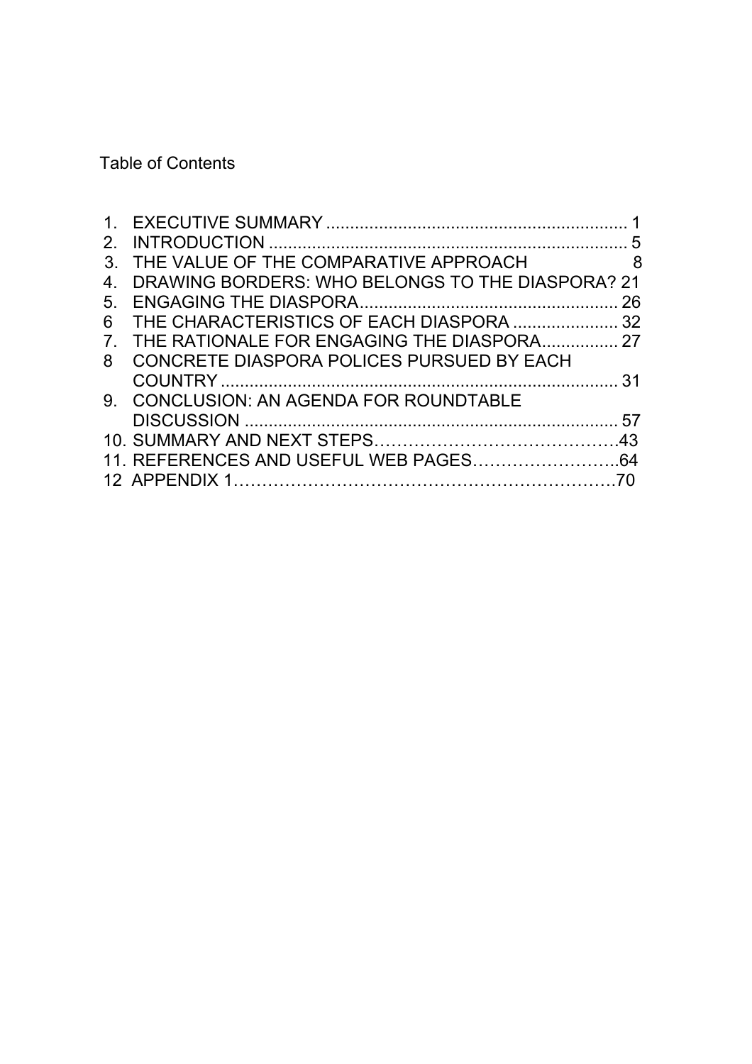Table of Contents

1. EXECUTIVE SUMMARY ............................................................... 1
2. INTRODUCTION .......................................................................... 5
3. THE VALUE OF THE COMPARATIVE APPROACH 8
4. DRAWING BORDERS: WHO BELONGS TO THE DIASPORA? 21
5. ENGAGING THE DIASPORA...................................................... 26
6 THE CHARACTERISTICS OF EACH DIASPORA ...................... 32
7. THE RATIONALE FOR ENGAGING THE DIASPORA................ 27
8 CONCRETE DIASPORA POLICES PURSUED BY EACH COUNTRY .................................................................................. 31
9. CONCLUSION: AN AGENDA FOR ROUNDTABLE DISCUSSION ............................................................................. 57
10. SUMMARY AND NEXT STEPS……………………………………43
11. REFERENCES AND USEFUL WEB PAGES……………………..64
12 APPENDIX 1………………………………………………………….70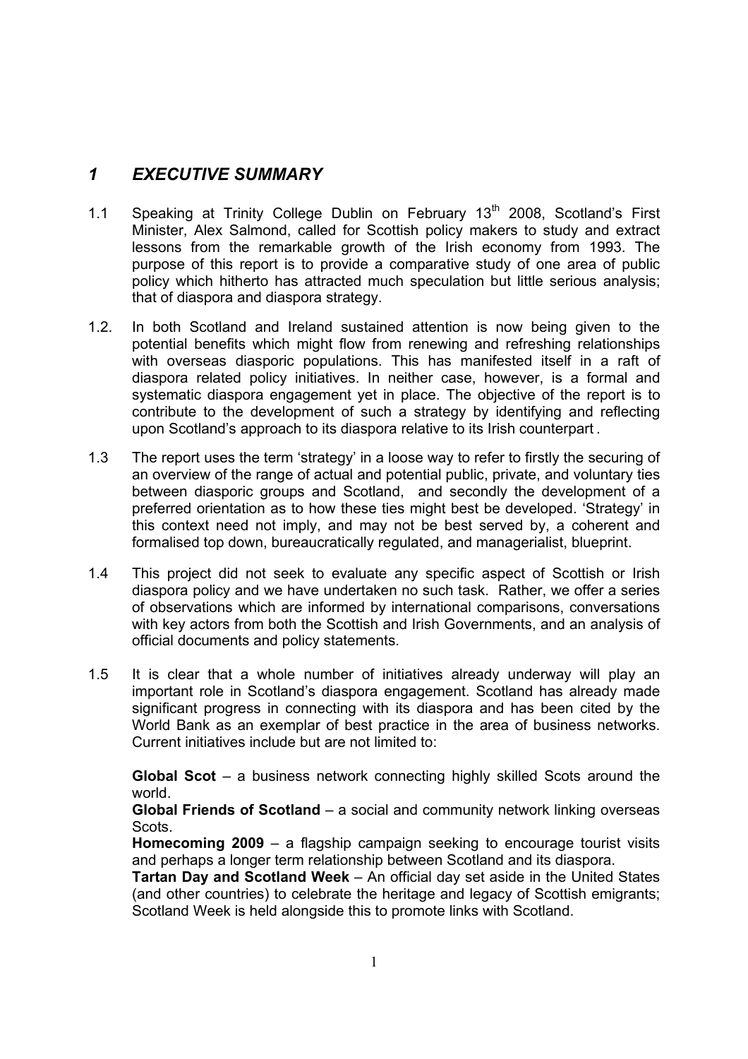# 1 EXECUTIVE SUMMARY

1.1 Speaking at Trinity College Dublin on February 13th 2008, Scotland's First Minister, Alex Salmond, called for Scottish policy makers to study and extract lessons from the remarkable growth of the Irish economy from 1993. The purpose of this report is to provide a comparative study of one area of public policy which hitherto has attracted much speculation but little serious analysis; that of diaspora and diaspora strategy.

1.2. In both Scotland and Ireland sustained attention is now being given to the potential benefits which might flow from renewing and refreshing relationships with overseas diasporic populations. This has manifested itself in a raft of diaspora related policy initiatives. In neither case, however, is a formal and systematic diaspora engagement yet in place. The objective of the report is to contribute to the development of such a strategy by identifying and reflecting upon Scotland's approach to its diaspora relative to its Irish counterpart .

1.3 The report uses the term 'strategy' in a loose way to refer to firstly the securing of an overview of the range of actual and potential public, private, and voluntary ties between diasporic groups and Scotland, and secondly the development of a preferred orientation as to how these ties might best be developed. 'Strategy' in this context need not imply, and may not be best served by, a coherent and formalised top down, bureaucratically regulated, and managerialist, blueprint.

1.4 This project did not seek to evaluate any specific aspect of Scottish or Irish diaspora policy and we have undertaken no such task. Rather, we offer a series of observations which are informed by international comparisons, conversations with key actors from both the Scottish and Irish Governments, and an analysis of official documents and policy statements.

1.5 It is clear that a whole number of initiatives already underway will play an important role in Scotland's diaspora engagement. Scotland has already made significant progress in connecting with its diaspora and has been cited by the World Bank as an exemplar of best practice in the area of business networks. Current initiatives include but are not limited to:

**Global Scot** – a business network connecting highly skilled Scots around the world.

**Global Friends of Scotland** – a social and community network linking overseas Scots.

**Homecoming 2009** – a flagship campaign seeking to encourage tourist visits and perhaps a longer term relationship between Scotland and its diaspora.

**Tartan Day and Scotland Week** – An official day set aside in the United States (and other countries) to celebrate the heritage and legacy of Scottish emigrants; Scotland Week is held alongside this to promote links with Scotland.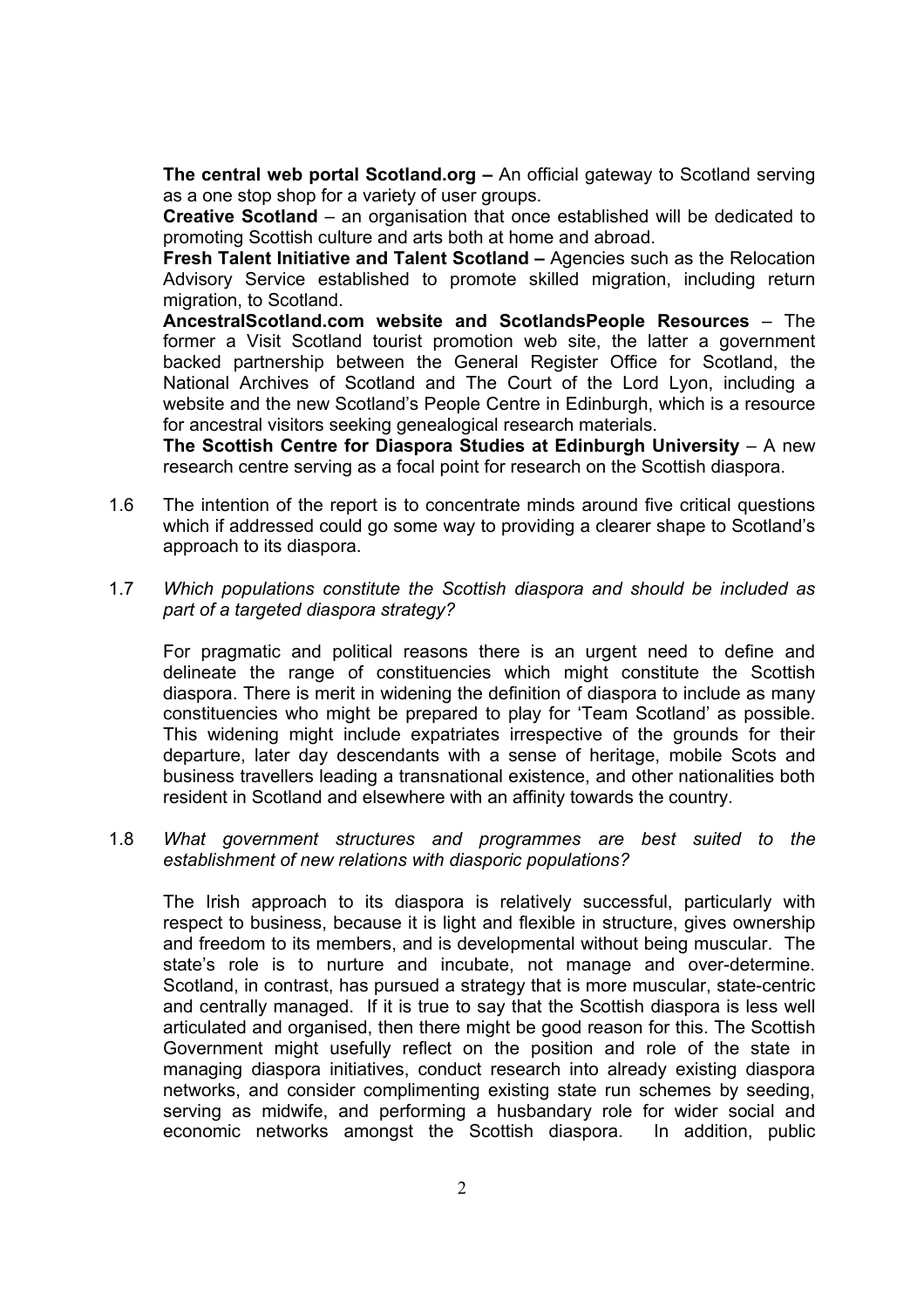**The central web portal Scotland.org –** An official gateway to Scotland serving as a one stop shop for a variety of user groups.

**Creative Scotland** – an organisation that once established will be dedicated to promoting Scottish culture and arts both at home and abroad.

**Fresh Talent Initiative and Talent Scotland –** Agencies such as the Relocation Advisory Service established to promote skilled migration, including return migration, to Scotland.

**AncestralScotland.com website and ScotlandsPeople Resources** – The former a Visit Scotland tourist promotion web site, the latter a government backed partnership between the General Register Office for Scotland, the National Archives of Scotland and The Court of the Lord Lyon, including a website and the new Scotland's People Centre in Edinburgh, which is a resource for ancestral visitors seeking genealogical research materials.

**The Scottish Centre for Diaspora Studies at Edinburgh University** – A new research centre serving as a focal point for research on the Scottish diaspora.

1.6 The intention of the report is to concentrate minds around five critical questions which if addressed could go some way to providing a clearer shape to Scotland's approach to its diaspora.

1.7 *Which populations constitute the Scottish diaspora and should be included as part of a targeted diaspora strategy?*

For pragmatic and political reasons there is an urgent need to define and delineate the range of constituencies which might constitute the Scottish diaspora. There is merit in widening the definition of diaspora to include as many constituencies who might be prepared to play for 'Team Scotland' as possible. This widening might include expatriates irrespective of the grounds for their departure, later day descendants with a sense of heritage, mobile Scots and business travellers leading a transnational existence, and other nationalities both resident in Scotland and elsewhere with an affinity towards the country.

1.8 *What government structures and programmes are best suited to the establishment of new relations with diasporic populations?*

The Irish approach to its diaspora is relatively successful, particularly with respect to business, because it is light and flexible in structure, gives ownership and freedom to its members, and is developmental without being muscular. The state's role is to nurture and incubate, not manage and over-determine. Scotland, in contrast, has pursued a strategy that is more muscular, state-centric and centrally managed. If it is true to say that the Scottish diaspora is less well articulated and organised, then there might be good reason for this. The Scottish Government might usefully reflect on the position and role of the state in managing diaspora initiatives, conduct research into already existing diaspora networks, and consider complimenting existing state run schemes by seeding, serving as midwife, and performing a husbandary role for wider social and economic networks amongst the Scottish diaspora. In addition, public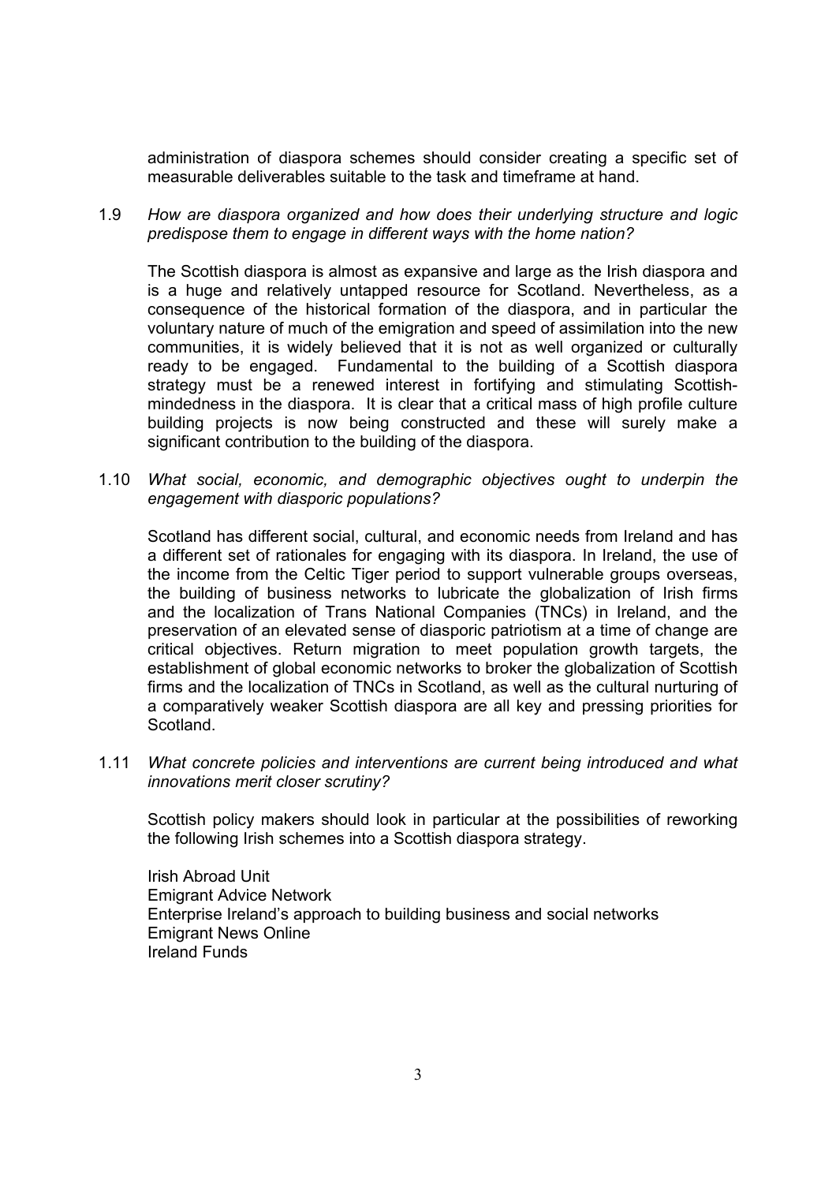administration of diaspora schemes should consider creating a specific set of measurable deliverables suitable to the task and timeframe at hand.

1.9 *How are diaspora organized and how does their underlying structure and logic predispose them to engage in different ways with the home nation?*

The Scottish diaspora is almost as expansive and large as the Irish diaspora and is a huge and relatively untapped resource for Scotland. Nevertheless, as a consequence of the historical formation of the diaspora, and in particular the voluntary nature of much of the emigration and speed of assimilation into the new communities, it is widely believed that it is not as well organized or culturally ready to be engaged. Fundamental to the building of a Scottish diaspora strategy must be a renewed interest in fortifying and stimulating Scottish-mindedness in the diaspora. It is clear that a critical mass of high profile culture building projects is now being constructed and these will surely make a significant contribution to the building of the diaspora.

1.10 *What social, economic, and demographic objectives ought to underpin the engagement with diasporic populations?*

Scotland has different social, cultural, and economic needs from Ireland and has a different set of rationales for engaging with its diaspora. In Ireland, the use of the income from the Celtic Tiger period to support vulnerable groups overseas, the building of business networks to lubricate the globalization of Irish firms and the localization of Trans National Companies (TNCs) in Ireland, and the preservation of an elevated sense of diasporic patriotism at a time of change are critical objectives. Return migration to meet population growth targets, the establishment of global economic networks to broker the globalization of Scottish firms and the localization of TNCs in Scotland, as well as the cultural nurturing of a comparatively weaker Scottish diaspora are all key and pressing priorities for Scotland.

1.11 *What concrete policies and interventions are current being introduced and what innovations merit closer scrutiny?*

Scottish policy makers should look in particular at the possibilities of reworking the following Irish schemes into a Scottish diaspora strategy.

Irish Abroad Unit
Emigrant Advice Network
Enterprise Ireland's approach to building business and social networks
Emigrant News Online
Ireland Funds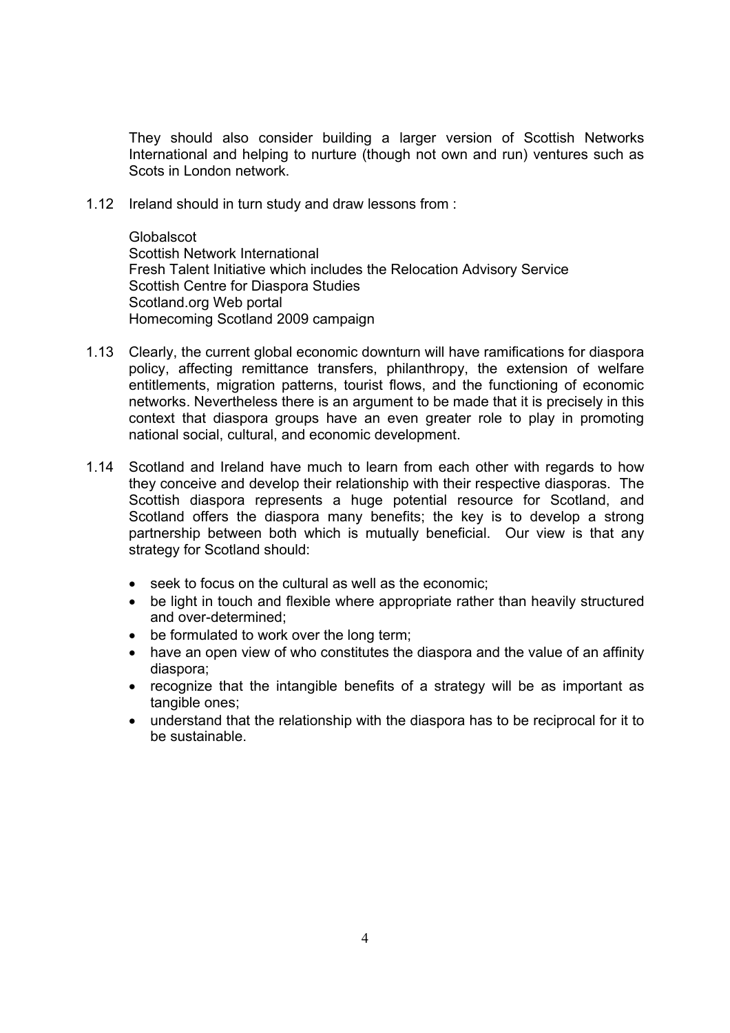They should also consider building a larger version of Scottish Networks International and helping to nurture (though not own and run) ventures such as Scots in London network.

1.12 Ireland should in turn study and draw lessons from :

Globalscot
Scottish Network International
Fresh Talent Initiative which includes the Relocation Advisory Service
Scottish Centre for Diaspora Studies
Scotland.org Web portal
Homecoming Scotland 2009 campaign

1.13 Clearly, the current global economic downturn will have ramifications for diaspora policy, affecting remittance transfers, philanthropy, the extension of welfare entitlements, migration patterns, tourist flows, and the functioning of economic networks. Nevertheless there is an argument to be made that it is precisely in this context that diaspora groups have an even greater role to play in promoting national social, cultural, and economic development.

1.14 Scotland and Ireland have much to learn from each other with regards to how they conceive and develop their relationship with their respective diasporas. The Scottish diaspora represents a huge potential resource for Scotland, and Scotland offers the diaspora many benefits; the key is to develop a strong partnership between both which is mutually beneficial. Our view is that any strategy for Scotland should:

- seek to focus on the cultural as well as the economic;
- be light in touch and flexible where appropriate rather than heavily structured and over-determined;
- be formulated to work over the long term;
- have an open view of who constitutes the diaspora and the value of an affinity diaspora;
- recognize that the intangible benefits of a strategy will be as important as tangible ones;
- understand that the relationship with the diaspora has to be reciprocal for it to be sustainable.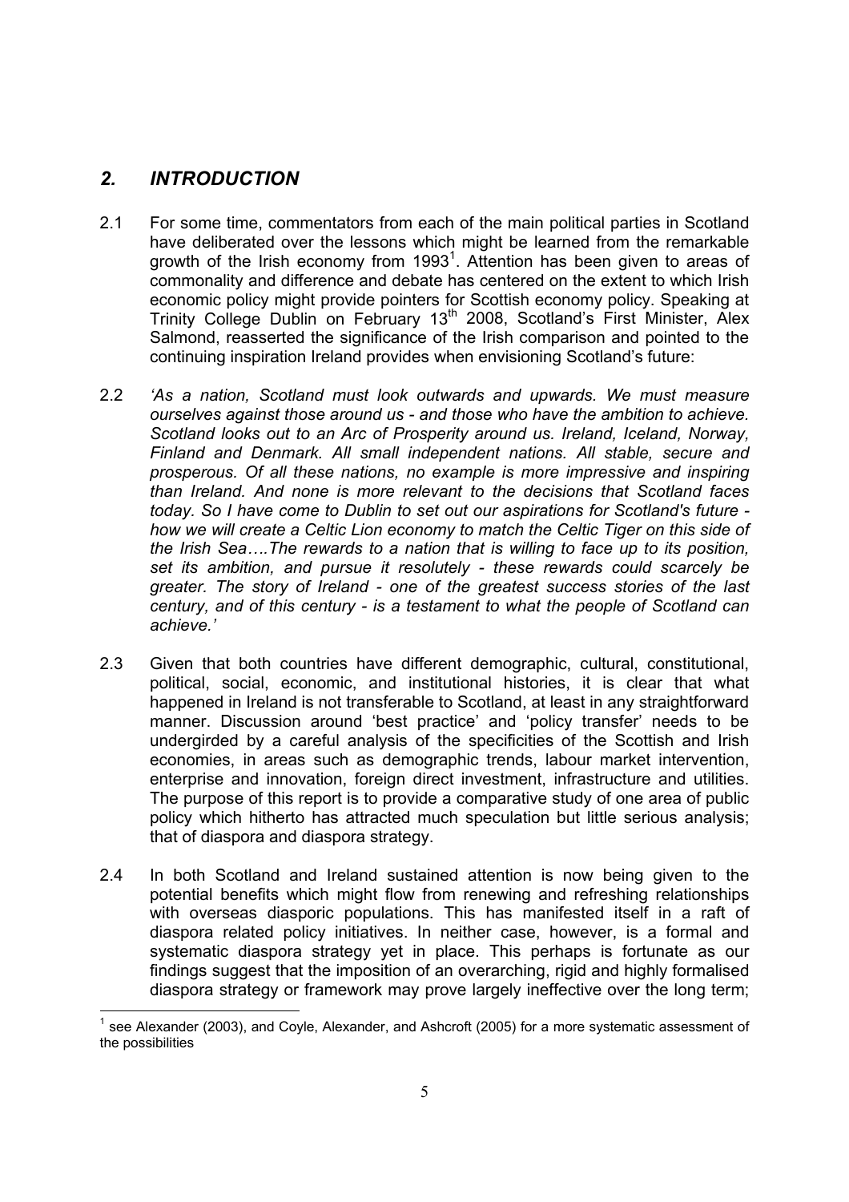## *2. INTRODUCTION*

2.1 For some time, commentators from each of the main political parties in Scotland have deliberated over the lessons which might be learned from the remarkable growth of the Irish economy from 1993[1]. Attention has been given to areas of commonality and difference and debate has centered on the extent to which Irish economic policy might provide pointers for Scottish economy policy. Speaking at Trinity College Dublin on February 13th 2008, Scotland's First Minister, Alex Salmond, reasserted the significance of the Irish comparison and pointed to the continuing inspiration Ireland provides when envisioning Scotland's future:

2.2 *'As a nation, Scotland must look outwards and upwards. We must measure ourselves against those around us - and those who have the ambition to achieve. Scotland looks out to an Arc of Prosperity around us. Ireland, Iceland, Norway, Finland and Denmark. All small independent nations. All stable, secure and prosperous. Of all these nations, no example is more impressive and inspiring than Ireland. And none is more relevant to the decisions that Scotland faces today. So I have come to Dublin to set out our aspirations for Scotland's future - how we will create a Celtic Lion economy to match the Celtic Tiger on this side of the Irish Sea….The rewards to a nation that is willing to face up to its position, set its ambition, and pursue it resolutely - these rewards could scarcely be greater. The story of Ireland - one of the greatest success stories of the last century, and of this century - is a testament to what the people of Scotland can achieve.'*

2.3 Given that both countries have different demographic, cultural, constitutional, political, social, economic, and institutional histories, it is clear that what happened in Ireland is not transferable to Scotland, at least in any straightforward manner. Discussion around 'best practice' and 'policy transfer' needs to be undergirded by a careful analysis of the specificities of the Scottish and Irish economies, in areas such as demographic trends, labour market intervention, enterprise and innovation, foreign direct investment, infrastructure and utilities. The purpose of this report is to provide a comparative study of one area of public policy which hitherto has attracted much speculation but little serious analysis; that of diaspora and diaspora strategy.

2.4 In both Scotland and Ireland sustained attention is now being given to the potential benefits which might flow from renewing and refreshing relationships with overseas diasporic populations. This has manifested itself in a raft of diaspora related policy initiatives. In neither case, however, is a formal and systematic diaspora strategy yet in place. This perhaps is fortunate as our findings suggest that the imposition of an overarching, rigid and highly formalised diaspora strategy or framework may prove largely ineffective over the long term;

---

[1] see Alexander (2003), and Coyle, Alexander, and Ashcroft (2005) for a more systematic assessment of the possibilities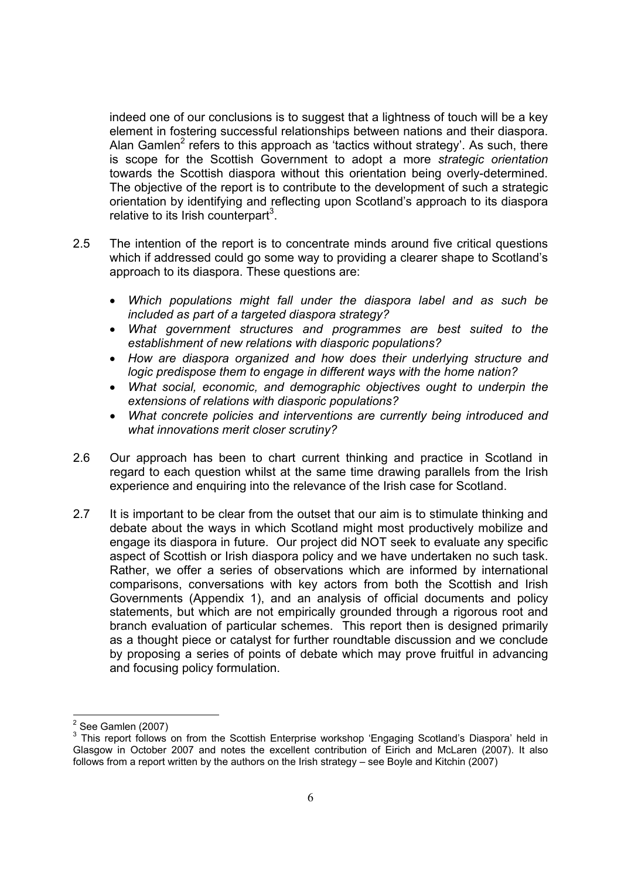indeed one of our conclusions is to suggest that a lightness of touch will be a key element in fostering successful relationships between nations and their diaspora. Alan Gamlen[2] refers to this approach as 'tactics without strategy'. As such, there is scope for the Scottish Government to adopt a more *strategic orientation* towards the Scottish diaspora without this orientation being overly-determined. The objective of the report is to contribute to the development of such a strategic orientation by identifying and reflecting upon Scotland's approach to its diaspora relative to its Irish counterpart[3].

2.5 The intention of the report is to concentrate minds around five critical questions which if addressed could go some way to providing a clearer shape to Scotland's approach to its diaspora. These questions are:

- *Which populations might fall under the diaspora label and as such be included as part of a targeted diaspora strategy?*
- *What government structures and programmes are best suited to the establishment of new relations with diasporic populations?*
- *How are diaspora organized and how does their underlying structure and logic predispose them to engage in different ways with the home nation?*
- *What social, economic, and demographic objectives ought to underpin the extensions of relations with diasporic populations?*
- *What concrete policies and interventions are currently being introduced and what innovations merit closer scrutiny?*

2.6 Our approach has been to chart current thinking and practice in Scotland in regard to each question whilst at the same time drawing parallels from the Irish experience and enquiring into the relevance of the Irish case for Scotland.

2.7 It is important to be clear from the outset that our aim is to stimulate thinking and debate about the ways in which Scotland might most productively mobilize and engage its diaspora in future. Our project did NOT seek to evaluate any specific aspect of Scottish or Irish diaspora policy and we have undertaken no such task. Rather, we offer a series of observations which are informed by international comparisons, conversations with key actors from both the Scottish and Irish Governments (Appendix 1), and an analysis of official documents and policy statements, but which are not empirically grounded through a rigorous root and branch evaluation of particular schemes. This report then is designed primarily as a thought piece or catalyst for further roundtable discussion and we conclude by proposing a series of points of debate which may prove fruitful in advancing and focusing policy formulation.

---

[2] See Gamlen (2007)

[3] This report follows on from the Scottish Enterprise workshop 'Engaging Scotland's Diaspora' held in Glasgow in October 2007 and notes the excellent contribution of Eirich and McLaren (2007). It also follows from a report written by the authors on the Irish strategy – see Boyle and Kitchin (2007)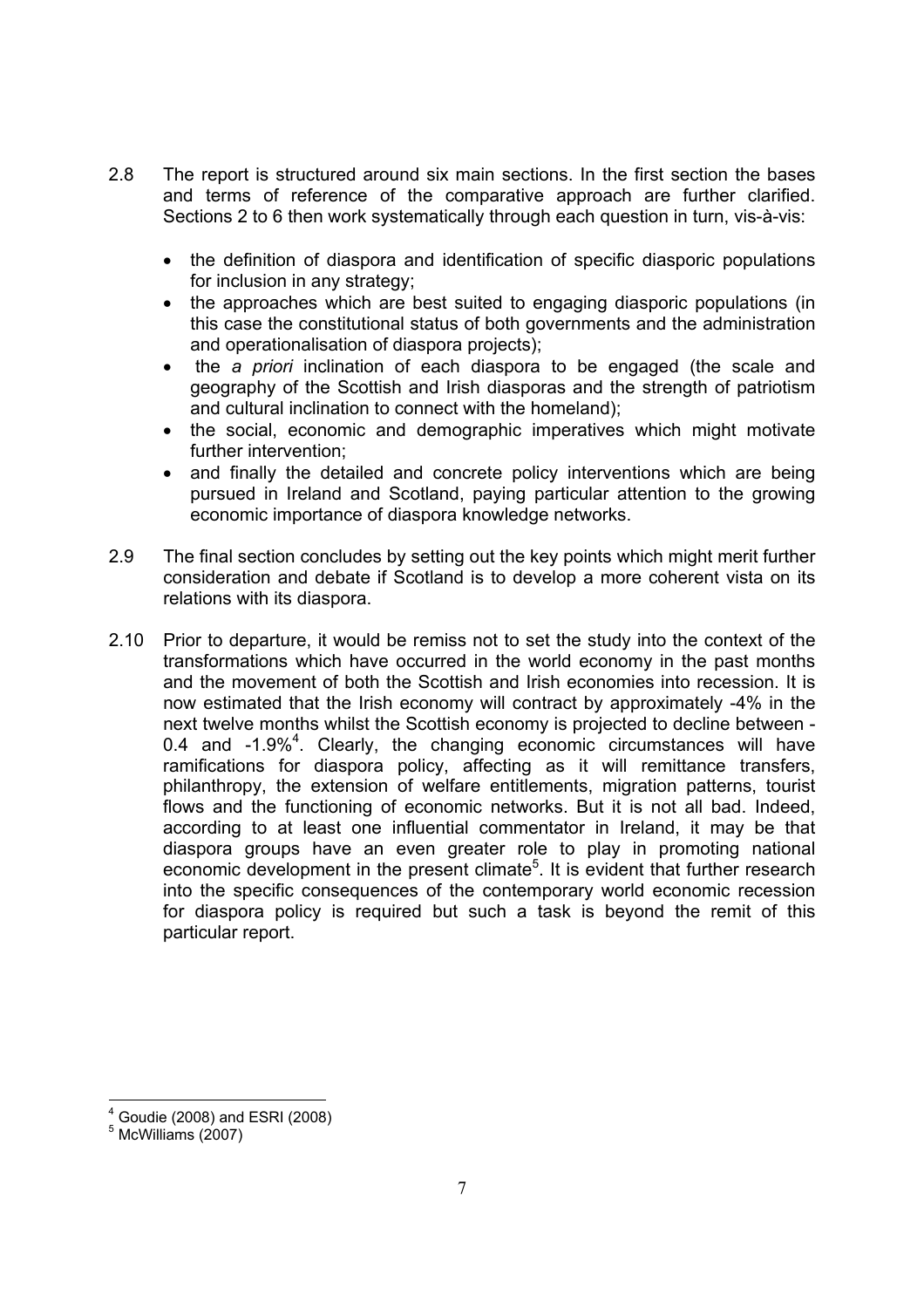2.8 The report is structured around six main sections. In the first section the bases and terms of reference of the comparative approach are further clarified. Sections 2 to 6 then work systematically through each question in turn, vis-à-vis:

- the definition of diaspora and identification of specific diasporic populations for inclusion in any strategy;
- the approaches which are best suited to engaging diasporic populations (in this case the constitutional status of both governments and the administration and operationalisation of diaspora projects);
- the *a priori* inclination of each diaspora to be engaged (the scale and geography of the Scottish and Irish diasporas and the strength of patriotism and cultural inclination to connect with the homeland);
- the social, economic and demographic imperatives which might motivate further intervention;
- and finally the detailed and concrete policy interventions which are being pursued in Ireland and Scotland, paying particular attention to the growing economic importance of diaspora knowledge networks.

2.9 The final section concludes by setting out the key points which might merit further consideration and debate if Scotland is to develop a more coherent vista on its relations with its diaspora.

2.10 Prior to departure, it would be remiss not to set the study into the context of the transformations which have occurred in the world economy in the past months and the movement of both the Scottish and Irish economies into recession. It is now estimated that the Irish economy will contract by approximately -4% in the next twelve months whilst the Scottish economy is projected to decline between -0.4 and -1.9%[4]. Clearly, the changing economic circumstances will have ramifications for diaspora policy, affecting as it will remittance transfers, philanthropy, the extension of welfare entitlements, migration patterns, tourist flows and the functioning of economic networks. But it is not all bad. Indeed, according to at least one influential commentator in Ireland, it may be that diaspora groups have an even greater role to play in promoting national economic development in the present climate[5]. It is evident that further research into the specific consequences of the contemporary world economic recession for diaspora policy is required but such a task is beyond the remit of this particular report.

---

[4] Goudie (2008) and ESRI (2008)

[5] McWilliams (2007)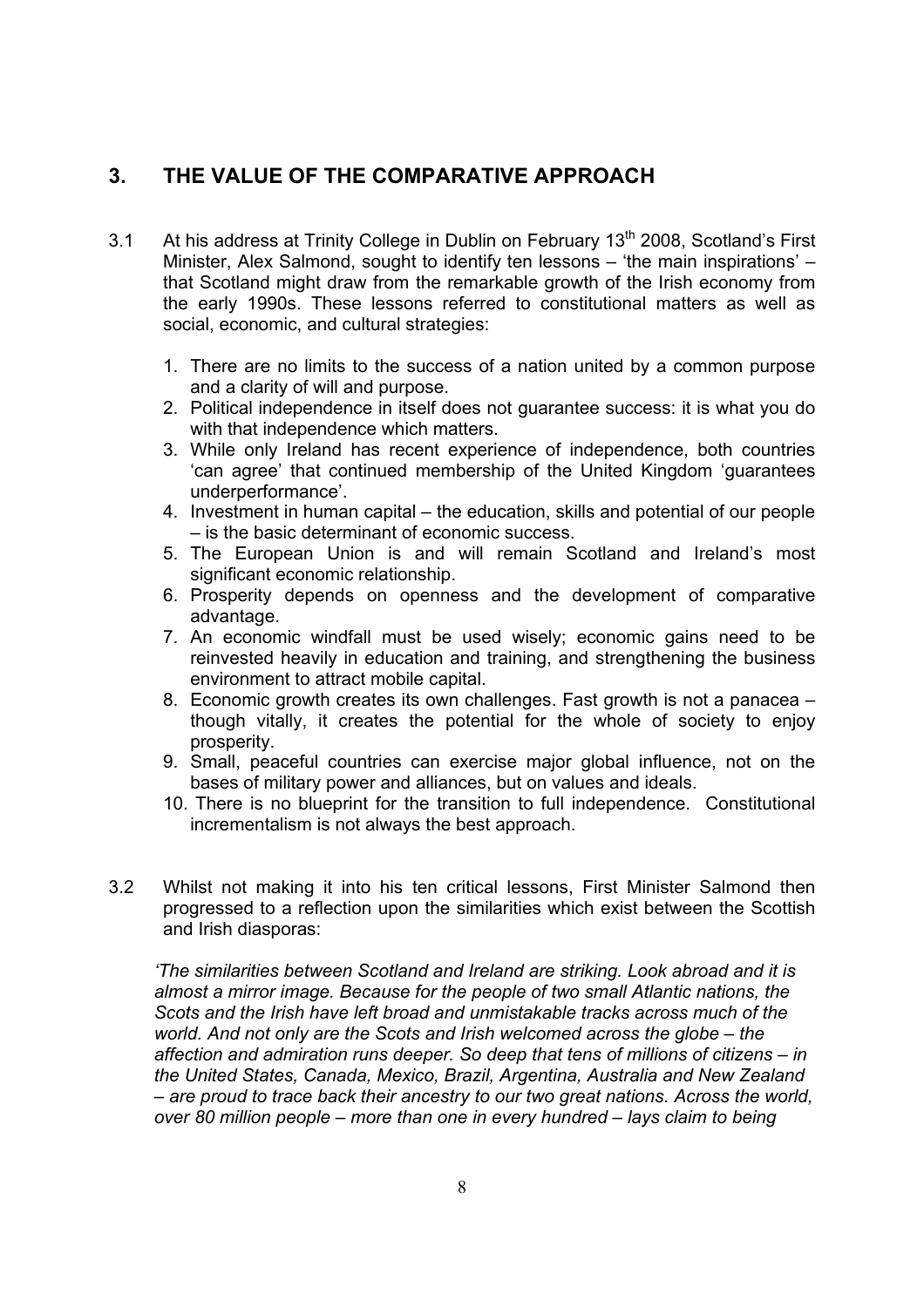## 3. THE VALUE OF THE COMPARATIVE APPROACH

3.1 At his address at Trinity College in Dublin on February 13th 2008, Scotland's First Minister, Alex Salmond, sought to identify ten lessons – 'the main inspirations' – that Scotland might draw from the remarkable growth of the Irish economy from the early 1990s. These lessons referred to constitutional matters as well as social, economic, and cultural strategies:

1. There are no limits to the success of a nation united by a common purpose and a clarity of will and purpose.
2. Political independence in itself does not guarantee success: it is what you do with that independence which matters.
3. While only Ireland has recent experience of independence, both countries 'can agree' that continued membership of the United Kingdom 'guarantees underperformance'.
4. Investment in human capital – the education, skills and potential of our people – is the basic determinant of economic success.
5. The European Union is and will remain Scotland and Ireland's most significant economic relationship.
6. Prosperity depends on openness and the development of comparative advantage.
7. An economic windfall must be used wisely; economic gains need to be reinvested heavily in education and training, and strengthening the business environment to attract mobile capital.
8. Economic growth creates its own challenges. Fast growth is not a panacea – though vitally, it creates the potential for the whole of society to enjoy prosperity.
9. Small, peaceful countries can exercise major global influence, not on the bases of military power and alliances, but on values and ideals.
10. There is no blueprint for the transition to full independence. Constitutional incrementalism is not always the best approach.

3.2 Whilst not making it into his ten critical lessons, First Minister Salmond then progressed to a reflection upon the similarities which exist between the Scottish and Irish diasporas:

*'The similarities between Scotland and Ireland are striking. Look abroad and it is almost a mirror image. Because for the people of two small Atlantic nations, the Scots and the Irish have left broad and unmistakable tracks across much of the world. And not only are the Scots and Irish welcomed across the globe – the affection and admiration runs deeper. So deep that tens of millions of citizens – in the United States, Canada, Mexico, Brazil, Argentina, Australia and New Zealand – are proud to trace back their ancestry to our two great nations. Across the world, over 80 million people – more than one in every hundred – lays claim to being*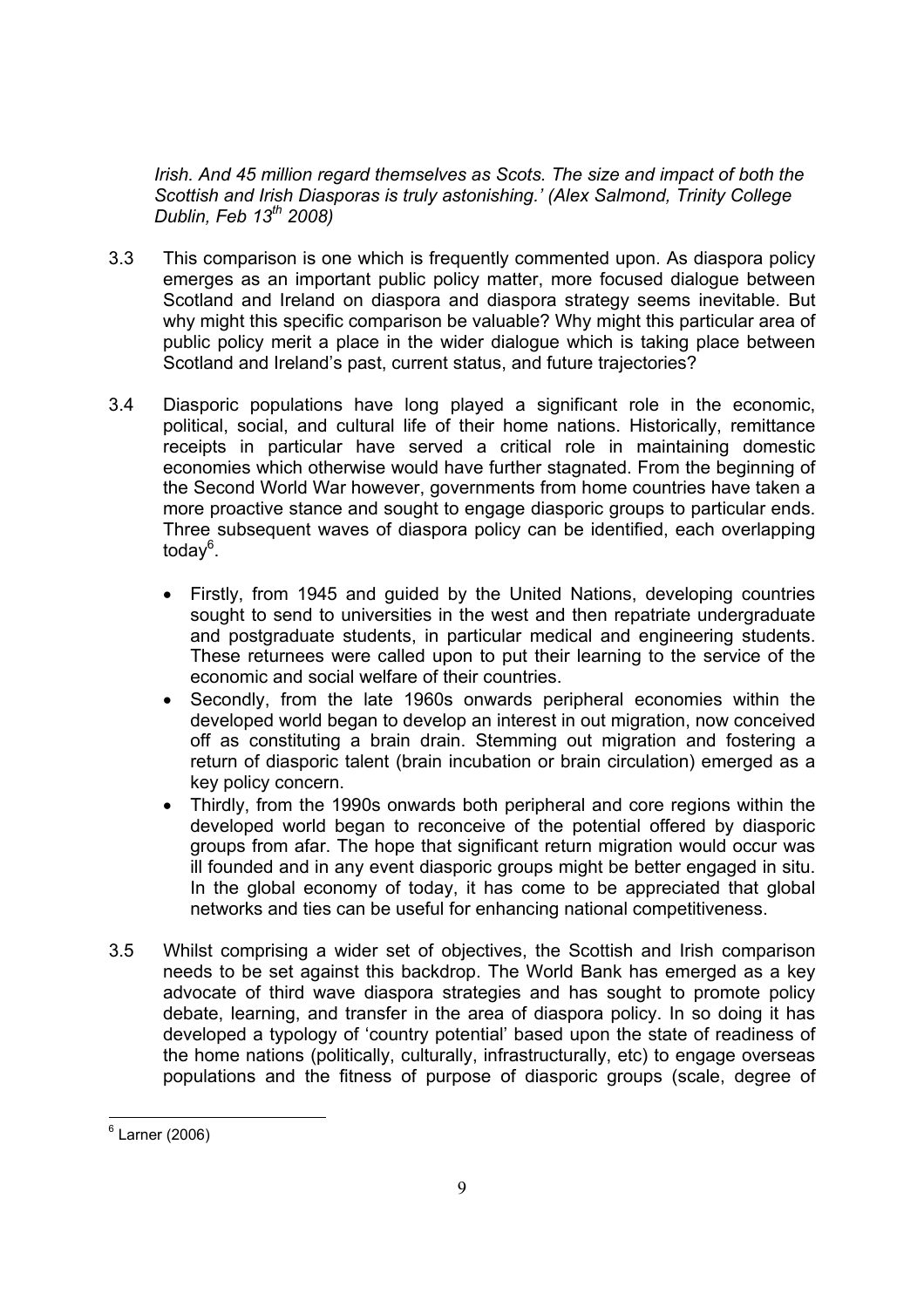*Irish. And 45 million regard themselves as Scots. The size and impact of both the Scottish and Irish Diasporas is truly astonishing.' (Alex Salmond, Trinity College Dublin, Feb 13th 2008)*

3.3 This comparison is one which is frequently commented upon. As diaspora policy emerges as an important public policy matter, more focused dialogue between Scotland and Ireland on diaspora and diaspora strategy seems inevitable. But why might this specific comparison be valuable? Why might this particular area of public policy merit a place in the wider dialogue which is taking place between Scotland and Ireland's past, current status, and future trajectories?

3.4 Diasporic populations have long played a significant role in the economic, political, social, and cultural life of their home nations. Historically, remittance receipts in particular have served a critical role in maintaining domestic economies which otherwise would have further stagnated. From the beginning of the Second World War however, governments from home countries have taken a more proactive stance and sought to engage diasporic groups to particular ends. Three subsequent waves of diaspora policy can be identified, each overlapping today[6].

- Firstly, from 1945 and guided by the United Nations, developing countries sought to send to universities in the west and then repatriate undergraduate and postgraduate students, in particular medical and engineering students. These returnees were called upon to put their learning to the service of the economic and social welfare of their countries.
- Secondly, from the late 1960s onwards peripheral economies within the developed world began to develop an interest in out migration, now conceived off as constituting a brain drain. Stemming out migration and fostering a return of diasporic talent (brain incubation or brain circulation) emerged as a key policy concern.
- Thirdly, from the 1990s onwards both peripheral and core regions within the developed world began to reconceive of the potential offered by diasporic groups from afar. The hope that significant return migration would occur was ill founded and in any event diasporic groups might be better engaged in situ. In the global economy of today, it has come to be appreciated that global networks and ties can be useful for enhancing national competitiveness.

3.5 Whilst comprising a wider set of objectives, the Scottish and Irish comparison needs to be set against this backdrop. The World Bank has emerged as a key advocate of third wave diaspora strategies and has sought to promote policy debate, learning, and transfer in the area of diaspora policy. In so doing it has developed a typology of 'country potential' based upon the state of readiness of the home nations (politically, culturally, infrastructurally, etc) to engage overseas populations and the fitness of purpose of diasporic groups (scale, degree of

---

[6] Larner (2006)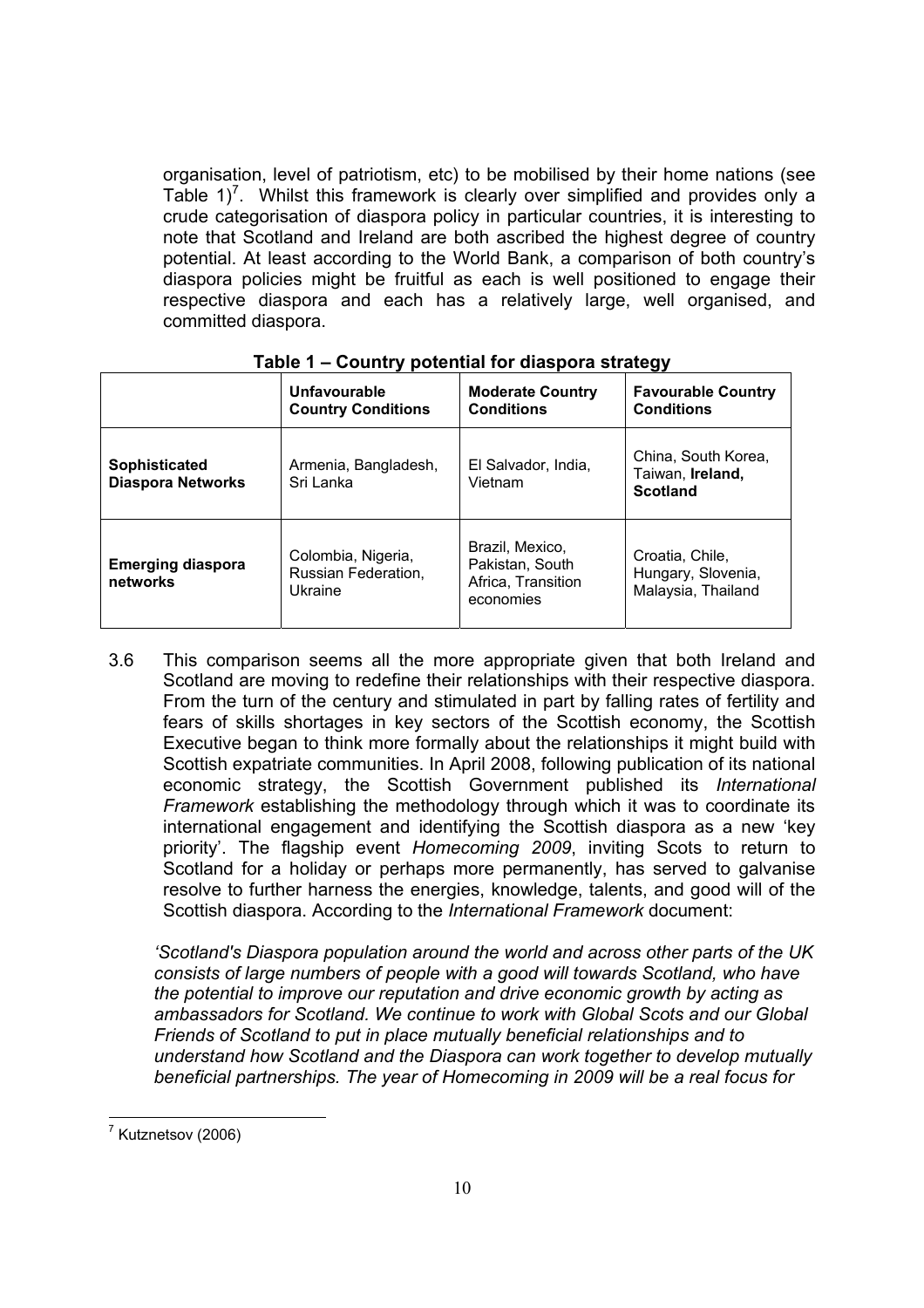organisation, level of patriotism, etc) to be mobilised by their home nations (see Table 1)[7]. Whilst this framework is clearly over simplified and provides only a crude categorisation of diaspora policy in particular countries, it is interesting to note that Scotland and Ireland are both ascribed the highest degree of country potential. At least according to the World Bank, a comparison of both country's diaspora policies might be fruitful as each is well positioned to engage their respective diaspora and each has a relatively large, well organised, and committed diaspora.

**Table 1 – Country potential for diaspora strategy**

| | Unfavourable Country Conditions | Moderate Country Conditions | Favourable Country Conditions |
|---|---|---|---|
| **Sophisticated Diaspora Networks** | Armenia, Bangladesh, Sri Lanka | El Salvador, India, Vietnam | China, South Korea, Taiwan, **Ireland, Scotland** |
| **Emerging diaspora networks** | Colombia, Nigeria, Russian Federation, Ukraine | Brazil, Mexico, Pakistan, South Africa, Transition economies | Croatia, Chile, Hungary, Slovenia, Malaysia, Thailand |

3.6 This comparison seems all the more appropriate given that both Ireland and Scotland are moving to redefine their relationships with their respective diaspora. From the turn of the century and stimulated in part by falling rates of fertility and fears of skills shortages in key sectors of the Scottish economy, the Scottish Executive began to think more formally about the relationships it might build with Scottish expatriate communities. In April 2008, following publication of its national economic strategy, the Scottish Government published its *International Framework* establishing the methodology through which it was to coordinate its international engagement and identifying the Scottish diaspora as a new 'key priority'. The flagship event *Homecoming 2009*, inviting Scots to return to Scotland for a holiday or perhaps more permanently, has served to galvanise resolve to further harness the energies, knowledge, talents, and good will of the Scottish diaspora. According to the *International Framework* document:

*'Scotland's Diaspora population around the world and across other parts of the UK consists of large numbers of people with a good will towards Scotland, who have the potential to improve our reputation and drive economic growth by acting as ambassadors for Scotland. We continue to work with Global Scots and our Global Friends of Scotland to put in place mutually beneficial relationships and to understand how Scotland and the Diaspora can work together to develop mutually beneficial partnerships. The year of Homecoming in 2009 will be a real focus for*

[7] Kutznetsov (2006)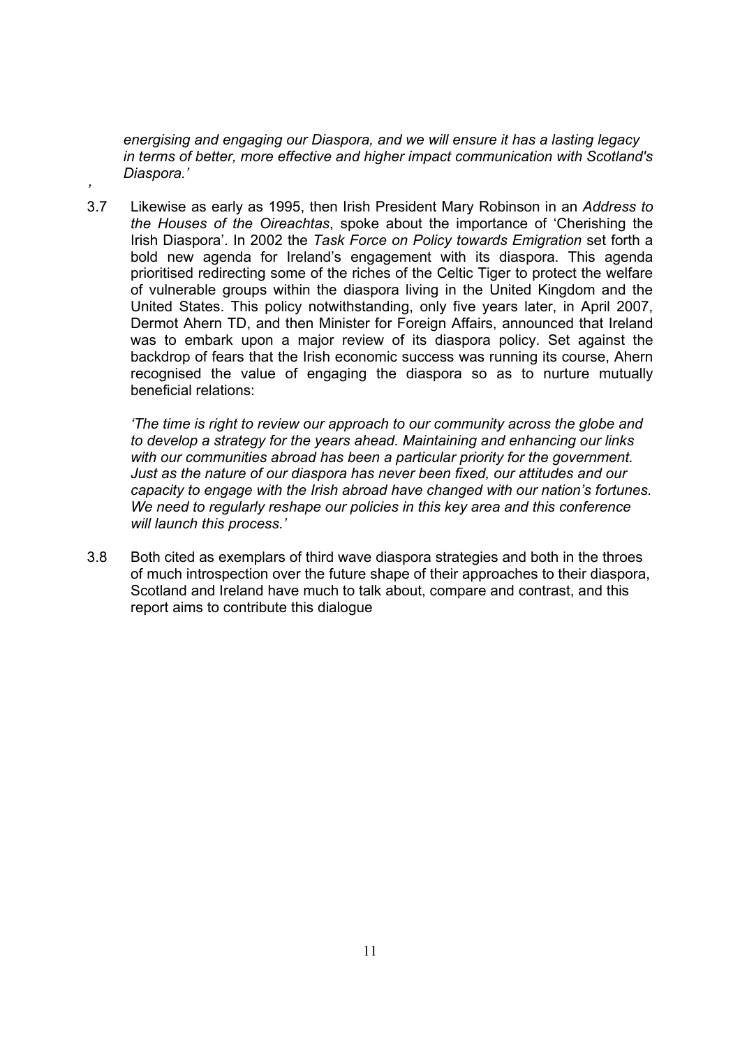*energising and engaging our Diaspora, and we will ensure it has a lasting legacy in terms of better, more effective and higher impact communication with Scotland's Diaspora.'*

*'*

3.7 Likewise as early as 1995, then Irish President Mary Robinson in an *Address to the Houses of the Oireachtas*, spoke about the importance of 'Cherishing the Irish Diaspora'. In 2002 the *Task Force on Policy towards Emigration* set forth a bold new agenda for Ireland's engagement with its diaspora. This agenda prioritised redirecting some of the riches of the Celtic Tiger to protect the welfare of vulnerable groups within the diaspora living in the United Kingdom and the United States. This policy notwithstanding, only five years later, in April 2007, Dermot Ahern TD, and then Minister for Foreign Affairs, announced that Ireland was to embark upon a major review of its diaspora policy. Set against the backdrop of fears that the Irish economic success was running its course, Ahern recognised the value of engaging the diaspora so as to nurture mutually beneficial relations:

*'The time is right to review our approach to our community across the globe and to develop a strategy for the years ahead. Maintaining and enhancing our links with our communities abroad has been a particular priority for the government. Just as the nature of our diaspora has never been fixed, our attitudes and our capacity to engage with the Irish abroad have changed with our nation's fortunes. We need to regularly reshape our policies in this key area and this conference will launch this process.'*

3.8 Both cited as exemplars of third wave diaspora strategies and both in the throes of much introspection over the future shape of their approaches to their diaspora, Scotland and Ireland have much to talk about, compare and contrast, and this report aims to contribute this dialogue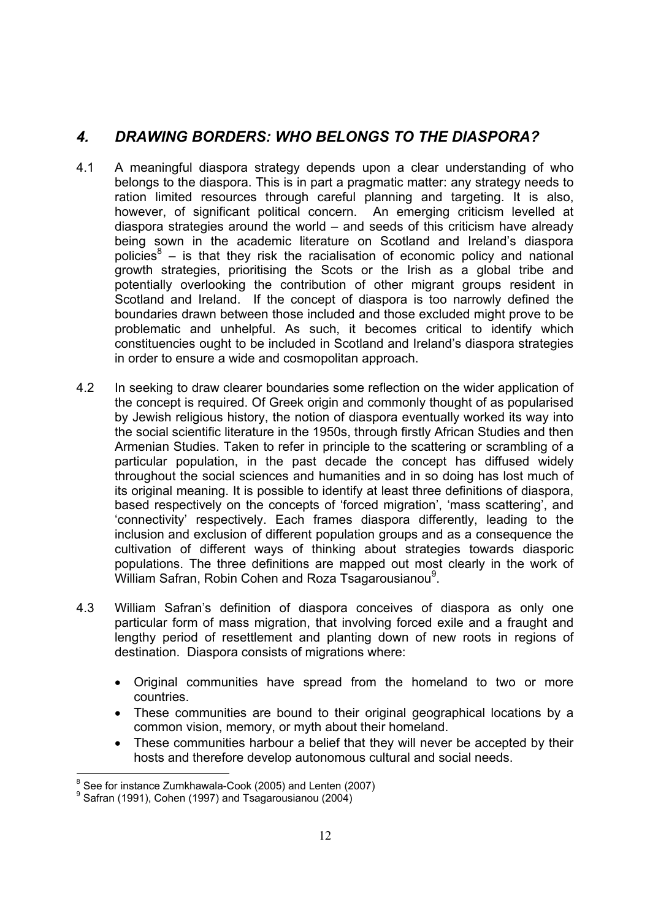## *4. DRAWING BORDERS: WHO BELONGS TO THE DIASPORA?*

4.1 A meaningful diaspora strategy depends upon a clear understanding of who belongs to the diaspora. This is in part a pragmatic matter: any strategy needs to ration limited resources through careful planning and targeting. It is also, however, of significant political concern. An emerging criticism levelled at diaspora strategies around the world – and seeds of this criticism have already being sown in the academic literature on Scotland and Ireland's diaspora policies[8] – is that they risk the racialisation of economic policy and national growth strategies, prioritising the Scots or the Irish as a global tribe and potentially overlooking the contribution of other migrant groups resident in Scotland and Ireland. If the concept of diaspora is too narrowly defined the boundaries drawn between those included and those excluded might prove to be problematic and unhelpful. As such, it becomes critical to identify which constituencies ought to be included in Scotland and Ireland's diaspora strategies in order to ensure a wide and cosmopolitan approach.

4.2 In seeking to draw clearer boundaries some reflection on the wider application of the concept is required. Of Greek origin and commonly thought of as popularised by Jewish religious history, the notion of diaspora eventually worked its way into the social scientific literature in the 1950s, through firstly African Studies and then Armenian Studies. Taken to refer in principle to the scattering or scrambling of a particular population, in the past decade the concept has diffused widely throughout the social sciences and humanities and in so doing has lost much of its original meaning. It is possible to identify at least three definitions of diaspora, based respectively on the concepts of 'forced migration', 'mass scattering', and 'connectivity' respectively. Each frames diaspora differently, leading to the inclusion and exclusion of different population groups and as a consequence the cultivation of different ways of thinking about strategies towards diasporic populations. The three definitions are mapped out most clearly in the work of William Safran, Robin Cohen and Roza Tsagarousianou[9].

4.3 William Safran's definition of diaspora conceives of diaspora as only one particular form of mass migration, that involving forced exile and a fraught and lengthy period of resettlement and planting down of new roots in regions of destination. Diaspora consists of migrations where:

- Original communities have spread from the homeland to two or more countries.
- These communities are bound to their original geographical locations by a common vision, memory, or myth about their homeland.
- These communities harbour a belief that they will never be accepted by their hosts and therefore develop autonomous cultural and social needs.

---

[8] See for instance Zumkhawala-Cook (2005) and Lenten (2007)

[9] Safran (1991), Cohen (1997) and Tsagarousianou (2004)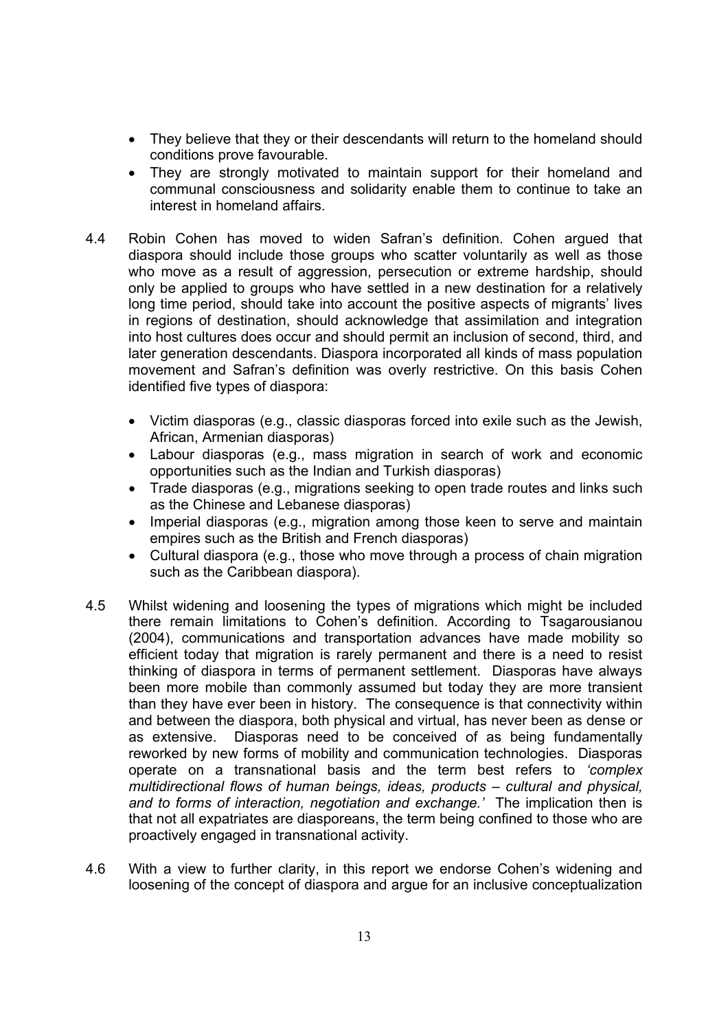- They believe that they or their descendants will return to the homeland should conditions prove favourable.
- They are strongly motivated to maintain support for their homeland and communal consciousness and solidarity enable them to continue to take an interest in homeland affairs.

4.4 Robin Cohen has moved to widen Safran's definition. Cohen argued that diaspora should include those groups who scatter voluntarily as well as those who move as a result of aggression, persecution or extreme hardship, should only be applied to groups who have settled in a new destination for a relatively long time period, should take into account the positive aspects of migrants' lives in regions of destination, should acknowledge that assimilation and integration into host cultures does occur and should permit an inclusion of second, third, and later generation descendants. Diaspora incorporated all kinds of mass population movement and Safran's definition was overly restrictive. On this basis Cohen identified five types of diaspora:

- Victim diasporas (e.g., classic diasporas forced into exile such as the Jewish, African, Armenian diasporas)
- Labour diasporas (e.g., mass migration in search of work and economic opportunities such as the Indian and Turkish diasporas)
- Trade diasporas (e.g., migrations seeking to open trade routes and links such as the Chinese and Lebanese diasporas)
- Imperial diasporas (e.g., migration among those keen to serve and maintain empires such as the British and French diasporas)
- Cultural diaspora (e.g., those who move through a process of chain migration such as the Caribbean diaspora).

4.5 Whilst widening and loosening the types of migrations which might be included there remain limitations to Cohen's definition. According to Tsagarousianou (2004), communications and transportation advances have made mobility so efficient today that migration is rarely permanent and there is a need to resist thinking of diaspora in terms of permanent settlement. Diasporas have always been more mobile than commonly assumed but today they are more transient than they have ever been in history. The consequence is that connectivity within and between the diaspora, both physical and virtual, has never been as dense or as extensive. Diasporas need to be conceived of as being fundamentally reworked by new forms of mobility and communication technologies. Diasporas operate on a transnational basis and the term best refers to *'complex multidirectional flows of human beings, ideas, products – cultural and physical, and to forms of interaction, negotiation and exchange.'* The implication then is that not all expatriates are diasporeans, the term being confined to those who are proactively engaged in transnational activity.

4.6 With a view to further clarity, in this report we endorse Cohen's widening and loosening of the concept of diaspora and argue for an inclusive conceptualization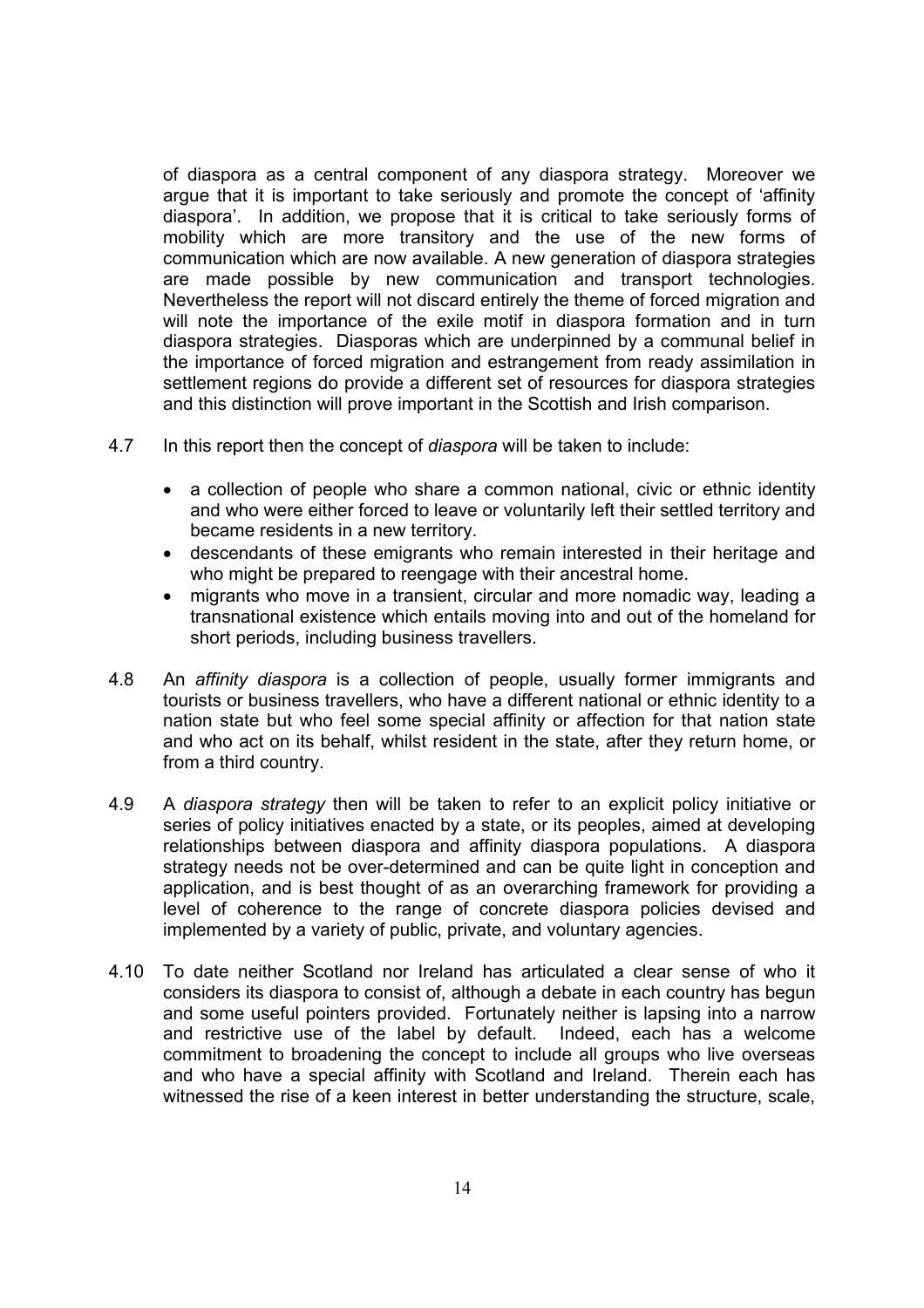of diaspora as a central component of any diaspora strategy. Moreover we argue that it is important to take seriously and promote the concept of 'affinity diaspora'. In addition, we propose that it is critical to take seriously forms of mobility which are more transitory and the use of the new forms of communication which are now available. A new generation of diaspora strategies are made possible by new communication and transport technologies. Nevertheless the report will not discard entirely the theme of forced migration and will note the importance of the exile motif in diaspora formation and in turn diaspora strategies. Diasporas which are underpinned by a communal belief in the importance of forced migration and estrangement from ready assimilation in settlement regions do provide a different set of resources for diaspora strategies and this distinction will prove important in the Scottish and Irish comparison.

4.7 In this report then the concept of *diaspora* will be taken to include:

- a collection of people who share a common national, civic or ethnic identity and who were either forced to leave or voluntarily left their settled territory and became residents in a new territory.
- descendants of these emigrants who remain interested in their heritage and who might be prepared to reengage with their ancestral home.
- migrants who move in a transient, circular and more nomadic way, leading a transnational existence which entails moving into and out of the homeland for short periods, including business travellers.

4.8 An *affinity diaspora* is a collection of people, usually former immigrants and tourists or business travellers, who have a different national or ethnic identity to a nation state but who feel some special affinity or affection for that nation state and who act on its behalf, whilst resident in the state, after they return home, or from a third country.

4.9 A *diaspora strategy* then will be taken to refer to an explicit policy initiative or series of policy initiatives enacted by a state, or its peoples, aimed at developing relationships between diaspora and affinity diaspora populations. A diaspora strategy needs not be over-determined and can be quite light in conception and application, and is best thought of as an overarching framework for providing a level of coherence to the range of concrete diaspora policies devised and implemented by a variety of public, private, and voluntary agencies.

4.10 To date neither Scotland nor Ireland has articulated a clear sense of who it considers its diaspora to consist of, although a debate in each country has begun and some useful pointers provided. Fortunately neither is lapsing into a narrow and restrictive use of the label by default. Indeed, each has a welcome commitment to broadening the concept to include all groups who live overseas and who have a special affinity with Scotland and Ireland. Therein each has witnessed the rise of a keen interest in better understanding the structure, scale,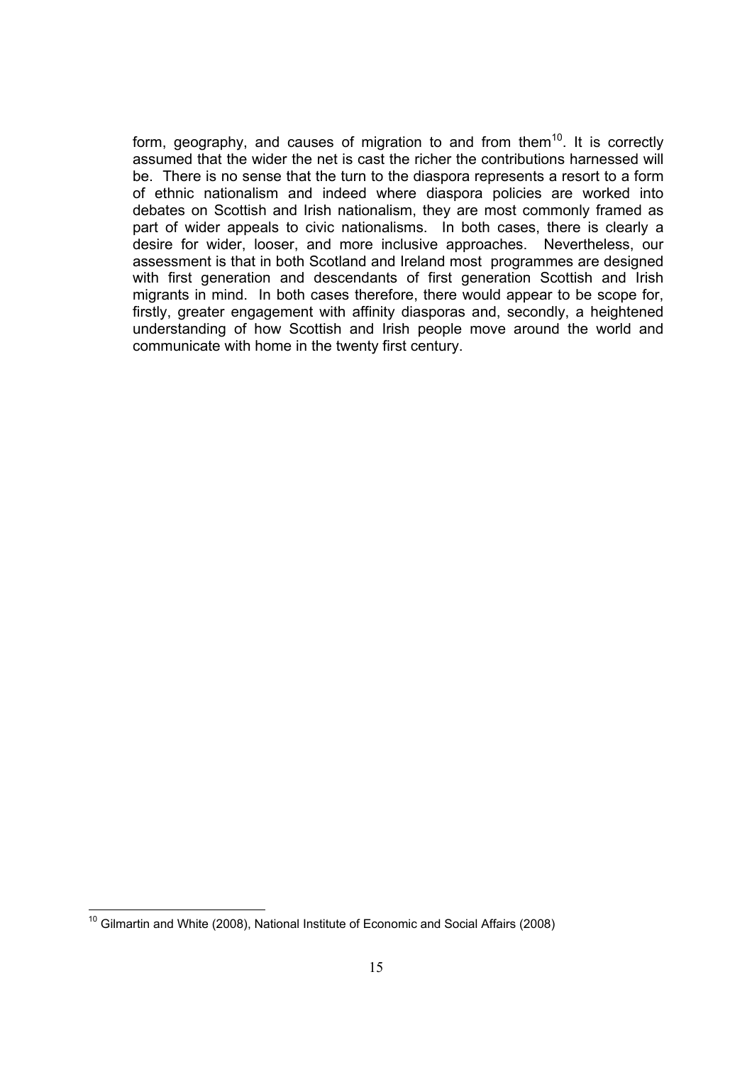form, geography, and causes of migration to and from them[10]. It is correctly assumed that the wider the net is cast the richer the contributions harnessed will be. There is no sense that the turn to the diaspora represents a resort to a form of ethnic nationalism and indeed where diaspora policies are worked into debates on Scottish and Irish nationalism, they are most commonly framed as part of wider appeals to civic nationalisms. In both cases, there is clearly a desire for wider, looser, and more inclusive approaches. Nevertheless, our assessment is that in both Scotland and Ireland most programmes are designed with first generation and descendants of first generation Scottish and Irish migrants in mind. In both cases therefore, there would appear to be scope for, firstly, greater engagement with affinity diasporas and, secondly, a heightened understanding of how Scottish and Irish people move around the world and communicate with home in the twenty first century.

[10] Gilmartin and White (2008), National Institute of Economic and Social Affairs (2008)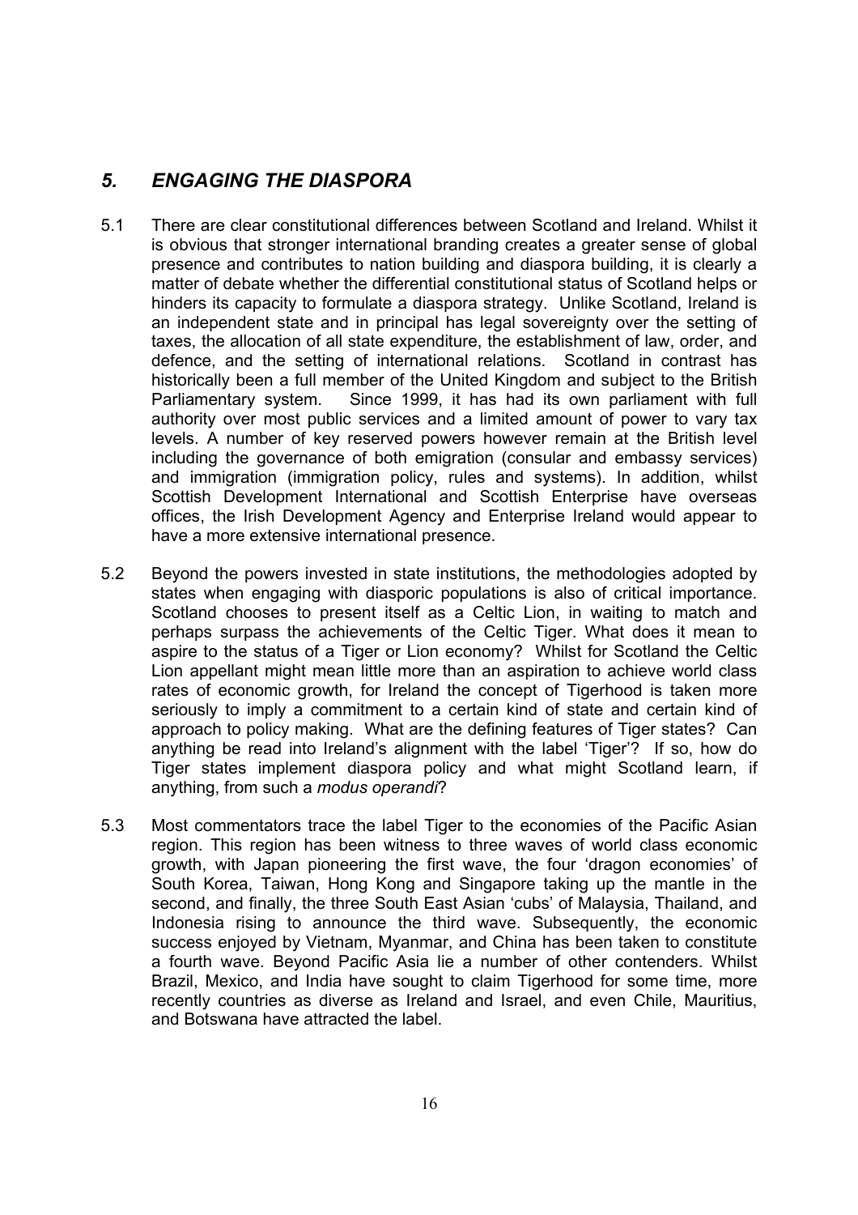## *5. ENGAGING THE DIASPORA*

5.1 There are clear constitutional differences between Scotland and Ireland. Whilst it is obvious that stronger international branding creates a greater sense of global presence and contributes to nation building and diaspora building, it is clearly a matter of debate whether the differential constitutional status of Scotland helps or hinders its capacity to formulate a diaspora strategy. Unlike Scotland, Ireland is an independent state and in principal has legal sovereignty over the setting of taxes, the allocation of all state expenditure, the establishment of law, order, and defence, and the setting of international relations. Scotland in contrast has historically been a full member of the United Kingdom and subject to the British Parliamentary system. Since 1999, it has had its own parliament with full authority over most public services and a limited amount of power to vary tax levels. A number of key reserved powers however remain at the British level including the governance of both emigration (consular and embassy services) and immigration (immigration policy, rules and systems). In addition, whilst Scottish Development International and Scottish Enterprise have overseas offices, the Irish Development Agency and Enterprise Ireland would appear to have a more extensive international presence.

5.2 Beyond the powers invested in state institutions, the methodologies adopted by states when engaging with diasporic populations is also of critical importance. Scotland chooses to present itself as a Celtic Lion, in waiting to match and perhaps surpass the achievements of the Celtic Tiger. What does it mean to aspire to the status of a Tiger or Lion economy? Whilst for Scotland the Celtic Lion appellant might mean little more than an aspiration to achieve world class rates of economic growth, for Ireland the concept of Tigerhood is taken more seriously to imply a commitment to a certain kind of state and certain kind of approach to policy making. What are the defining features of Tiger states? Can anything be read into Ireland's alignment with the label 'Tiger'? If so, how do Tiger states implement diaspora policy and what might Scotland learn, if anything, from such a *modus operandi*?

5.3 Most commentators trace the label Tiger to the economies of the Pacific Asian region. This region has been witness to three waves of world class economic growth, with Japan pioneering the first wave, the four 'dragon economies' of South Korea, Taiwan, Hong Kong and Singapore taking up the mantle in the second, and finally, the three South East Asian 'cubs' of Malaysia, Thailand, and Indonesia rising to announce the third wave. Subsequently, the economic success enjoyed by Vietnam, Myanmar, and China has been taken to constitute a fourth wave. Beyond Pacific Asia lie a number of other contenders. Whilst Brazil, Mexico, and India have sought to claim Tigerhood for some time, more recently countries as diverse as Ireland and Israel, and even Chile, Mauritius, and Botswana have attracted the label.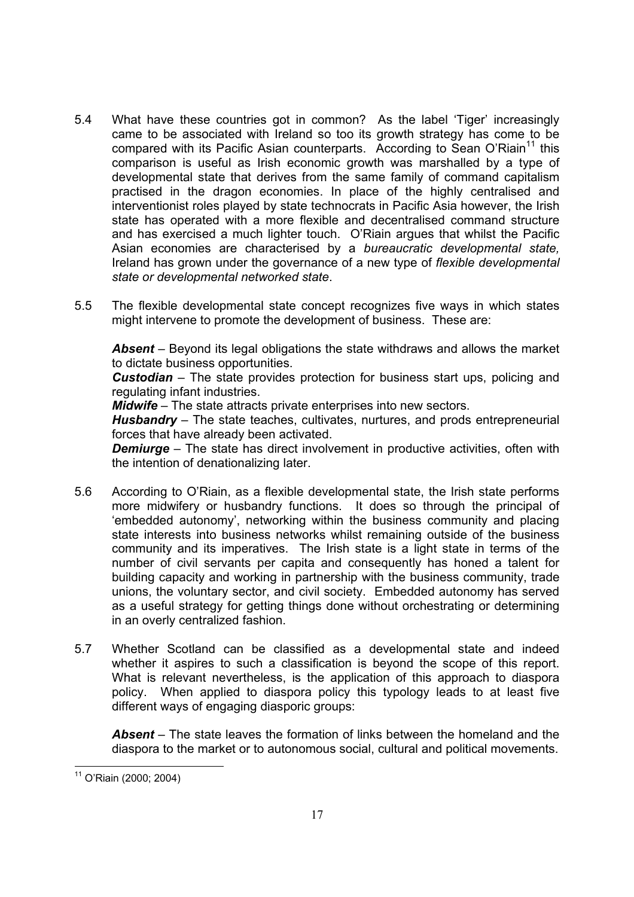5.4 What have these countries got in common? As the label 'Tiger' increasingly came to be associated with Ireland so too its growth strategy has come to be compared with its Pacific Asian counterparts. According to Sean O'Riain[11] this comparison is useful as Irish economic growth was marshalled by a type of developmental state that derives from the same family of command capitalism practised in the dragon economies. In place of the highly centralised and interventionist roles played by state technocrats in Pacific Asia however, the Irish state has operated with a more flexible and decentralised command structure and has exercised a much lighter touch. O'Riain argues that whilst the Pacific Asian economies are characterised by a *bureaucratic developmental state,* Ireland has grown under the governance of a new type of *flexible developmental state or developmental networked state*.

5.5 The flexible developmental state concept recognizes five ways in which states might intervene to promote the development of business. These are:

***Absent*** – Beyond its legal obligations the state withdraws and allows the market to dictate business opportunities.
***Custodian*** – The state provides protection for business start ups, policing and regulating infant industries.
***Midwife*** – The state attracts private enterprises into new sectors.
***Husbandry*** – The state teaches, cultivates, nurtures, and prods entrepreneurial forces that have already been activated.
***Demiurge*** – The state has direct involvement in productive activities, often with the intention of denationalizing later.

5.6 According to O'Riain, as a flexible developmental state, the Irish state performs more midwifery or husbandry functions. It does so through the principal of 'embedded autonomy', networking within the business community and placing state interests into business networks whilst remaining outside of the business community and its imperatives. The Irish state is a light state in terms of the number of civil servants per capita and consequently has honed a talent for building capacity and working in partnership with the business community, trade unions, the voluntary sector, and civil society. Embedded autonomy has served as a useful strategy for getting things done without orchestrating or determining in an overly centralized fashion.

5.7 Whether Scotland can be classified as a developmental state and indeed whether it aspires to such a classification is beyond the scope of this report. What is relevant nevertheless, is the application of this approach to diaspora policy. When applied to diaspora policy this typology leads to at least five different ways of engaging diasporic groups:

***Absent*** – The state leaves the formation of links between the homeland and the diaspora to the market or to autonomous social, cultural and political movements.

[11] O'Riain (2000; 2004)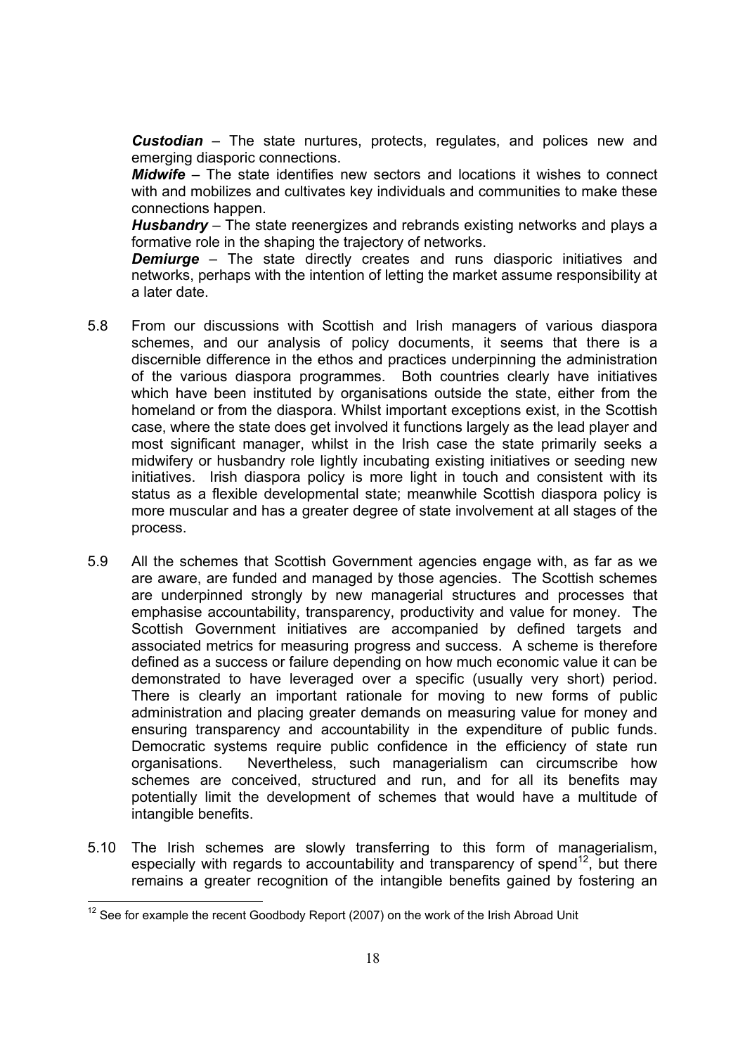***Custodian*** – The state nurtures, protects, regulates, and polices new and emerging diasporic connections.

***Midwife*** – The state identifies new sectors and locations it wishes to connect with and mobilizes and cultivates key individuals and communities to make these connections happen.

***Husbandry*** – The state reenergizes and rebrands existing networks and plays a formative role in the shaping the trajectory of networks.

***Demiurge*** – The state directly creates and runs diasporic initiatives and networks, perhaps with the intention of letting the market assume responsibility at a later date.

5.8 From our discussions with Scottish and Irish managers of various diaspora schemes, and our analysis of policy documents, it seems that there is a discernible difference in the ethos and practices underpinning the administration of the various diaspora programmes. Both countries clearly have initiatives which have been instituted by organisations outside the state, either from the homeland or from the diaspora. Whilst important exceptions exist, in the Scottish case, where the state does get involved it functions largely as the lead player and most significant manager, whilst in the Irish case the state primarily seeks a midwifery or husbandry role lightly incubating existing initiatives or seeding new initiatives. Irish diaspora policy is more light in touch and consistent with its status as a flexible developmental state; meanwhile Scottish diaspora policy is more muscular and has a greater degree of state involvement at all stages of the process.

5.9 All the schemes that Scottish Government agencies engage with, as far as we are aware, are funded and managed by those agencies. The Scottish schemes are underpinned strongly by new managerial structures and processes that emphasise accountability, transparency, productivity and value for money. The Scottish Government initiatives are accompanied by defined targets and associated metrics for measuring progress and success. A scheme is therefore defined as a success or failure depending on how much economic value it can be demonstrated to have leveraged over a specific (usually very short) period. There is clearly an important rationale for moving to new forms of public administration and placing greater demands on measuring value for money and ensuring transparency and accountability in the expenditure of public funds. Democratic systems require public confidence in the efficiency of state run organisations. Nevertheless, such managerialism can circumscribe how schemes are conceived, structured and run, and for all its benefits may potentially limit the development of schemes that would have a multitude of intangible benefits.

5.10 The Irish schemes are slowly transferring to this form of managerialism, especially with regards to accountability and transparency of spend[12], but there remains a greater recognition of the intangible benefits gained by fostering an

[12] See for example the recent Goodbody Report (2007) on the work of the Irish Abroad Unit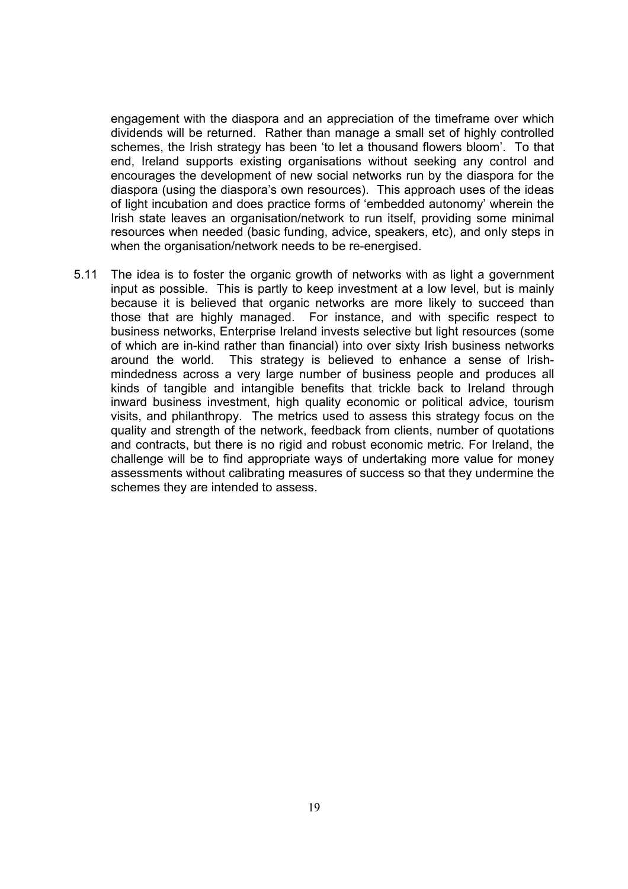engagement with the diaspora and an appreciation of the timeframe over which dividends will be returned. Rather than manage a small set of highly controlled schemes, the Irish strategy has been 'to let a thousand flowers bloom'. To that end, Ireland supports existing organisations without seeking any control and encourages the development of new social networks run by the diaspora for the diaspora (using the diaspora's own resources). This approach uses of the ideas of light incubation and does practice forms of 'embedded autonomy' wherein the Irish state leaves an organisation/network to run itself, providing some minimal resources when needed (basic funding, advice, speakers, etc), and only steps in when the organisation/network needs to be re-energised.

5.11 The idea is to foster the organic growth of networks with as light a government input as possible. This is partly to keep investment at a low level, but is mainly because it is believed that organic networks are more likely to succeed than those that are highly managed. For instance, and with specific respect to business networks, Enterprise Ireland invests selective but light resources (some of which are in-kind rather than financial) into over sixty Irish business networks around the world. This strategy is believed to enhance a sense of Irish-mindedness across a very large number of business people and produces all kinds of tangible and intangible benefits that trickle back to Ireland through inward business investment, high quality economic or political advice, tourism visits, and philanthropy. The metrics used to assess this strategy focus on the quality and strength of the network, feedback from clients, number of quotations and contracts, but there is no rigid and robust economic metric. For Ireland, the challenge will be to find appropriate ways of undertaking more value for money assessments without calibrating measures of success so that they undermine the schemes they are intended to assess.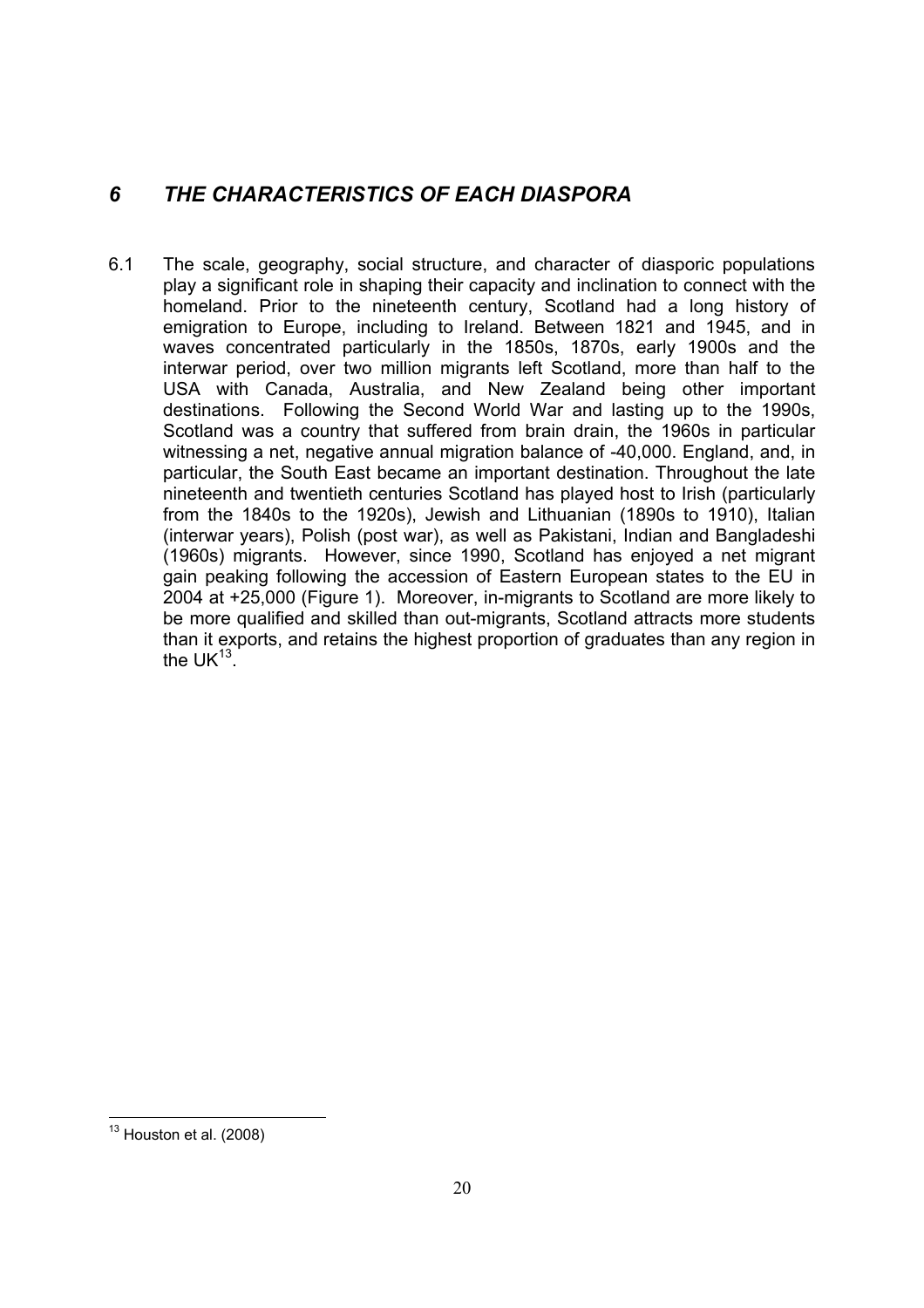## *6 THE CHARACTERISTICS OF EACH DIASPORA*

6.1 The scale, geography, social structure, and character of diasporic populations play a significant role in shaping their capacity and inclination to connect with the homeland. Prior to the nineteenth century, Scotland had a long history of emigration to Europe, including to Ireland. Between 1821 and 1945, and in waves concentrated particularly in the 1850s, 1870s, early 1900s and the interwar period, over two million migrants left Scotland, more than half to the USA with Canada, Australia, and New Zealand being other important destinations. Following the Second World War and lasting up to the 1990s, Scotland was a country that suffered from brain drain, the 1960s in particular witnessing a net, negative annual migration balance of -40,000. England, and, in particular, the South East became an important destination. Throughout the late nineteenth and twentieth centuries Scotland has played host to Irish (particularly from the 1840s to the 1920s), Jewish and Lithuanian (1890s to 1910), Italian (interwar years), Polish (post war), as well as Pakistani, Indian and Bangladeshi (1960s) migrants. However, since 1990, Scotland has enjoyed a net migrant gain peaking following the accession of Eastern European states to the EU in 2004 at +25,000 (Figure 1). Moreover, in-migrants to Scotland are more likely to be more qualified and skilled than out-migrants, Scotland attracts more students than it exports, and retains the highest proportion of graduates than any region in the UK[13].

[13] Houston et al. (2008)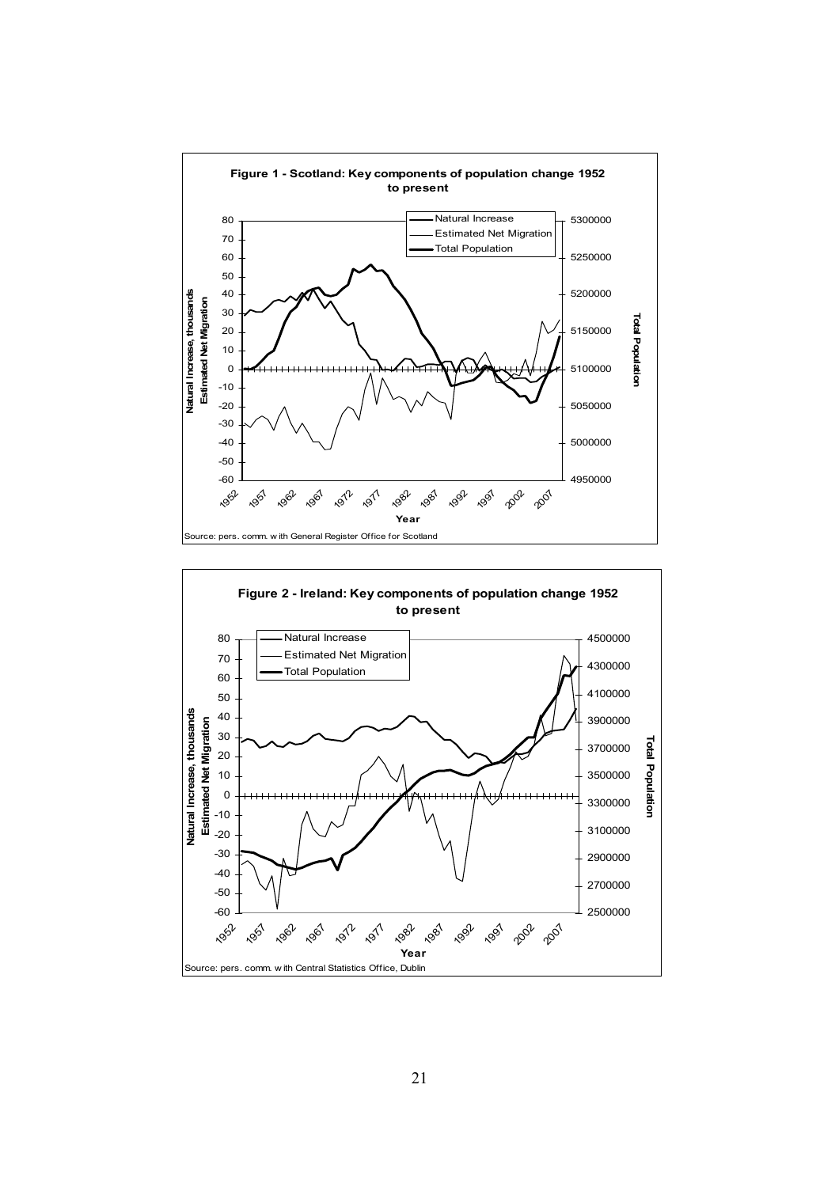**Figure 1 - Scotland: Key components of population change 1952 to present**

Source: pers. comm. with General Register Office for Scotland

**Figure 2 - Ireland: Key components of population change 1952 to present**

Source: pers. comm. with Central Statistics Office, Dublin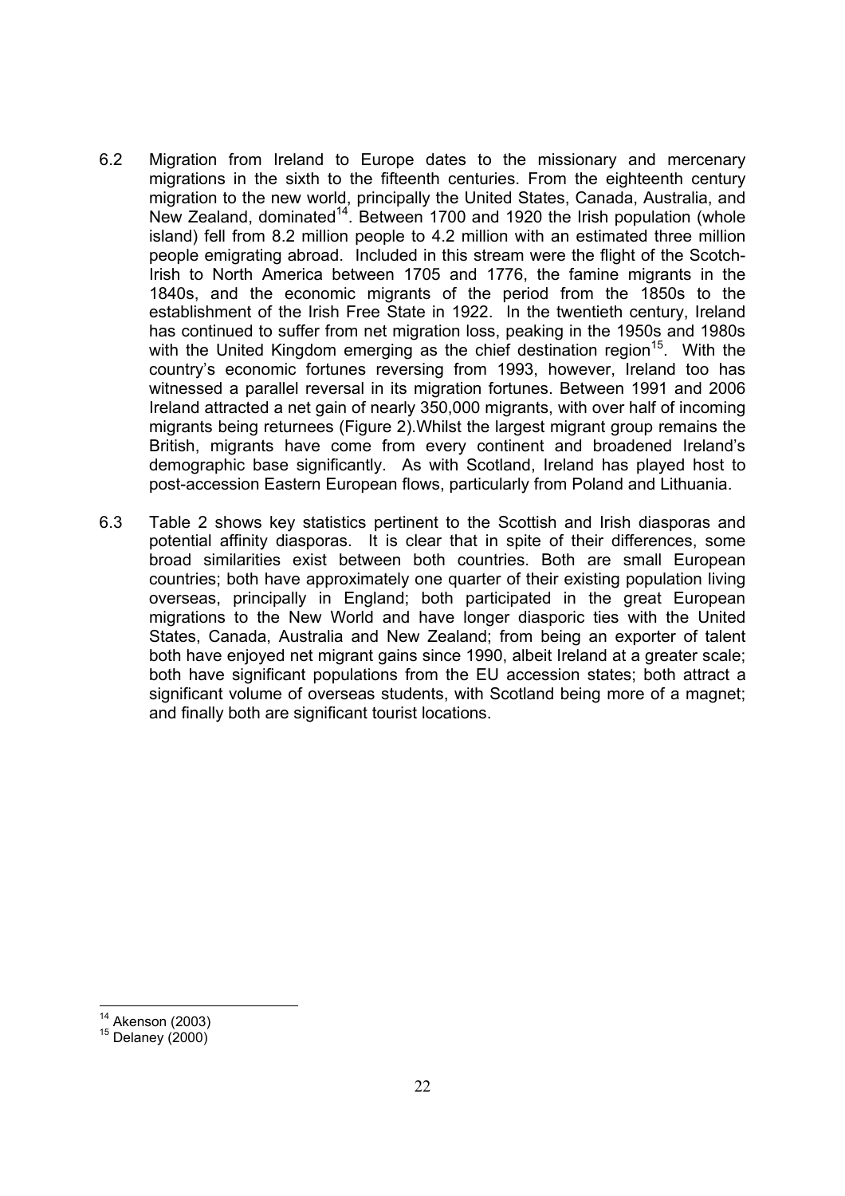6.2 Migration from Ireland to Europe dates to the missionary and mercenary migrations in the sixth to the fifteenth centuries. From the eighteenth century migration to the new world, principally the United States, Canada, Australia, and New Zealand, dominated[14]. Between 1700 and 1920 the Irish population (whole island) fell from 8.2 million people to 4.2 million with an estimated three million people emigrating abroad. Included in this stream were the flight of the Scotch-Irish to North America between 1705 and 1776, the famine migrants in the 1840s, and the economic migrants of the period from the 1850s to the establishment of the Irish Free State in 1922. In the twentieth century, Ireland has continued to suffer from net migration loss, peaking in the 1950s and 1980s with the United Kingdom emerging as the chief destination region[15]. With the country's economic fortunes reversing from 1993, however, Ireland too has witnessed a parallel reversal in its migration fortunes. Between 1991 and 2006 Ireland attracted a net gain of nearly 350,000 migrants, with over half of incoming migrants being returnees (Figure 2).Whilst the largest migrant group remains the British, migrants have come from every continent and broadened Ireland's demographic base significantly. As with Scotland, Ireland has played host to post-accession Eastern European flows, particularly from Poland and Lithuania.

6.3 Table 2 shows key statistics pertinent to the Scottish and Irish diasporas and potential affinity diasporas. It is clear that in spite of their differences, some broad similarities exist between both countries. Both are small European countries; both have approximately one quarter of their existing population living overseas, principally in England; both participated in the great European migrations to the New World and have longer diasporic ties with the United States, Canada, Australia and New Zealand; from being an exporter of talent both have enjoyed net migrant gains since 1990, albeit Ireland at a greater scale; both have significant populations from the EU accession states; both attract a significant volume of overseas students, with Scotland being more of a magnet; and finally both are significant tourist locations.

---

[14] Akenson (2003)

[15] Delaney (2000)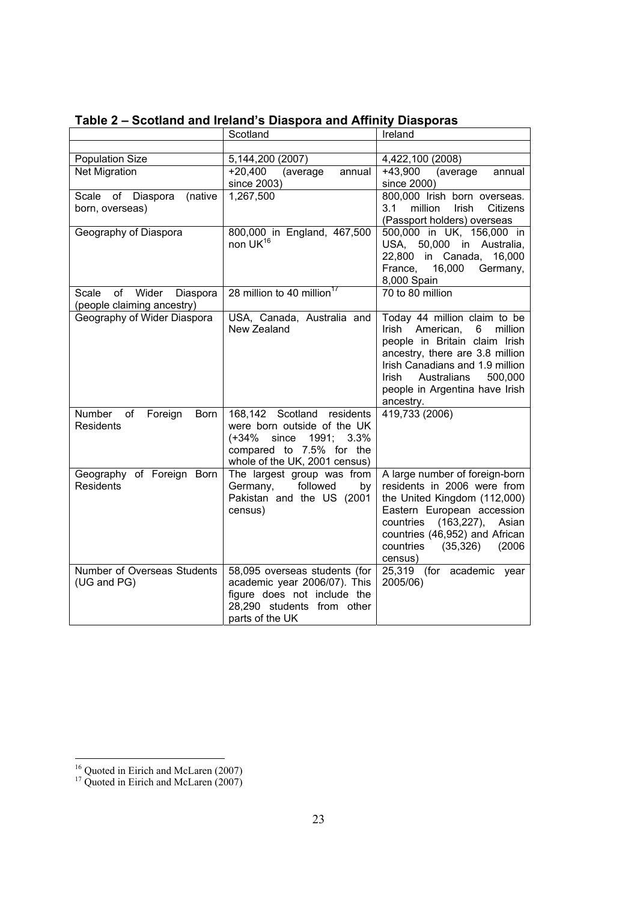**Table 2 – Scotland and Ireland's Diaspora and Affinity Diasporas**

| | Scotland | Ireland |
|---|---|---|
| | | |
| Population Size | 5,144,200 (2007) | 4,422,100 (2008) |
| Net Migration | +20,400 (average annual since 2003) | +43,900 (average annual since 2000) |
| Scale of Diaspora (native born, overseas) | 1,267,500 | 800,000 Irish born overseas. 3.1 million Irish Citizens (Passport holders) overseas |
| Geography of Diaspora | 800,000 in England, 467,500 non UK[16] | 500,000 in UK, 156,000 in USA, 50,000 in Australia, 22,800 in Canada, 16,000 France, 16,000 Germany, 8,000 Spain |
| Scale of Wider Diaspora (people claiming ancestry) | 28 million to 40 million[17] | 70 to 80 million |
| Geography of Wider Diaspora | USA, Canada, Australia and New Zealand | Today 44 million claim to be Irish American, 6 million people in Britain claim Irish ancestry, there are 3.8 million Irish Canadians and 1.9 million Irish Australians 500,000 people in Argentina have Irish ancestry. |
| Number of Foreign Born Residents | 168,142 Scotland residents were born outside of the UK (+34% since 1991; 3.3% compared to 7.5% for the whole of the UK, 2001 census) | 419,733 (2006) |
| Geography of Foreign Born Residents | The largest group was from Germany, followed by Pakistan and the US (2001 census) | A large number of foreign-born residents in 2006 were from the United Kingdom (112,000) Eastern European accession countries (163,227), Asian countries (46,952) and African countries (35,326) (2006 census) |
| Number of Overseas Students (UG and PG) | 58,095 overseas students (for academic year 2006/07). This figure does not include the 28,290 students from other parts of the UK | 25,319 (for academic year 2005/06) |

[16] Quoted in Eirich and McLaren (2007)

[17] Quoted in Eirich and McLaren (2007)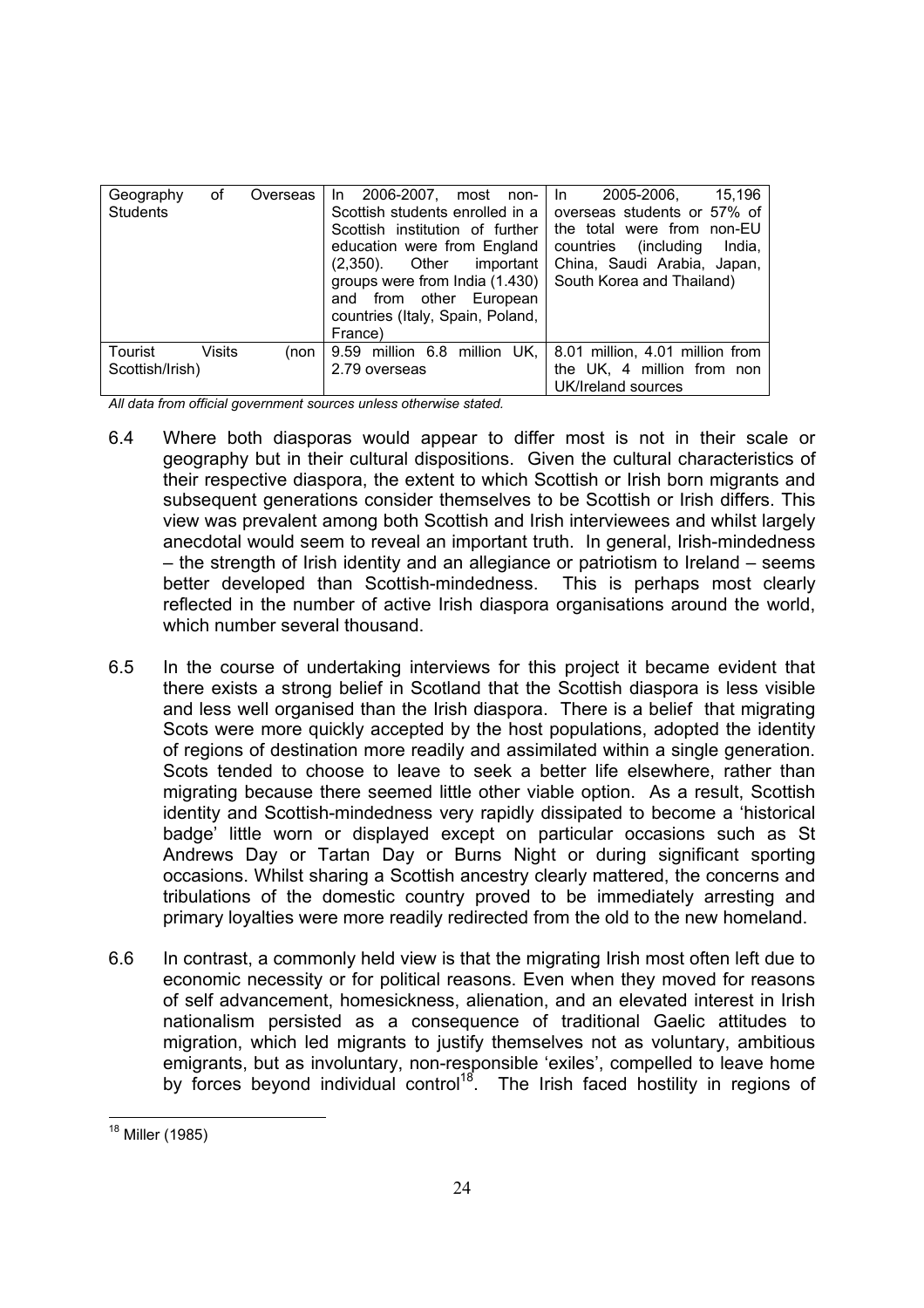| Geography of Overseas Students | In 2006-2007, most non-Scottish students enrolled in a Scottish institution of further education were from England (2,350). Other important groups were from India (1.430) and from other European countries (Italy, Spain, Poland, France) | In 2005-2006, 15,196 overseas students or 57% of the total were from non-EU countries (including India, China, Saudi Arabia, Japan, South Korea and Thailand) |
| --- | --- | --- |
| Tourist Visits (non Scottish/Irish) | 9.59 million 6.8 million UK, 2.79 overseas | 8.01 million, 4.01 million from the UK, 4 million from non UK/Ireland sources |

*All data from official government sources unless otherwise stated.*

6.4 Where both diasporas would appear to differ most is not in their scale or geography but in their cultural dispositions. Given the cultural characteristics of their respective diaspora, the extent to which Scottish or Irish born migrants and subsequent generations consider themselves to be Scottish or Irish differs. This view was prevalent among both Scottish and Irish interviewees and whilst largely anecdotal would seem to reveal an important truth. In general, Irish-mindedness – the strength of Irish identity and an allegiance or patriotism to Ireland – seems better developed than Scottish-mindedness. This is perhaps most clearly reflected in the number of active Irish diaspora organisations around the world, which number several thousand.

6.5 In the course of undertaking interviews for this project it became evident that there exists a strong belief in Scotland that the Scottish diaspora is less visible and less well organised than the Irish diaspora. There is a belief that migrating Scots were more quickly accepted by the host populations, adopted the identity of regions of destination more readily and assimilated within a single generation. Scots tended to choose to leave to seek a better life elsewhere, rather than migrating because there seemed little other viable option. As a result, Scottish identity and Scottish-mindedness very rapidly dissipated to become a 'historical badge' little worn or displayed except on particular occasions such as St Andrews Day or Tartan Day or Burns Night or during significant sporting occasions. Whilst sharing a Scottish ancestry clearly mattered, the concerns and tribulations of the domestic country proved to be immediately arresting and primary loyalties were more readily redirected from the old to the new homeland.

6.6 In contrast, a commonly held view is that the migrating Irish most often left due to economic necessity or for political reasons. Even when they moved for reasons of self advancement, homesickness, alienation, and an elevated interest in Irish nationalism persisted as a consequence of traditional Gaelic attitudes to migration, which led migrants to justify themselves not as voluntary, ambitious emigrants, but as involuntary, non-responsible 'exiles', compelled to leave home by forces beyond individual control[18]. The Irish faced hostility in regions of

[18] Miller (1985)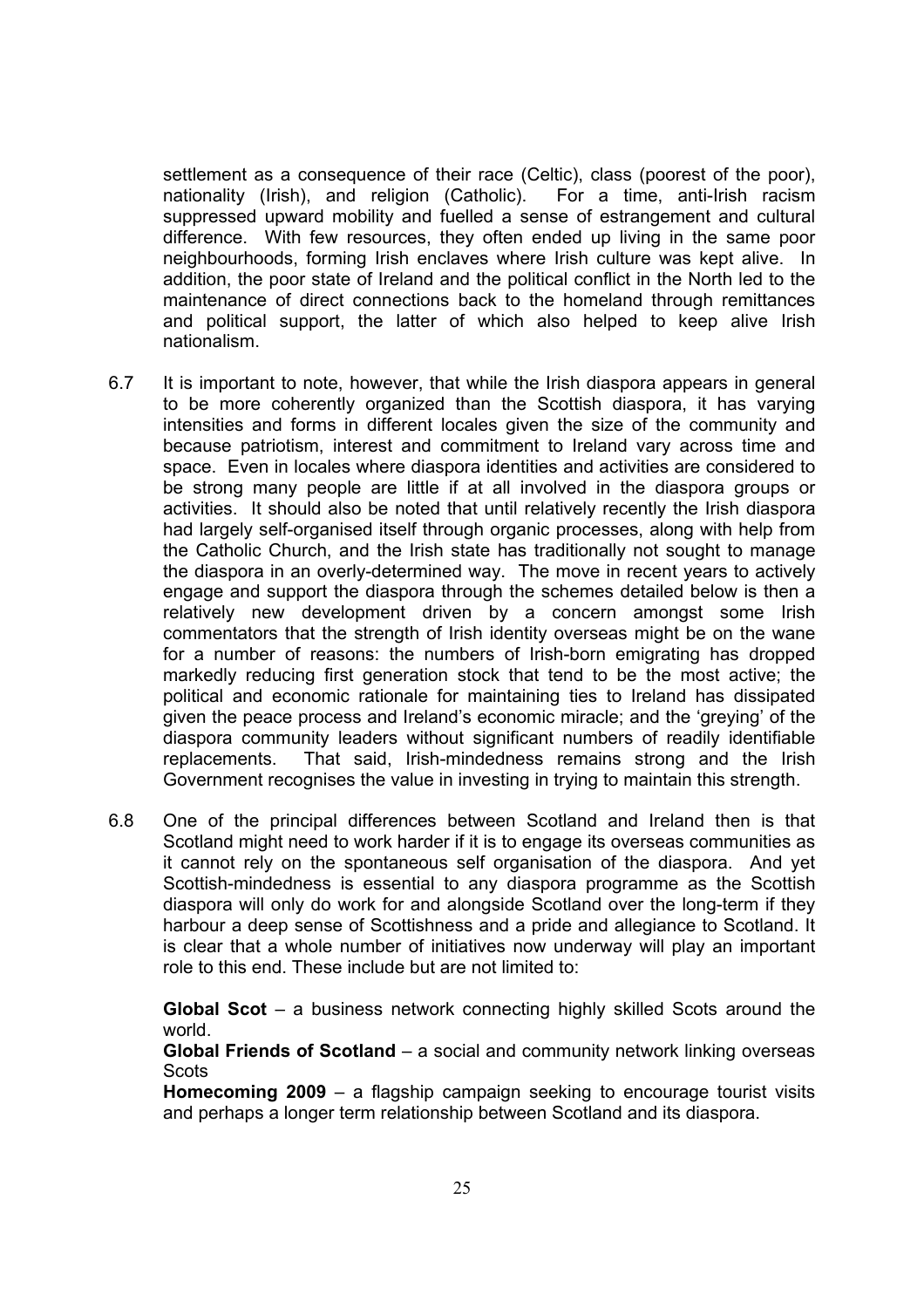settlement as a consequence of their race (Celtic), class (poorest of the poor), nationality (Irish), and religion (Catholic). For a time, anti-Irish racism suppressed upward mobility and fuelled a sense of estrangement and cultural difference. With few resources, they often ended up living in the same poor neighbourhoods, forming Irish enclaves where Irish culture was kept alive. In addition, the poor state of Ireland and the political conflict in the North led to the maintenance of direct connections back to the homeland through remittances and political support, the latter of which also helped to keep alive Irish nationalism.

6.7 It is important to note, however, that while the Irish diaspora appears in general to be more coherently organized than the Scottish diaspora, it has varying intensities and forms in different locales given the size of the community and because patriotism, interest and commitment to Ireland vary across time and space. Even in locales where diaspora identities and activities are considered to be strong many people are little if at all involved in the diaspora groups or activities. It should also be noted that until relatively recently the Irish diaspora had largely self-organised itself through organic processes, along with help from the Catholic Church, and the Irish state has traditionally not sought to manage the diaspora in an overly-determined way. The move in recent years to actively engage and support the diaspora through the schemes detailed below is then a relatively new development driven by a concern amongst some Irish commentators that the strength of Irish identity overseas might be on the wane for a number of reasons: the numbers of Irish-born emigrating has dropped markedly reducing first generation stock that tend to be the most active; the political and economic rationale for maintaining ties to Ireland has dissipated given the peace process and Ireland's economic miracle; and the 'greying' of the diaspora community leaders without significant numbers of readily identifiable replacements. That said, Irish-mindedness remains strong and the Irish Government recognises the value in investing in trying to maintain this strength.

6.8 One of the principal differences between Scotland and Ireland then is that Scotland might need to work harder if it is to engage its overseas communities as it cannot rely on the spontaneous self organisation of the diaspora. And yet Scottish-mindedness is essential to any diaspora programme as the Scottish diaspora will only do work for and alongside Scotland over the long-term if they harbour a deep sense of Scottishness and a pride and allegiance to Scotland. It is clear that a whole number of initiatives now underway will play an important role to this end. These include but are not limited to:

**Global Scot** – a business network connecting highly skilled Scots around the world.

**Global Friends of Scotland** – a social and community network linking overseas Scots

**Homecoming 2009** – a flagship campaign seeking to encourage tourist visits and perhaps a longer term relationship between Scotland and its diaspora.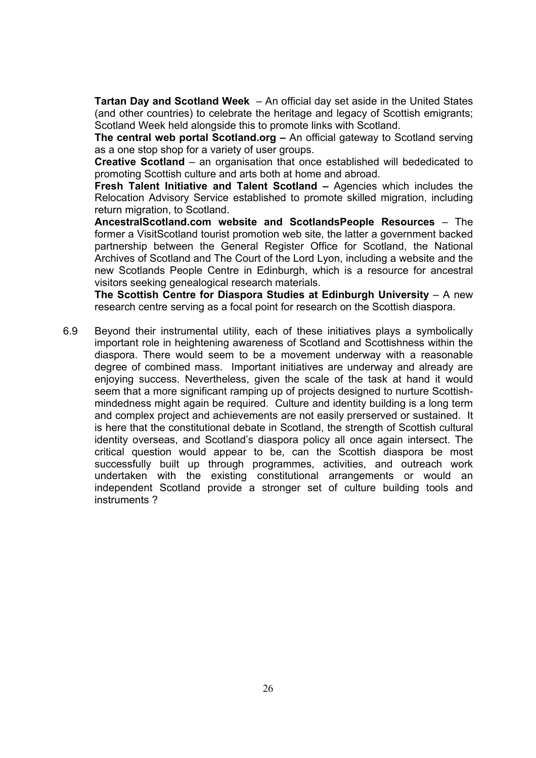**Tartan Day and Scotland Week** – An official day set aside in the United States (and other countries) to celebrate the heritage and legacy of Scottish emigrants; Scotland Week held alongside this to promote links with Scotland.

**The central web portal Scotland.org –** An official gateway to Scotland serving as a one stop shop for a variety of user groups.

**Creative Scotland** – an organisation that once established will bededicated to promoting Scottish culture and arts both at home and abroad.

**Fresh Talent Initiative and Talent Scotland –** Agencies which includes the Relocation Advisory Service established to promote skilled migration, including return migration, to Scotland.

**AncestralScotland.com website and ScotlandsPeople Resources** – The former a VisitScotland tourist promotion web site, the latter a government backed partnership between the General Register Office for Scotland, the National Archives of Scotland and The Court of the Lord Lyon, including a website and the new Scotlands People Centre in Edinburgh, which is a resource for ancestral visitors seeking genealogical research materials.

**The Scottish Centre for Diaspora Studies at Edinburgh University** – A new research centre serving as a focal point for research on the Scottish diaspora.

6.9 Beyond their instrumental utility, each of these initiatives plays a symbolically important role in heightening awareness of Scotland and Scottishness within the diaspora. There would seem to be a movement underway with a reasonable degree of combined mass. Important initiatives are underway and already are enjoying success. Nevertheless, given the scale of the task at hand it would seem that a more significant ramping up of projects designed to nurture Scottish-mindedness might again be required. Culture and identity building is a long term and complex project and achievements are not easily prerserved or sustained. It is here that the constitutional debate in Scotland, the strength of Scottish cultural identity overseas, and Scotland's diaspora policy all once again intersect. The critical question would appear to be, can the Scottish diaspora be most successfully built up through programmes, activities, and outreach work undertaken with the existing constitutional arrangements or would an independent Scotland provide a stronger set of culture building tools and instruments ?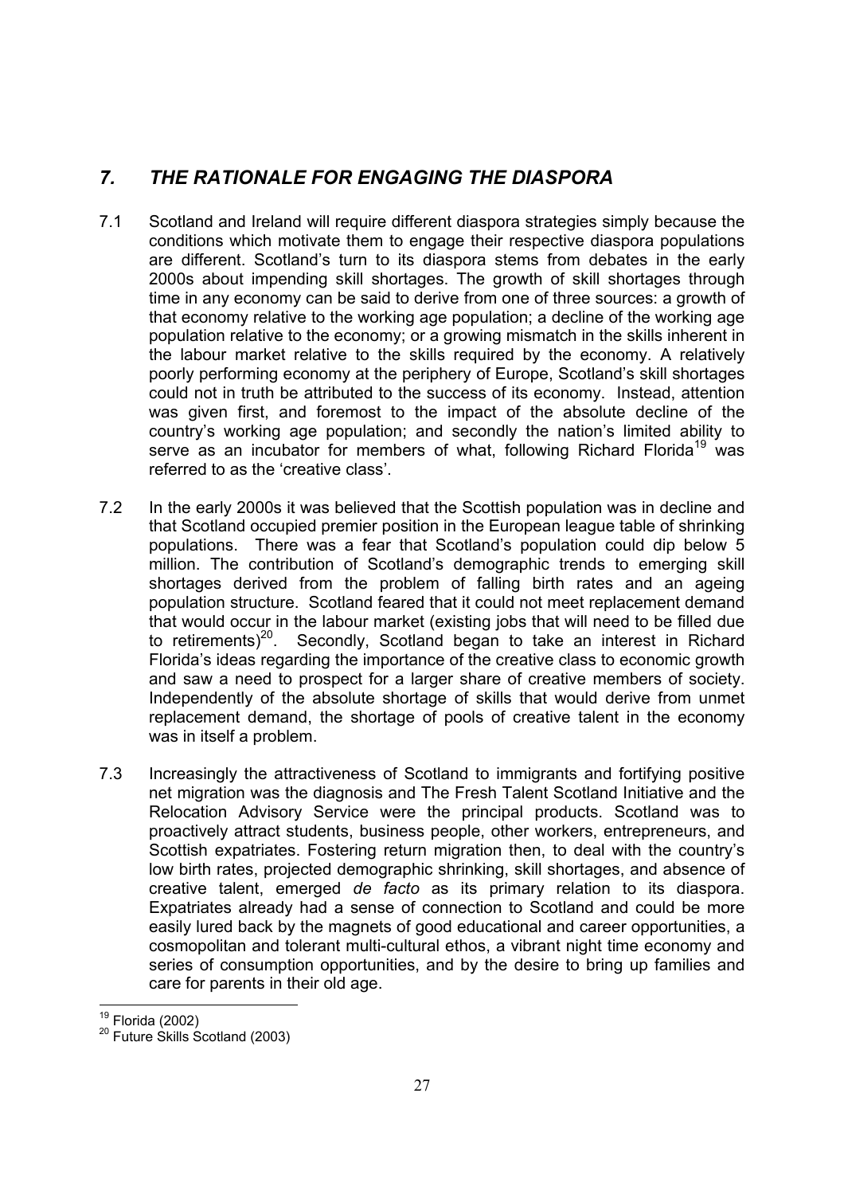## *7. THE RATIONALE FOR ENGAGING THE DIASPORA*

7.1 Scotland and Ireland will require different diaspora strategies simply because the conditions which motivate them to engage their respective diaspora populations are different. Scotland's turn to its diaspora stems from debates in the early 2000s about impending skill shortages. The growth of skill shortages through time in any economy can be said to derive from one of three sources: a growth of that economy relative to the working age population; a decline of the working age population relative to the economy; or a growing mismatch in the skills inherent in the labour market relative to the skills required by the economy. A relatively poorly performing economy at the periphery of Europe, Scotland's skill shortages could not in truth be attributed to the success of its economy. Instead, attention was given first, and foremost to the impact of the absolute decline of the country's working age population; and secondly the nation's limited ability to serve as an incubator for members of what, following Richard Florida[19] was referred to as the 'creative class'.

7.2 In the early 2000s it was believed that the Scottish population was in decline and that Scotland occupied premier position in the European league table of shrinking populations. There was a fear that Scotland's population could dip below 5 million. The contribution of Scotland's demographic trends to emerging skill shortages derived from the problem of falling birth rates and an ageing population structure. Scotland feared that it could not meet replacement demand that would occur in the labour market (existing jobs that will need to be filled due to retirements)[20]. Secondly, Scotland began to take an interest in Richard Florida's ideas regarding the importance of the creative class to economic growth and saw a need to prospect for a larger share of creative members of society. Independently of the absolute shortage of skills that would derive from unmet replacement demand, the shortage of pools of creative talent in the economy was in itself a problem.

7.3 Increasingly the attractiveness of Scotland to immigrants and fortifying positive net migration was the diagnosis and The Fresh Talent Scotland Initiative and the Relocation Advisory Service were the principal products. Scotland was to proactively attract students, business people, other workers, entrepreneurs, and Scottish expatriates. Fostering return migration then, to deal with the country's low birth rates, projected demographic shrinking, skill shortages, and absence of creative talent, emerged *de facto* as its primary relation to its diaspora. Expatriates already had a sense of connection to Scotland and could be more easily lured back by the magnets of good educational and career opportunities, a cosmopolitan and tolerant multi-cultural ethos, a vibrant night time economy and series of consumption opportunities, and by the desire to bring up families and care for parents in their old age.

---

[19] Florida (2002)

[20] Future Skills Scotland (2003)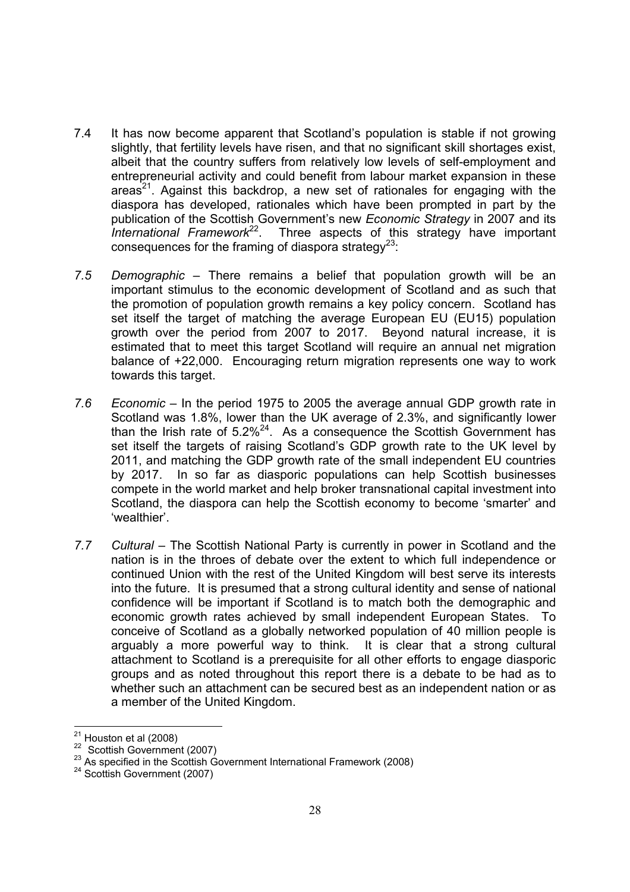7.4 It has now become apparent that Scotland's population is stable if not growing slightly, that fertility levels have risen, and that no significant skill shortages exist, albeit that the country suffers from relatively low levels of self-employment and entrepreneurial activity and could benefit from labour market expansion in these areas[21]. Against this backdrop, a new set of rationales for engaging with the diaspora has developed, rationales which have been prompted in part by the publication of the Scottish Government's new *Economic Strategy* in 2007 and its *International Framework*[22]. Three aspects of this strategy have important consequences for the framing of diaspora strategy[23]:

*7.5* *Demographic* – There remains a belief that population growth will be an important stimulus to the economic development of Scotland and as such that the promotion of population growth remains a key policy concern. Scotland has set itself the target of matching the average European EU (EU15) population growth over the period from 2007 to 2017. Beyond natural increase, it is estimated that to meet this target Scotland will require an annual net migration balance of +22,000. Encouraging return migration represents one way to work towards this target.

*7.6* *Economic* – In the period 1975 to 2005 the average annual GDP growth rate in Scotland was 1.8%, lower than the UK average of 2.3%, and significantly lower than the Irish rate of 5.2%[24]. As a consequence the Scottish Government has set itself the targets of raising Scotland's GDP growth rate to the UK level by 2011, and matching the GDP growth rate of the small independent EU countries by 2017. In so far as diasporic populations can help Scottish businesses compete in the world market and help broker transnational capital investment into Scotland, the diaspora can help the Scottish economy to become 'smarter' and 'wealthier'.

*7.7* *Cultural* – The Scottish National Party is currently in power in Scotland and the nation is in the throes of debate over the extent to which full independence or continued Union with the rest of the United Kingdom will best serve its interests into the future. It is presumed that a strong cultural identity and sense of national confidence will be important if Scotland is to match both the demographic and economic growth rates achieved by small independent European States. To conceive of Scotland as a globally networked population of 40 million people is arguably a more powerful way to think. It is clear that a strong cultural attachment to Scotland is a prerequisite for all other efforts to engage diasporic groups and as noted throughout this report there is a debate to be had as to whether such an attachment can be secured best as an independent nation or as a member of the United Kingdom.

---

[21] Houston et al (2008)

[22] Scottish Government (2007)

[23] As specified in the Scottish Government International Framework (2008)

[24] Scottish Government (2007)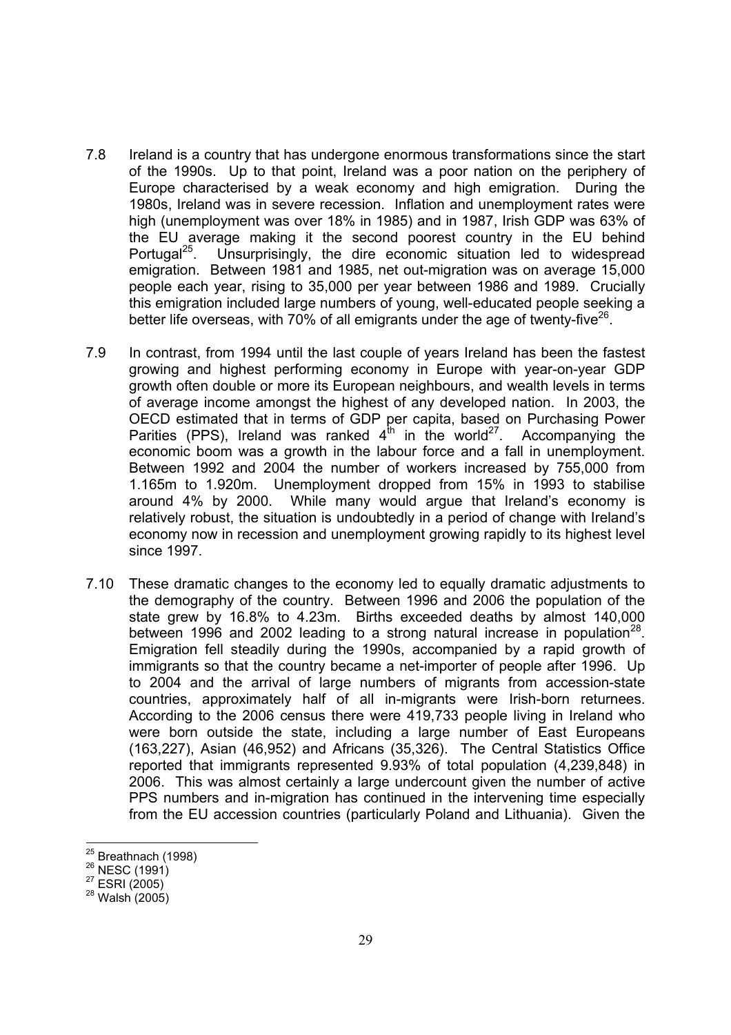7.8 Ireland is a country that has undergone enormous transformations since the start of the 1990s. Up to that point, Ireland was a poor nation on the periphery of Europe characterised by a weak economy and high emigration. During the 1980s, Ireland was in severe recession. Inflation and unemployment rates were high (unemployment was over 18% in 1985) and in 1987, Irish GDP was 63% of the EU average making it the second poorest country in the EU behind Portugal[25]. Unsurprisingly, the dire economic situation led to widespread emigration. Between 1981 and 1985, net out-migration was on average 15,000 people each year, rising to 35,000 per year between 1986 and 1989. Crucially this emigration included large numbers of young, well-educated people seeking a better life overseas, with 70% of all emigrants under the age of twenty-five[26].

7.9 In contrast, from 1994 until the last couple of years Ireland has been the fastest growing and highest performing economy in Europe with year-on-year GDP growth often double or more its European neighbours, and wealth levels in terms of average income amongst the highest of any developed nation. In 2003, the OECD estimated that in terms of GDP per capita, based on Purchasing Power Parities (PPS), Ireland was ranked 4th in the world[27]. Accompanying the economic boom was a growth in the labour force and a fall in unemployment. Between 1992 and 2004 the number of workers increased by 755,000 from 1.165m to 1.920m. Unemployment dropped from 15% in 1993 to stabilise around 4% by 2000. While many would argue that Ireland's economy is relatively robust, the situation is undoubtedly in a period of change with Ireland's economy now in recession and unemployment growing rapidly to its highest level since 1997.

7.10 These dramatic changes to the economy led to equally dramatic adjustments to the demography of the country. Between 1996 and 2006 the population of the state grew by 16.8% to 4.23m. Births exceeded deaths by almost 140,000 between 1996 and 2002 leading to a strong natural increase in population[28]. Emigration fell steadily during the 1990s, accompanied by a rapid growth of immigrants so that the country became a net-importer of people after 1996. Up to 2004 and the arrival of large numbers of migrants from accession-state countries, approximately half of all in-migrants were Irish-born returnees. According to the 2006 census there were 419,733 people living in Ireland who were born outside the state, including a large number of East Europeans (163,227), Asian (46,952) and Africans (35,326). The Central Statistics Office reported that immigrants represented 9.93% of total population (4,239,848) in 2006. This was almost certainly a large undercount given the number of active PPS numbers and in-migration has continued in the intervening time especially from the EU accession countries (particularly Poland and Lithuania). Given the

---

[25] Breathnach (1998)
[26] NESC (1991)
[27] ESRI (2005)
[28] Walsh (2005)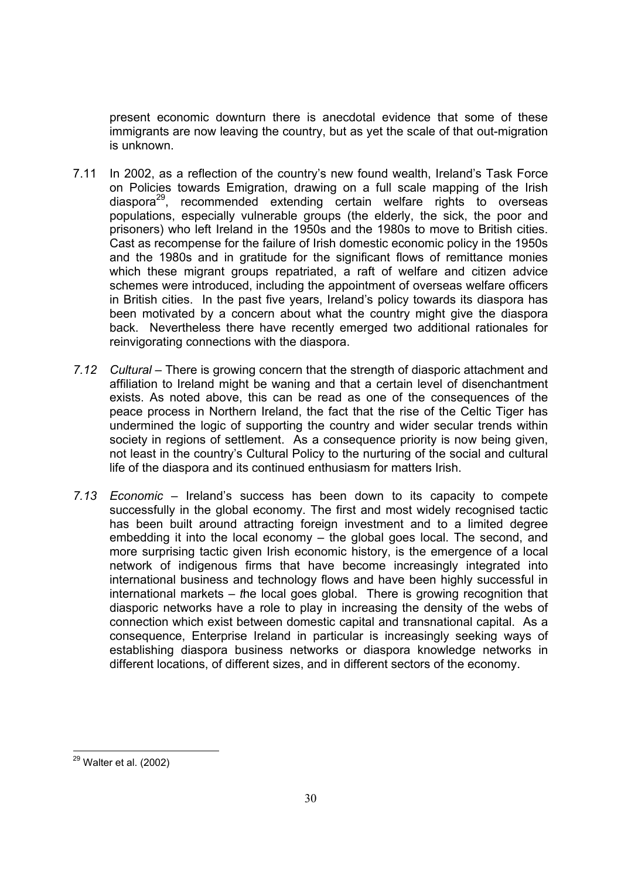present economic downturn there is anecdotal evidence that some of these immigrants are now leaving the country, but as yet the scale of that out-migration is unknown.

7.11 In 2002, as a reflection of the country's new found wealth, Ireland's Task Force on Policies towards Emigration, drawing on a full scale mapping of the Irish diaspora[29], recommended extending certain welfare rights to overseas populations, especially vulnerable groups (the elderly, the sick, the poor and prisoners) who left Ireland in the 1950s and the 1980s to move to British cities. Cast as recompense for the failure of Irish domestic economic policy in the 1950s and the 1980s and in gratitude for the significant flows of remittance monies which these migrant groups repatriated, a raft of welfare and citizen advice schemes were introduced, including the appointment of overseas welfare officers in British cities. In the past five years, Ireland's policy towards its diaspora has been motivated by a concern about what the country might give the diaspora back. Nevertheless there have recently emerged two additional rationales for reinvigorating connections with the diaspora.

*7.12 Cultural* – There is growing concern that the strength of diasporic attachment and affiliation to Ireland might be waning and that a certain level of disenchantment exists. As noted above, this can be read as one of the consequences of the peace process in Northern Ireland, the fact that the rise of the Celtic Tiger has undermined the logic of supporting the country and wider secular trends within society in regions of settlement. As a consequence priority is now being given, not least in the country's Cultural Policy to the nurturing of the social and cultural life of the diaspora and its continued enthusiasm for matters Irish.

*7.13 Economic* – Ireland's success has been down to its capacity to compete successfully in the global economy. The first and most widely recognised tactic has been built around attracting foreign investment and to a limited degree embedding it into the local economy – the global goes local. The second, and more surprising tactic given Irish economic history, is the emergence of a local network of indigenous firms that have become increasingly integrated into international business and technology flows and have been highly successful in international markets – *t*he local goes global. There is growing recognition that diasporic networks have a role to play in increasing the density of the webs of connection which exist between domestic capital and transnational capital. As a consequence, Enterprise Ireland in particular is increasingly seeking ways of establishing diaspora business networks or diaspora knowledge networks in different locations, of different sizes, and in different sectors of the economy.

---

[29] Walter et al. (2002)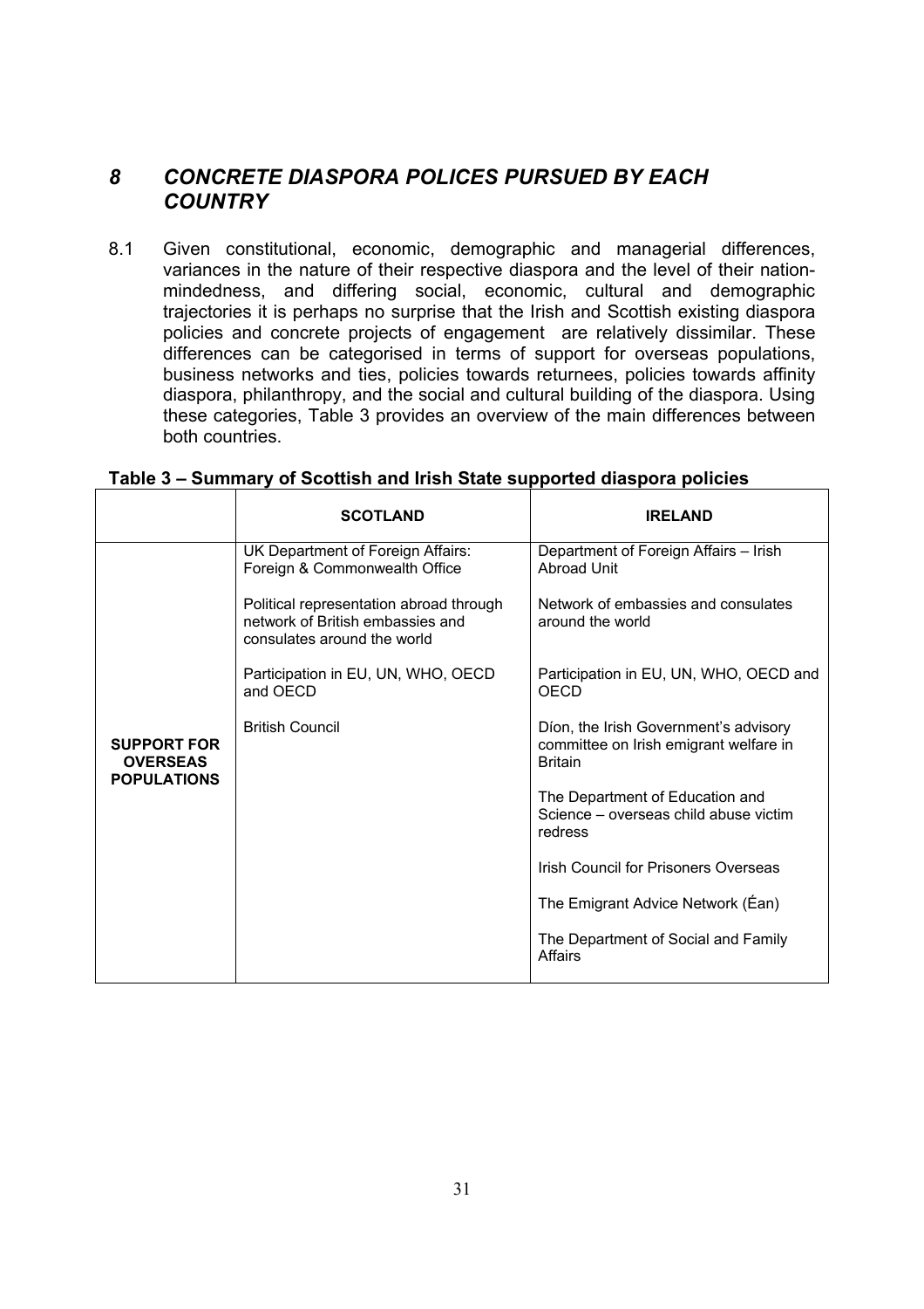## *8 CONCRETE DIASPORA POLICES PURSUED BY EACH COUNTRY*

8.1 Given constitutional, economic, demographic and managerial differences, variances in the nature of their respective diaspora and the level of their nation-mindedness, and differing social, economic, cultural and demographic trajectories it is perhaps no surprise that the Irish and Scottish existing diaspora policies and concrete projects of engagement are relatively dissimilar. These differences can be categorised in terms of support for overseas populations, business networks and ties, policies towards returnees, policies towards affinity diaspora, philanthropy, and the social and cultural building of the diaspora. Using these categories, Table 3 provides an overview of the main differences between both countries.

**Table 3 – Summary of Scottish and Irish State supported diaspora policies**

| | **SCOTLAND** | **IRELAND** |
|---|---|---|
| **SUPPORT FOR OVERSEAS POPULATIONS** | UK Department of Foreign Affairs: Foreign & Commonwealth Office<br><br>Political representation abroad through network of British embassies and consulates around the world<br><br>Participation in EU, UN, WHO, OECD and OECD<br><br>British Council | Department of Foreign Affairs – Irish Abroad Unit<br><br>Network of embassies and consulates around the world<br><br>Participation in EU, UN, WHO, OECD and OECD<br><br>Díon, the Irish Government's advisory committee on Irish emigrant welfare in Britain<br><br>The Department of Education and Science – overseas child abuse victim redress<br><br>Irish Council for Prisoners Overseas<br><br>The Emigrant Advice Network (Éan)<br><br>The Department of Social and Family Affairs |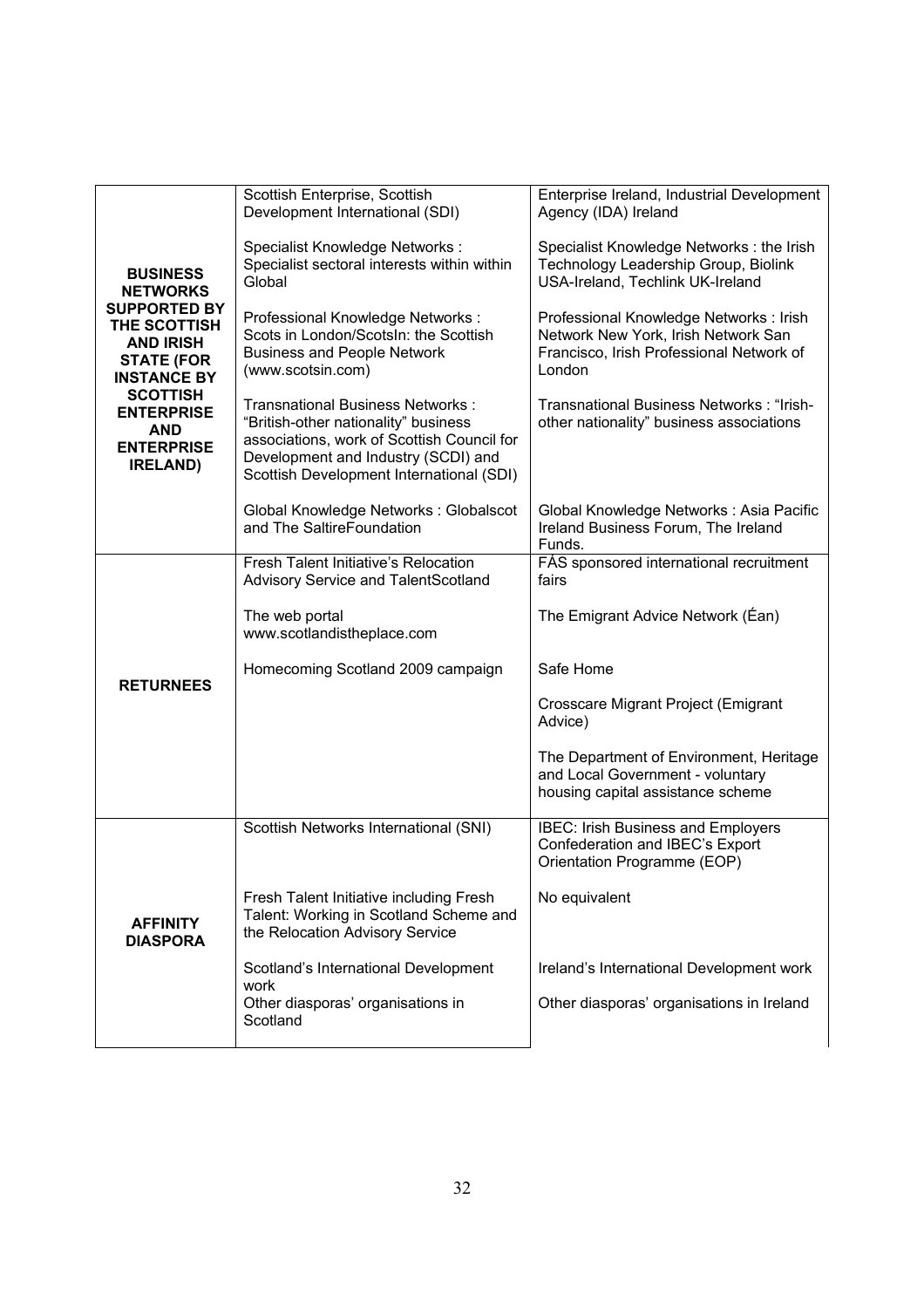| | | |
|---|---|---|
| **BUSINESS NETWORKS SUPPORTED BY THE SCOTTISH AND IRISH STATE (FOR INSTANCE BY SCOTTISH ENTERPRISE AND ENTERPRISE IRELAND)** | Scottish Enterprise, Scottish Development International (SDI)<br><br>Specialist Knowledge Networks : Specialist sectoral interests within within Global<br><br>Professional Knowledge Networks : Scots in London/ScotsIn: the Scottish Business and People Network (www.scotsin.com)<br><br>Transnational Business Networks : "British-other nationality" business associations, work of Scottish Council for Development and Industry (SCDI) and Scottish Development International (SDI)<br><br>Global Knowledge Networks : Globalscot and The SaltireFoundation | Enterprise Ireland, Industrial Development Agency (IDA) Ireland<br><br>Specialist Knowledge Networks : the Irish Technology Leadership Group, Biolink USA-Ireland, Techlink UK-Ireland<br><br>Professional Knowledge Networks : Irish Network New York, Irish Network San Francisco, Irish Professional Network of London<br><br>Transnational Business Networks : "Irish-other nationality" business associations<br><br>Global Knowledge Networks : Asia Pacific Ireland Business Forum, The Ireland Funds. |
| **RETURNEES** | Fresh Talent Initiative's Relocation Advisory Service and TalentScotland<br><br>The web portal www.scotlandistheplace.com<br><br>Homecoming Scotland 2009 campaign | FÁS sponsored international recruitment fairs<br><br>The Emigrant Advice Network (Éan)<br><br>Safe Home<br><br>Crosscare Migrant Project (Emigrant Advice)<br><br>The Department of Environment, Heritage and Local Government - voluntary housing capital assistance scheme |
| **AFFINITY DIASPORA** | Scottish Networks International (SNI)<br><br>Fresh Talent Initiative including Fresh Talent: Working in Scotland Scheme and the Relocation Advisory Service<br><br>Scotland's International Development work<br>Other diasporas' organisations in Scotland | IBEC: Irish Business and Employers Confederation and IBEC's Export Orientation Programme (EOP)<br><br>No equivalent<br><br>Ireland's International Development work<br><br>Other diasporas' organisations in Ireland |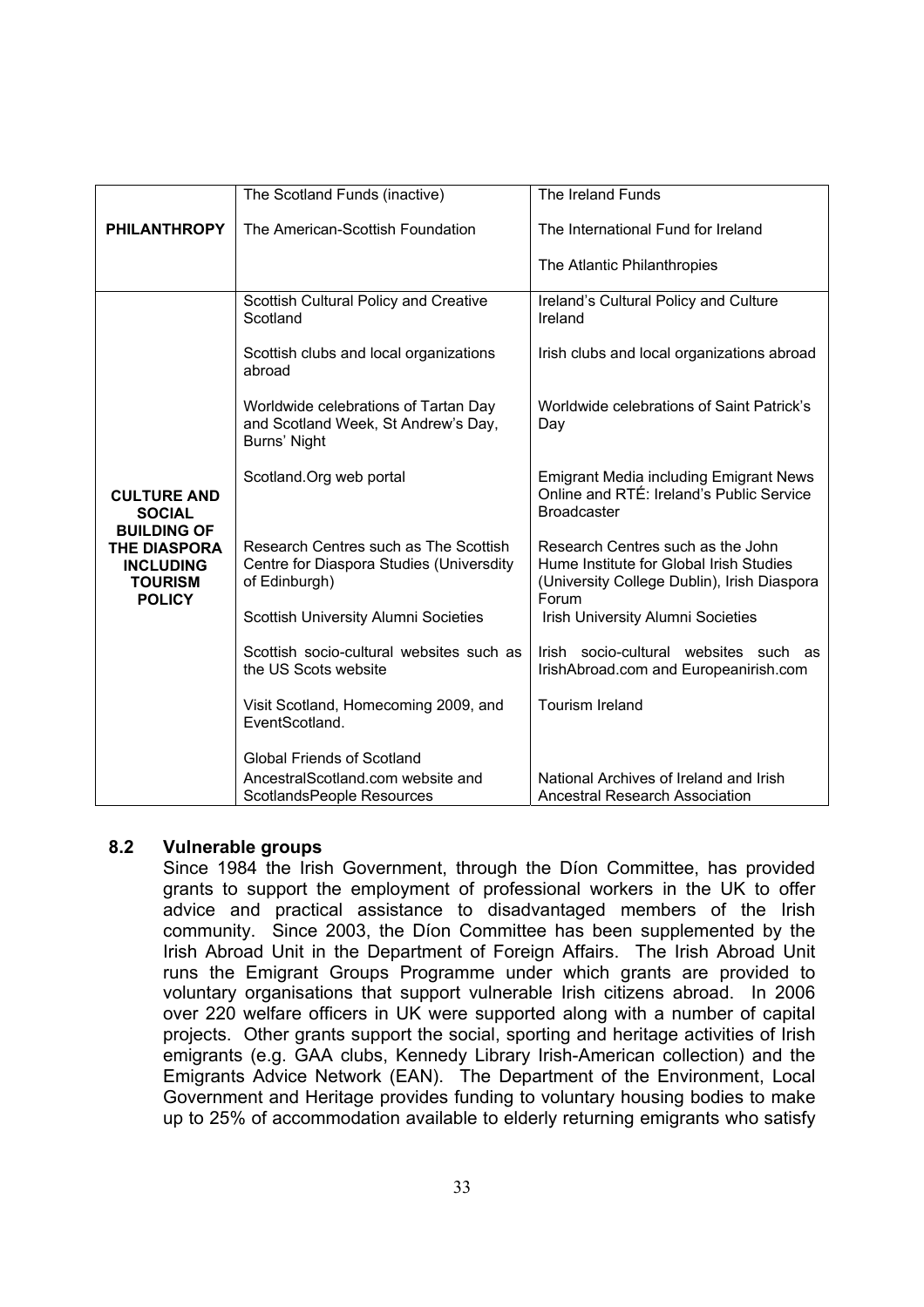| | | |
|---|---|---|
| **PHILANTHROPY** | The Scotland Funds (inactive)<br><br>The American-Scottish Foundation | The Ireland Funds<br><br>The International Fund for Ireland<br><br>The Atlantic Philanthropies |
| **CULTURE AND SOCIAL BUILDING OF THE DIASPORA INCLUDING TOURISM POLICY** | Scottish Cultural Policy and Creative Scotland | Ireland's Cultural Policy and Culture Ireland |
| | Scottish clubs and local organizations abroad | Irish clubs and local organizations abroad |
| | Worldwide celebrations of Tartan Day and Scotland Week, St Andrew's Day, Burns' Night | Worldwide celebrations of Saint Patrick's Day |
| | Scotland.Org web portal | Emigrant Media including Emigrant News Online and RTÉ: Ireland's Public Service Broadcaster |
| | Research Centres such as The Scottish Centre for Diaspora Studies (Universdity of Edinburgh) | Research Centres such as the John Hume Institute for Global Irish Studies (University College Dublin), Irish Diaspora Forum |
| | Scottish University Alumni Societies | Irish University Alumni Societies |
| | Scottish socio-cultural websites such as the US Scots website | Irish socio-cultural websites such as IrishAbroad.com and Europeanirish.com |
| | Visit Scotland, Homecoming 2009, and EventScotland. | Tourism Ireland |
| | Global Friends of Scotland | |
| | AncestralScotland.com website and ScotlandsPeople Resources | National Archives of Ireland and Irish Ancestral Research Association |

## 8.2 Vulnerable groups

Since 1984 the Irish Government, through the Díon Committee, has provided grants to support the employment of professional workers in the UK to offer advice and practical assistance to disadvantaged members of the Irish community. Since 2003, the Díon Committee has been supplemented by the Irish Abroad Unit in the Department of Foreign Affairs. The Irish Abroad Unit runs the Emigrant Groups Programme under which grants are provided to voluntary organisations that support vulnerable Irish citizens abroad. In 2006 over 220 welfare officers in UK were supported along with a number of capital projects. Other grants support the social, sporting and heritage activities of Irish emigrants (e.g. GAA clubs, Kennedy Library Irish-American collection) and the Emigrants Advice Network (EAN). The Department of the Environment, Local Government and Heritage provides funding to voluntary housing bodies to make up to 25% of accommodation available to elderly returning emigrants who satisfy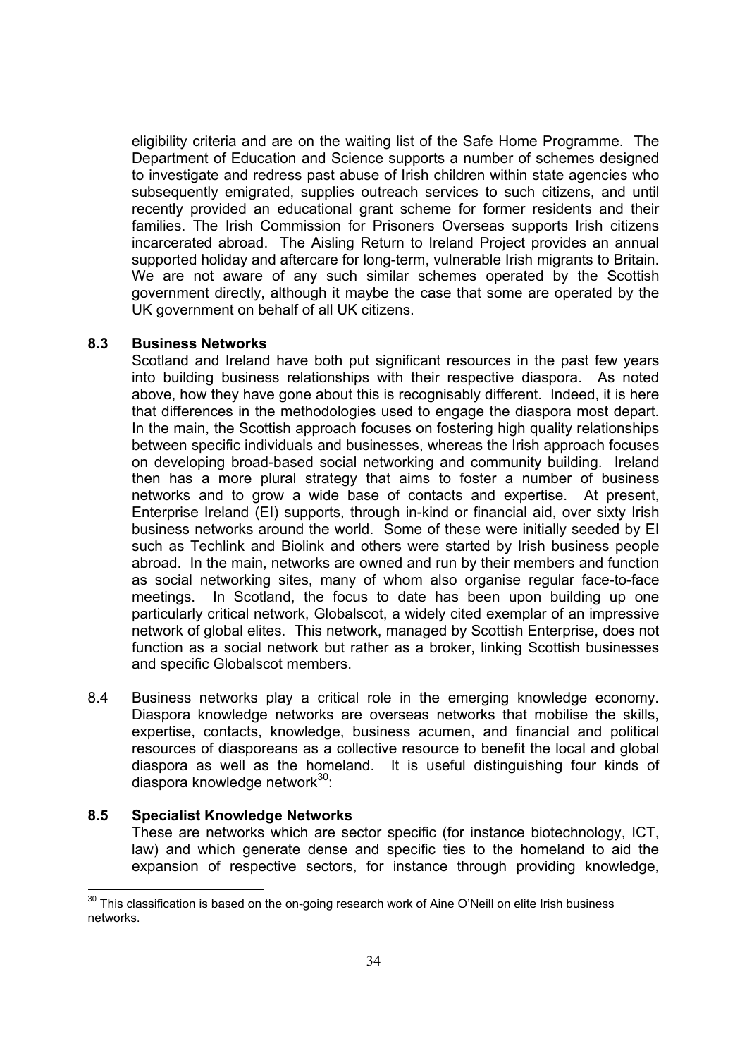eligibility criteria and are on the waiting list of the Safe Home Programme. The Department of Education and Science supports a number of schemes designed to investigate and redress past abuse of Irish children within state agencies who subsequently emigrated, supplies outreach services to such citizens, and until recently provided an educational grant scheme for former residents and their families. The Irish Commission for Prisoners Overseas supports Irish citizens incarcerated abroad. The Aisling Return to Ireland Project provides an annual supported holiday and aftercare for long-term, vulnerable Irish migrants to Britain. We are not aware of any such similar schemes operated by the Scottish government directly, although it maybe the case that some are operated by the UK government on behalf of all UK citizens.

**8.3 Business Networks**

Scotland and Ireland have both put significant resources in the past few years into building business relationships with their respective diaspora. As noted above, how they have gone about this is recognisably different. Indeed, it is here that differences in the methodologies used to engage the diaspora most depart. In the main, the Scottish approach focuses on fostering high quality relationships between specific individuals and businesses, whereas the Irish approach focuses on developing broad-based social networking and community building. Ireland then has a more plural strategy that aims to foster a number of business networks and to grow a wide base of contacts and expertise. At present, Enterprise Ireland (EI) supports, through in-kind or financial aid, over sixty Irish business networks around the world. Some of these were initially seeded by EI such as Techlink and Biolink and others were started by Irish business people abroad. In the main, networks are owned and run by their members and function as social networking sites, many of whom also organise regular face-to-face meetings. In Scotland, the focus to date has been upon building up one particularly critical network, Globalscot, a widely cited exemplar of an impressive network of global elites. This network, managed by Scottish Enterprise, does not function as a social network but rather as a broker, linking Scottish businesses and specific Globalscot members.

8.4 Business networks play a critical role in the emerging knowledge economy. Diaspora knowledge networks are overseas networks that mobilise the skills, expertise, contacts, knowledge, business acumen, and financial and political resources of diasporeans as a collective resource to benefit the local and global diaspora as well as the homeland. It is useful distinguishing four kinds of diaspora knowledge network[30]:

**8.5 Specialist Knowledge Networks**

These are networks which are sector specific (for instance biotechnology, ICT, law) and which generate dense and specific ties to the homeland to aid the expansion of respective sectors, for instance through providing knowledge,

[30] This classification is based on the on-going research work of Aine O'Neill on elite Irish business networks.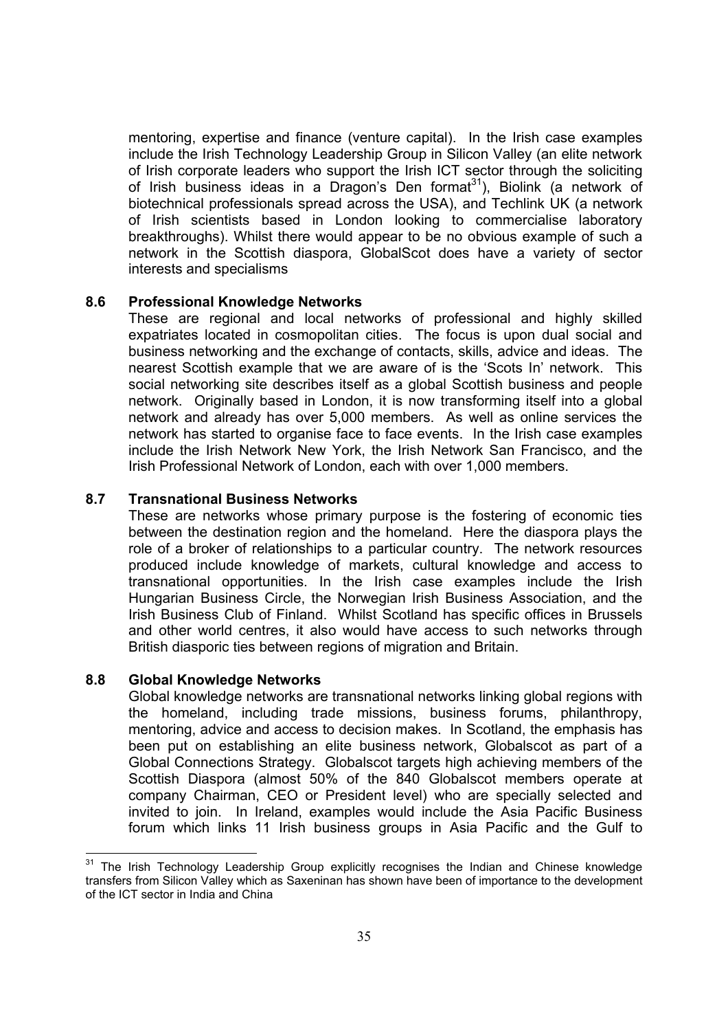mentoring, expertise and finance (venture capital). In the Irish case examples include the Irish Technology Leadership Group in Silicon Valley (an elite network of Irish corporate leaders who support the Irish ICT sector through the soliciting of Irish business ideas in a Dragon's Den format[31]), Biolink (a network of biotechnical professionals spread across the USA), and Techlink UK (a network of Irish scientists based in London looking to commercialise laboratory breakthroughs). Whilst there would appear to be no obvious example of such a network in the Scottish diaspora, GlobalScot does have a variety of sector interests and specialisms

### 8.6 Professional Knowledge Networks

These are regional and local networks of professional and highly skilled expatriates located in cosmopolitan cities. The focus is upon dual social and business networking and the exchange of contacts, skills, advice and ideas. The nearest Scottish example that we are aware of is the 'Scots In' network. This social networking site describes itself as a global Scottish business and people network. Originally based in London, it is now transforming itself into a global network and already has over 5,000 members. As well as online services the network has started to organise face to face events. In the Irish case examples include the Irish Network New York, the Irish Network San Francisco, and the Irish Professional Network of London, each with over 1,000 members.

### 8.7 Transnational Business Networks

These are networks whose primary purpose is the fostering of economic ties between the destination region and the homeland. Here the diaspora plays the role of a broker of relationships to a particular country. The network resources produced include knowledge of markets, cultural knowledge and access to transnational opportunities. In the Irish case examples include the Irish Hungarian Business Circle, the Norwegian Irish Business Association, and the Irish Business Club of Finland. Whilst Scotland has specific offices in Brussels and other world centres, it also would have access to such networks through British diasporic ties between regions of migration and Britain.

### 8.8 Global Knowledge Networks

Global knowledge networks are transnational networks linking global regions with the homeland, including trade missions, business forums, philanthropy, mentoring, advice and access to decision makes. In Scotland, the emphasis has been put on establishing an elite business network, Globalscot as part of a Global Connections Strategy. Globalscot targets high achieving members of the Scottish Diaspora (almost 50% of the 840 Globalscot members operate at company Chairman, CEO or President level) who are specially selected and invited to join. In Ireland, examples would include the Asia Pacific Business forum which links 11 Irish business groups in Asia Pacific and the Gulf to

---

[31] The Irish Technology Leadership Group explicitly recognises the Indian and Chinese knowledge transfers from Silicon Valley which as Saxeninan has shown have been of importance to the development of the ICT sector in India and China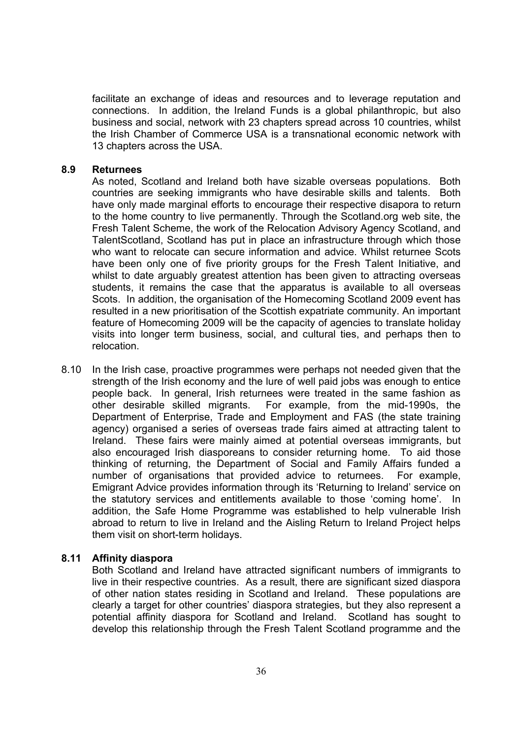facilitate an exchange of ideas and resources and to leverage reputation and connections. In addition, the Ireland Funds is a global philanthropic, but also business and social, network with 23 chapters spread across 10 countries, whilst the Irish Chamber of Commerce USA is a transnational economic network with 13 chapters across the USA.

**8.9 Returnees**

As noted, Scotland and Ireland both have sizable overseas populations. Both countries are seeking immigrants who have desirable skills and talents. Both have only made marginal efforts to encourage their respective disapora to return to the home country to live permanently. Through the Scotland.org web site, the Fresh Talent Scheme, the work of the Relocation Advisory Agency Scotland, and TalentScotland, Scotland has put in place an infrastructure through which those who want to relocate can secure information and advice. Whilst returnee Scots have been only one of five priority groups for the Fresh Talent Initiative, and whilst to date arguably greatest attention has been given to attracting overseas students, it remains the case that the apparatus is available to all overseas Scots. In addition, the organisation of the Homecoming Scotland 2009 event has resulted in a new prioritisation of the Scottish expatriate community. An important feature of Homecoming 2009 will be the capacity of agencies to translate holiday visits into longer term business, social, and cultural ties, and perhaps then to relocation.

8.10 In the Irish case, proactive programmes were perhaps not needed given that the strength of the Irish economy and the lure of well paid jobs was enough to entice people back. In general, Irish returnees were treated in the same fashion as other desirable skilled migrants. For example, from the mid-1990s, the Department of Enterprise, Trade and Employment and FAS (the state training agency) organised a series of overseas trade fairs aimed at attracting talent to Ireland. These fairs were mainly aimed at potential overseas immigrants, but also encouraged Irish diasporeans to consider returning home. To aid those thinking of returning, the Department of Social and Family Affairs funded a number of organisations that provided advice to returnees. For example, Emigrant Advice provides information through its 'Returning to Ireland' service on the statutory services and entitlements available to those 'coming home'. In addition, the Safe Home Programme was established to help vulnerable Irish abroad to return to live in Ireland and the Aisling Return to Ireland Project helps them visit on short-term holidays.

**8.11 Affinity diaspora**

Both Scotland and Ireland have attracted significant numbers of immigrants to live in their respective countries. As a result, there are significant sized diaspora of other nation states residing in Scotland and Ireland. These populations are clearly a target for other countries' diaspora strategies, but they also represent a potential affinity diaspora for Scotland and Ireland. Scotland has sought to develop this relationship through the Fresh Talent Scotland programme and the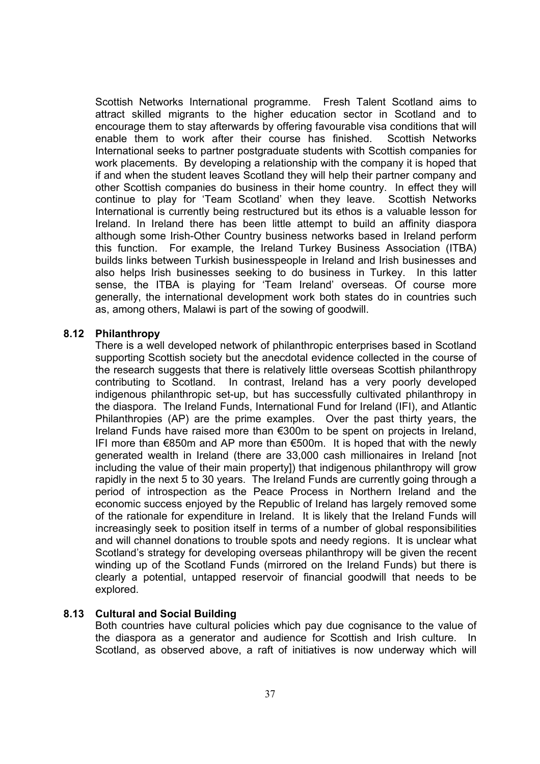Scottish Networks International programme. Fresh Talent Scotland aims to attract skilled migrants to the higher education sector in Scotland and to encourage them to stay afterwards by offering favourable visa conditions that will enable them to work after their course has finished. Scottish Networks International seeks to partner postgraduate students with Scottish companies for work placements. By developing a relationship with the company it is hoped that if and when the student leaves Scotland they will help their partner company and other Scottish companies do business in their home country. In effect they will continue to play for 'Team Scotland' when they leave. Scottish Networks International is currently being restructured but its ethos is a valuable lesson for Ireland. In Ireland there has been little attempt to build an affinity diaspora although some Irish-Other Country business networks based in Ireland perform this function. For example, the Ireland Turkey Business Association (ITBA) builds links between Turkish businesspeople in Ireland and Irish businesses and also helps Irish businesses seeking to do business in Turkey. In this latter sense, the ITBA is playing for 'Team Ireland' overseas. Of course more generally, the international development work both states do in countries such as, among others, Malawi is part of the sowing of goodwill.

## 8.12 Philanthropy

There is a well developed network of philanthropic enterprises based in Scotland supporting Scottish society but the anecdotal evidence collected in the course of the research suggests that there is relatively little overseas Scottish philanthropy contributing to Scotland. In contrast, Ireland has a very poorly developed indigenous philanthropic set-up, but has successfully cultivated philanthropy in the diaspora. The Ireland Funds, International Fund for Ireland (IFI), and Atlantic Philanthropies (AP) are the prime examples. Over the past thirty years, the Ireland Funds have raised more than €300m to be spent on projects in Ireland, IFI more than €850m and AP more than €500m. It is hoped that with the newly generated wealth in Ireland (there are 33,000 cash millionaires in Ireland [not including the value of their main property]) that indigenous philanthropy will grow rapidly in the next 5 to 30 years. The Ireland Funds are currently going through a period of introspection as the Peace Process in Northern Ireland and the economic success enjoyed by the Republic of Ireland has largely removed some of the rationale for expenditure in Ireland. It is likely that the Ireland Funds will increasingly seek to position itself in terms of a number of global responsibilities and will channel donations to trouble spots and needy regions. It is unclear what Scotland's strategy for developing overseas philanthropy will be given the recent winding up of the Scotland Funds (mirrored on the Ireland Funds) but there is clearly a potential, untapped reservoir of financial goodwill that needs to be explored.

## 8.13 Cultural and Social Building

Both countries have cultural policies which pay due cognisance to the value of the diaspora as a generator and audience for Scottish and Irish culture. In Scotland, as observed above, a raft of initiatives is now underway which will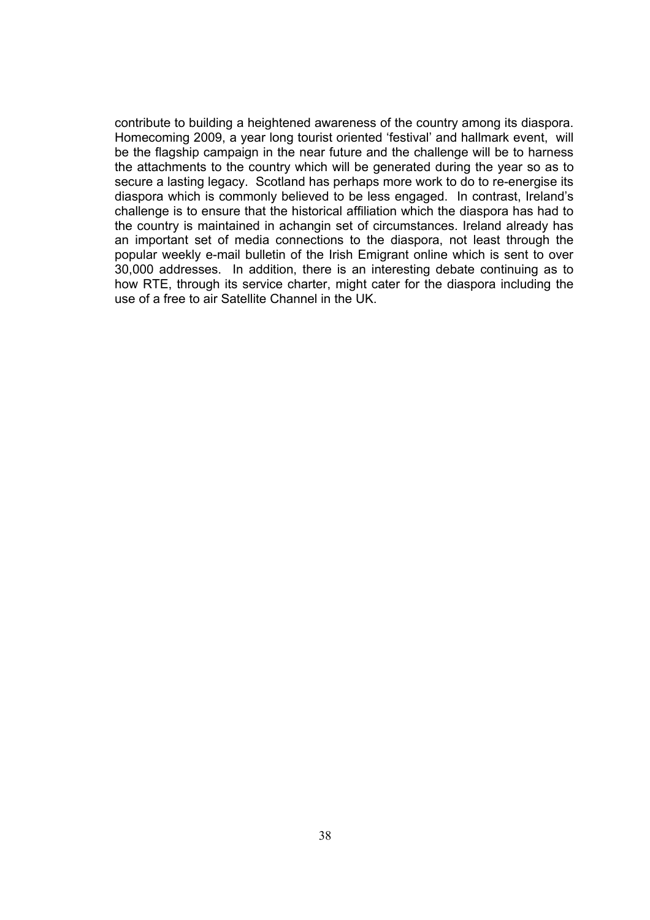contribute to building a heightened awareness of the country among its diaspora. Homecoming 2009, a year long tourist oriented 'festival' and hallmark event, will be the flagship campaign in the near future and the challenge will be to harness the attachments to the country which will be generated during the year so as to secure a lasting legacy. Scotland has perhaps more work to do to re-energise its diaspora which is commonly believed to be less engaged. In contrast, Ireland's challenge is to ensure that the historical affiliation which the diaspora has had to the country is maintained in achangin set of circumstances. Ireland already has an important set of media connections to the diaspora, not least through the popular weekly e-mail bulletin of the Irish Emigrant online which is sent to over 30,000 addresses. In addition, there is an interesting debate continuing as to how RTE, through its service charter, might cater for the diaspora including the use of a free to air Satellite Channel in the UK.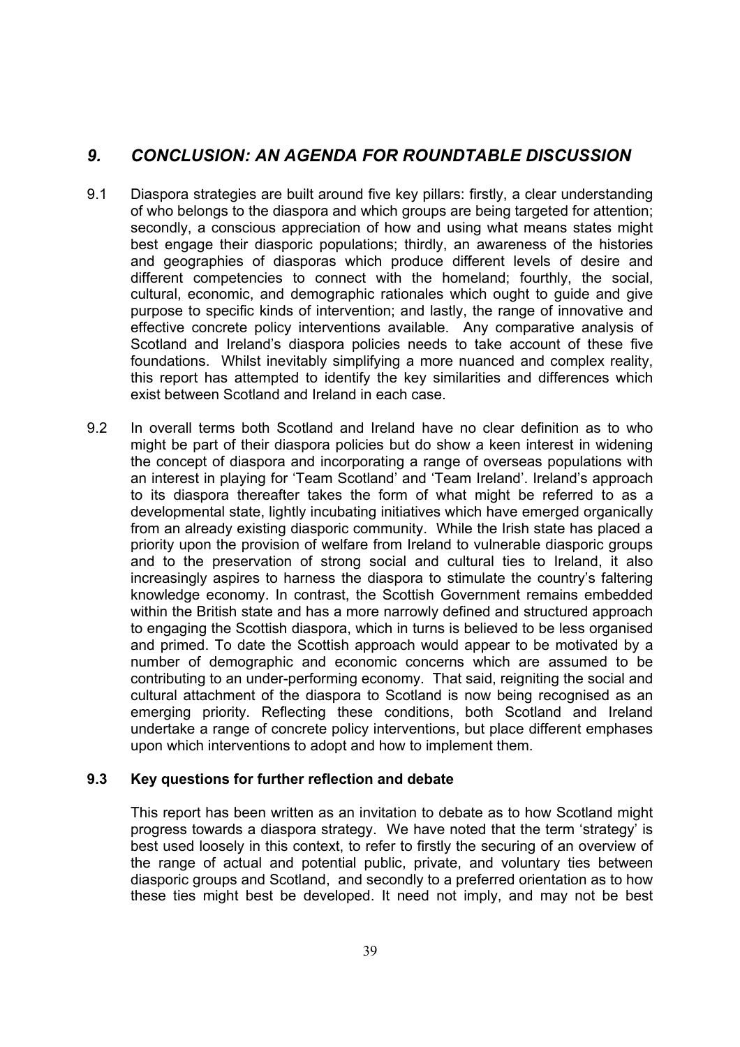## *9. CONCLUSION: AN AGENDA FOR ROUNDTABLE DISCUSSION*

9.1 Diaspora strategies are built around five key pillars: firstly, a clear understanding of who belongs to the diaspora and which groups are being targeted for attention; secondly, a conscious appreciation of how and using what means states might best engage their diasporic populations; thirdly, an awareness of the histories and geographies of diasporas which produce different levels of desire and different competencies to connect with the homeland; fourthly, the social, cultural, economic, and demographic rationales which ought to guide and give purpose to specific kinds of intervention; and lastly, the range of innovative and effective concrete policy interventions available. Any comparative analysis of Scotland and Ireland's diaspora policies needs to take account of these five foundations. Whilst inevitably simplifying a more nuanced and complex reality, this report has attempted to identify the key similarities and differences which exist between Scotland and Ireland in each case.

9.2 In overall terms both Scotland and Ireland have no clear definition as to who might be part of their diaspora policies but do show a keen interest in widening the concept of diaspora and incorporating a range of overseas populations with an interest in playing for 'Team Scotland' and 'Team Ireland'. Ireland's approach to its diaspora thereafter takes the form of what might be referred to as a developmental state, lightly incubating initiatives which have emerged organically from an already existing diasporic community. While the Irish state has placed a priority upon the provision of welfare from Ireland to vulnerable diasporic groups and to the preservation of strong social and cultural ties to Ireland, it also increasingly aspires to harness the diaspora to stimulate the country's faltering knowledge economy. In contrast, the Scottish Government remains embedded within the British state and has a more narrowly defined and structured approach to engaging the Scottish diaspora, which in turns is believed to be less organised and primed. To date the Scottish approach would appear to be motivated by a number of demographic and economic concerns which are assumed to be contributing to an under-performing economy. That said, reigniting the social and cultural attachment of the diaspora to Scotland is now being recognised as an emerging priority. Reflecting these conditions, both Scotland and Ireland undertake a range of concrete policy interventions, but place different emphases upon which interventions to adopt and how to implement them.

### 9.3 Key questions for further reflection and debate

This report has been written as an invitation to debate as to how Scotland might progress towards a diaspora strategy. We have noted that the term 'strategy' is best used loosely in this context, to refer to firstly the securing of an overview of the range of actual and potential public, private, and voluntary ties between diasporic groups and Scotland, and secondly to a preferred orientation as to how these ties might best be developed. It need not imply, and may not be best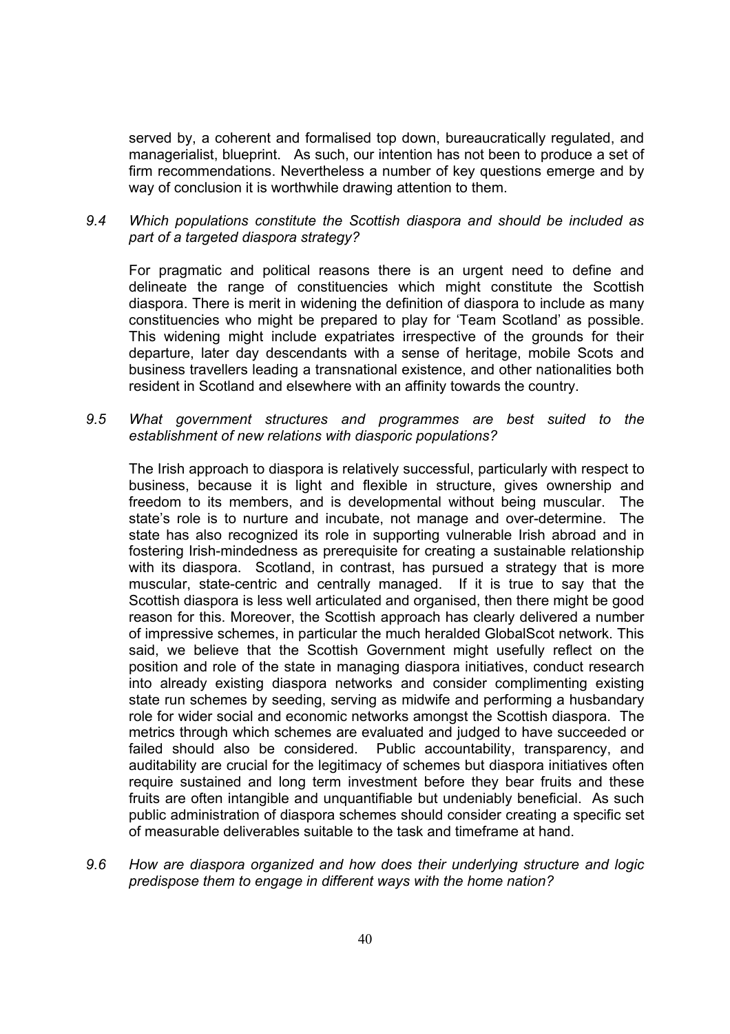served by, a coherent and formalised top down, bureaucratically regulated, and managerialist, blueprint. As such, our intention has not been to produce a set of firm recommendations. Nevertheless a number of key questions emerge and by way of conclusion it is worthwhile drawing attention to them.

*9.4 Which populations constitute the Scottish diaspora and should be included as part of a targeted diaspora strategy?*

For pragmatic and political reasons there is an urgent need to define and delineate the range of constituencies which might constitute the Scottish diaspora. There is merit in widening the definition of diaspora to include as many constituencies who might be prepared to play for 'Team Scotland' as possible. This widening might include expatriates irrespective of the grounds for their departure, later day descendants with a sense of heritage, mobile Scots and business travellers leading a transnational existence, and other nationalities both resident in Scotland and elsewhere with an affinity towards the country.

*9.5 What government structures and programmes are best suited to the establishment of new relations with diasporic populations?*

The Irish approach to diaspora is relatively successful, particularly with respect to business, because it is light and flexible in structure, gives ownership and freedom to its members, and is developmental without being muscular. The state's role is to nurture and incubate, not manage and over-determine. The state has also recognized its role in supporting vulnerable Irish abroad and in fostering Irish-mindedness as prerequisite for creating a sustainable relationship with its diaspora. Scotland, in contrast, has pursued a strategy that is more muscular, state-centric and centrally managed. If it is true to say that the Scottish diaspora is less well articulated and organised, then there might be good reason for this. Moreover, the Scottish approach has clearly delivered a number of impressive schemes, in particular the much heralded GlobalScot network. This said, we believe that the Scottish Government might usefully reflect on the position and role of the state in managing diaspora initiatives, conduct research into already existing diaspora networks and consider complimenting existing state run schemes by seeding, serving as midwife and performing a husbandary role for wider social and economic networks amongst the Scottish diaspora. The metrics through which schemes are evaluated and judged to have succeeded or failed should also be considered. Public accountability, transparency, and auditability are crucial for the legitimacy of schemes but diaspora initiatives often require sustained and long term investment before they bear fruits and these fruits are often intangible and unquantifiable but undeniably beneficial. As such public administration of diaspora schemes should consider creating a specific set of measurable deliverables suitable to the task and timeframe at hand.

*9.6 How are diaspora organized and how does their underlying structure and logic predispose them to engage in different ways with the home nation?*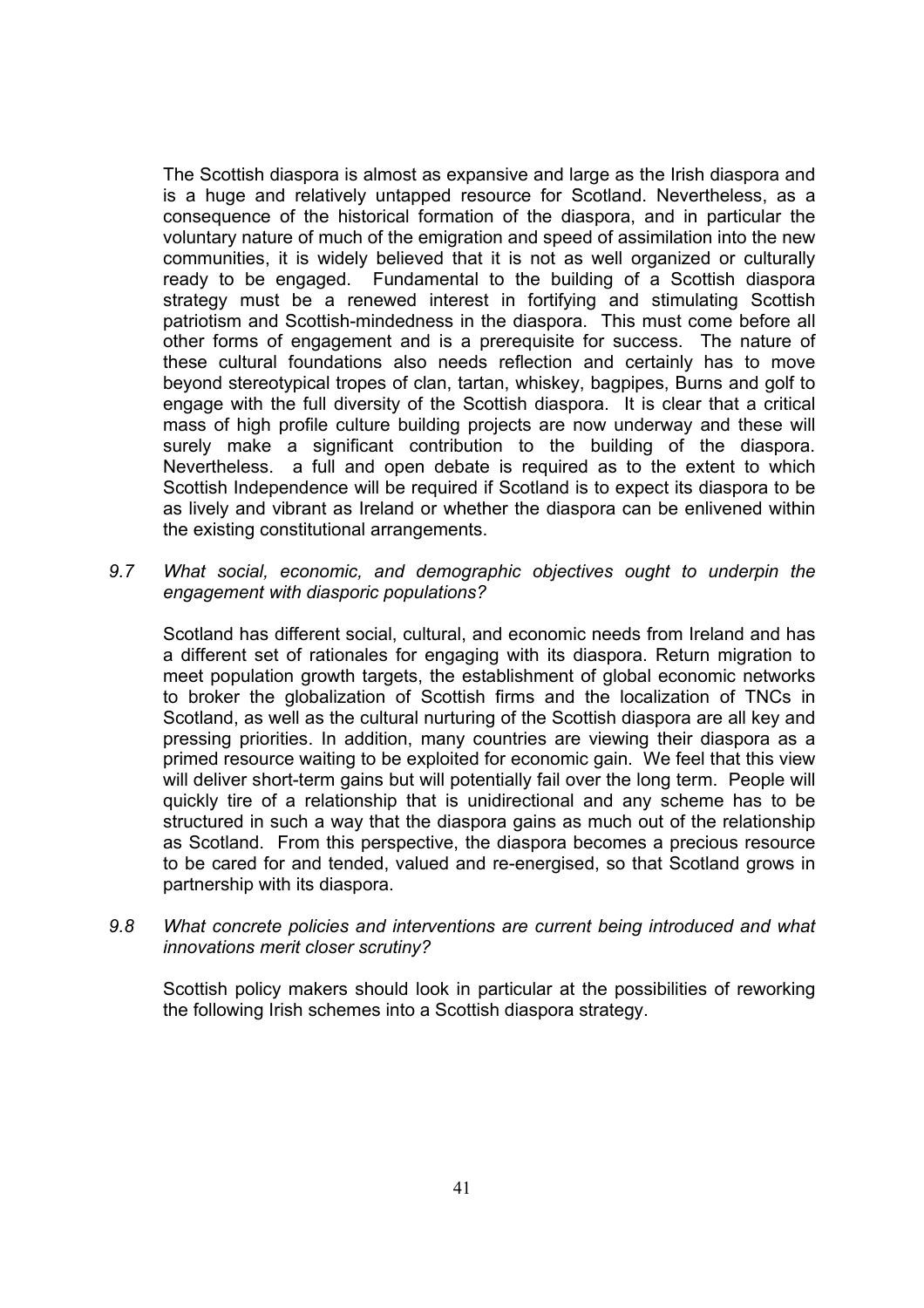The Scottish diaspora is almost as expansive and large as the Irish diaspora and is a huge and relatively untapped resource for Scotland. Nevertheless, as a consequence of the historical formation of the diaspora, and in particular the voluntary nature of much of the emigration and speed of assimilation into the new communities, it is widely believed that it is not as well organized or culturally ready to be engaged. Fundamental to the building of a Scottish diaspora strategy must be a renewed interest in fortifying and stimulating Scottish patriotism and Scottish-mindedness in the diaspora. This must come before all other forms of engagement and is a prerequisite for success. The nature of these cultural foundations also needs reflection and certainly has to move beyond stereotypical tropes of clan, tartan, whiskey, bagpipes, Burns and golf to engage with the full diversity of the Scottish diaspora. It is clear that a critical mass of high profile culture building projects are now underway and these will surely make a significant contribution to the building of the diaspora. Nevertheless. a full and open debate is required as to the extent to which Scottish Independence will be required if Scotland is to expect its diaspora to be as lively and vibrant as Ireland or whether the diaspora can be enlivened within the existing constitutional arrangements.

*9.7 What social, economic, and demographic objectives ought to underpin the engagement with diasporic populations?*

Scotland has different social, cultural, and economic needs from Ireland and has a different set of rationales for engaging with its diaspora. Return migration to meet population growth targets, the establishment of global economic networks to broker the globalization of Scottish firms and the localization of TNCs in Scotland, as well as the cultural nurturing of the Scottish diaspora are all key and pressing priorities. In addition, many countries are viewing their diaspora as a primed resource waiting to be exploited for economic gain. We feel that this view will deliver short-term gains but will potentially fail over the long term. People will quickly tire of a relationship that is unidirectional and any scheme has to be structured in such a way that the diaspora gains as much out of the relationship as Scotland. From this perspective, the diaspora becomes a precious resource to be cared for and tended, valued and re-energised, so that Scotland grows in partnership with its diaspora.

*9.8 What concrete policies and interventions are current being introduced and what innovations merit closer scrutiny?*

Scottish policy makers should look in particular at the possibilities of reworking the following Irish schemes into a Scottish diaspora strategy.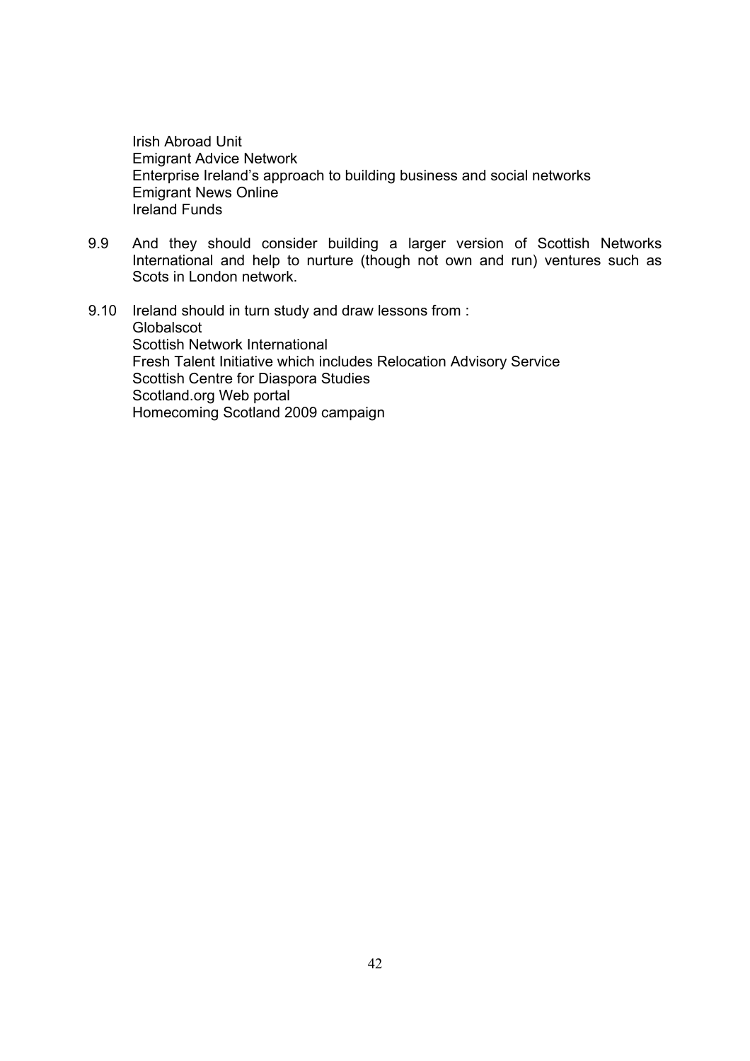Irish Abroad Unit
Emigrant Advice Network
Enterprise Ireland's approach to building business and social networks
Emigrant News Online
Ireland Funds

9.9 And they should consider building a larger version of Scottish Networks International and help to nurture (though not own and run) ventures such as Scots in London network.

9.10 Ireland should in turn study and draw lessons from :
Globalscot
Scottish Network International
Fresh Talent Initiative which includes Relocation Advisory Service
Scottish Centre for Diaspora Studies
Scotland.org Web portal
Homecoming Scotland 2009 campaign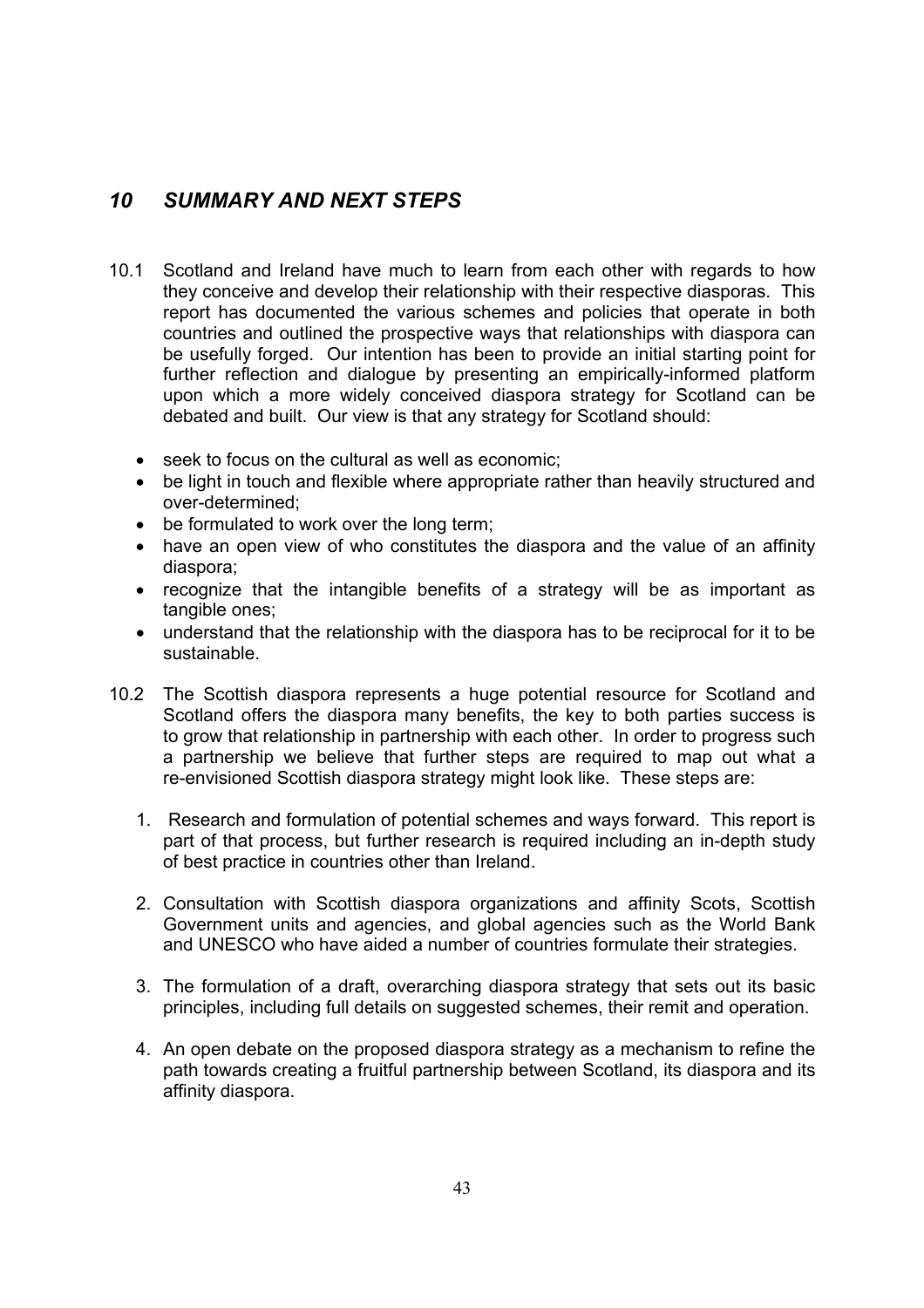## *10 SUMMARY AND NEXT STEPS*

10.1 Scotland and Ireland have much to learn from each other with regards to how they conceive and develop their relationship with their respective diasporas. This report has documented the various schemes and policies that operate in both countries and outlined the prospective ways that relationships with diaspora can be usefully forged. Our intention has been to provide an initial starting point for further reflection and dialogue by presenting an empirically-informed platform upon which a more widely conceived diaspora strategy for Scotland can be debated and built. Our view is that any strategy for Scotland should:

- seek to focus on the cultural as well as economic;
- be light in touch and flexible where appropriate rather than heavily structured and over-determined;
- be formulated to work over the long term;
- have an open view of who constitutes the diaspora and the value of an affinity diaspora;
- recognize that the intangible benefits of a strategy will be as important as tangible ones;
- understand that the relationship with the diaspora has to be reciprocal for it to be sustainable.

10.2 The Scottish diaspora represents a huge potential resource for Scotland and Scotland offers the diaspora many benefits, the key to both parties success is to grow that relationship in partnership with each other. In order to progress such a partnership we believe that further steps are required to map out what a re-envisioned Scottish diaspora strategy might look like. These steps are:

1. Research and formulation of potential schemes and ways forward. This report is part of that process, but further research is required including an in-depth study of best practice in countries other than Ireland.

2. Consultation with Scottish diaspora organizations and affinity Scots, Scottish Government units and agencies, and global agencies such as the World Bank and UNESCO who have aided a number of countries formulate their strategies.

3. The formulation of a draft, overarching diaspora strategy that sets out its basic principles, including full details on suggested schemes, their remit and operation.

4. An open debate on the proposed diaspora strategy as a mechanism to refine the path towards creating a fruitful partnership between Scotland, its diaspora and its affinity diaspora.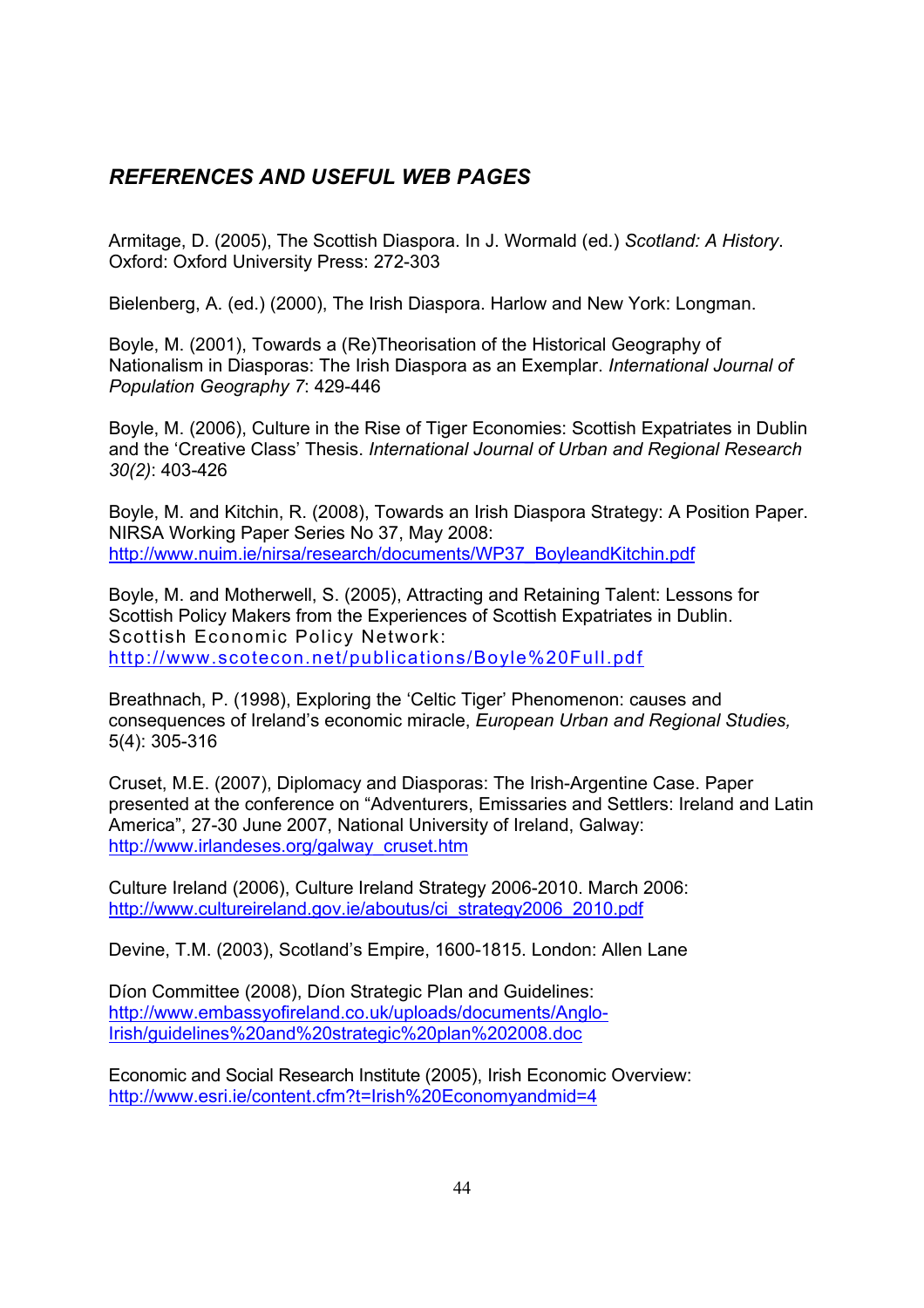## *REFERENCES AND USEFUL WEB PAGES*

Armitage, D. (2005), The Scottish Diaspora. In J. Wormald (ed.) *Scotland: A History*. Oxford: Oxford University Press: 272-303

Bielenberg, A. (ed.) (2000), The Irish Diaspora. Harlow and New York: Longman.

Boyle, M. (2001), Towards a (Re)Theorisation of the Historical Geography of Nationalism in Diasporas: The Irish Diaspora as an Exemplar. *International Journal of Population Geography 7*: 429-446

Boyle, M. (2006), Culture in the Rise of Tiger Economies: Scottish Expatriates in Dublin and the 'Creative Class' Thesis. *International Journal of Urban and Regional Research 30(2)*: 403-426

Boyle, M. and Kitchin, R. (2008), Towards an Irish Diaspora Strategy: A Position Paper. NIRSA Working Paper Series No 37, May 2008: http://www.nuim.ie/nirsa/research/documents/WP37_BoyleandKitchin.pdf

Boyle, M. and Motherwell, S. (2005), Attracting and Retaining Talent: Lessons for Scottish Policy Makers from the Experiences of Scottish Expatriates in Dublin. Scottish Economic Policy Network: http://www.scotecon.net/publications/Boyle%20Full.pdf

Breathnach, P. (1998), Exploring the 'Celtic Tiger' Phenomenon: causes and consequences of Ireland's economic miracle, *European Urban and Regional Studies,* 5(4): 305-316

Cruset, M.E. (2007), Diplomacy and Diasporas: The Irish-Argentine Case. Paper presented at the conference on "Adventurers, Emissaries and Settlers: Ireland and Latin America", 27-30 June 2007, National University of Ireland, Galway: http://www.irlandeses.org/galway_cruset.htm

Culture Ireland (2006), Culture Ireland Strategy 2006-2010. March 2006: http://www.cultureireland.gov.ie/aboutus/ci_strategy2006_2010.pdf

Devine, T.M. (2003), Scotland's Empire, 1600-1815. London: Allen Lane

Díon Committee (2008), Díon Strategic Plan and Guidelines: http://www.embassyofireland.co.uk/uploads/documents/Anglo-Irish/guidelines%20and%20strategic%20plan%202008.doc

Economic and Social Research Institute (2005), Irish Economic Overview: http://www.esri.ie/content.cfm?t=Irish%20Economyandmid=4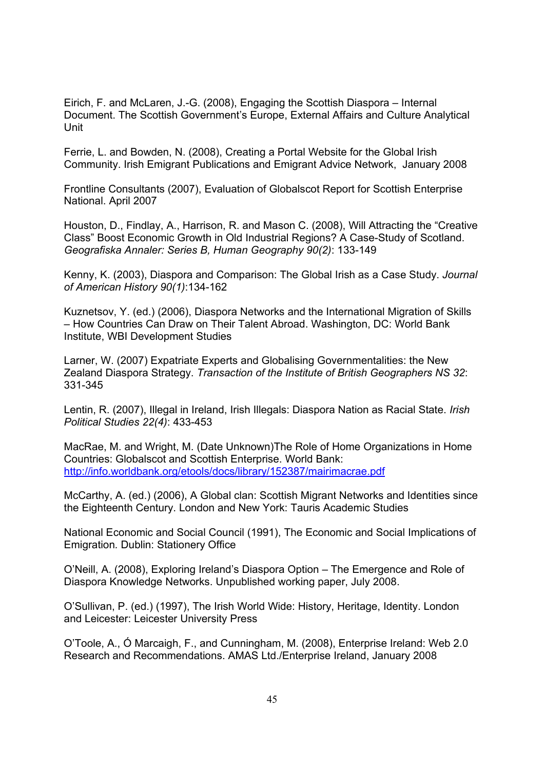Eirich, F. and McLaren, J.-G. (2008), Engaging the Scottish Diaspora – Internal Document. The Scottish Government's Europe, External Affairs and Culture Analytical Unit

Ferrie, L. and Bowden, N. (2008), Creating a Portal Website for the Global Irish Community. Irish Emigrant Publications and Emigrant Advice Network, January 2008

Frontline Consultants (2007), Evaluation of Globalscot Report for Scottish Enterprise National. April 2007

Houston, D., Findlay, A., Harrison, R. and Mason C. (2008), Will Attracting the "Creative Class" Boost Economic Growth in Old Industrial Regions? A Case-Study of Scotland. *Geografiska Annaler: Series B, Human Geography 90(2)*: 133-149

Kenny, K. (2003), Diaspora and Comparison: The Global Irish as a Case Study. *Journal of American History 90(1)*:134-162

Kuznetsov, Y. (ed.) (2006), Diaspora Networks and the International Migration of Skills – How Countries Can Draw on Their Talent Abroad. Washington, DC: World Bank Institute, WBI Development Studies

Larner, W. (2007) Expatriate Experts and Globalising Governmentalities: the New Zealand Diaspora Strategy. *Transaction of the Institute of British Geographers NS 32*: 331-345

Lentin, R. (2007), Illegal in Ireland, Irish Illegals: Diaspora Nation as Racial State. *Irish Political Studies 22(4)*: 433-453

MacRae, M. and Wright, M. (Date Unknown)The Role of Home Organizations in Home Countries: Globalscot and Scottish Enterprise. World Bank: http://info.worldbank.org/etools/docs/library/152387/mairimacrae.pdf

McCarthy, A. (ed.) (2006), A Global clan: Scottish Migrant Networks and Identities since the Eighteenth Century. London and New York: Tauris Academic Studies

National Economic and Social Council (1991), The Economic and Social Implications of Emigration. Dublin: Stationery Office

O'Neill, A. (2008), Exploring Ireland's Diaspora Option – The Emergence and Role of Diaspora Knowledge Networks. Unpublished working paper, July 2008.

O'Sullivan, P. (ed.) (1997), The Irish World Wide: History, Heritage, Identity. London and Leicester: Leicester University Press

O'Toole, A., Ó Marcaigh, F., and Cunningham, M. (2008), Enterprise Ireland: Web 2.0 Research and Recommendations. AMAS Ltd./Enterprise Ireland, January 2008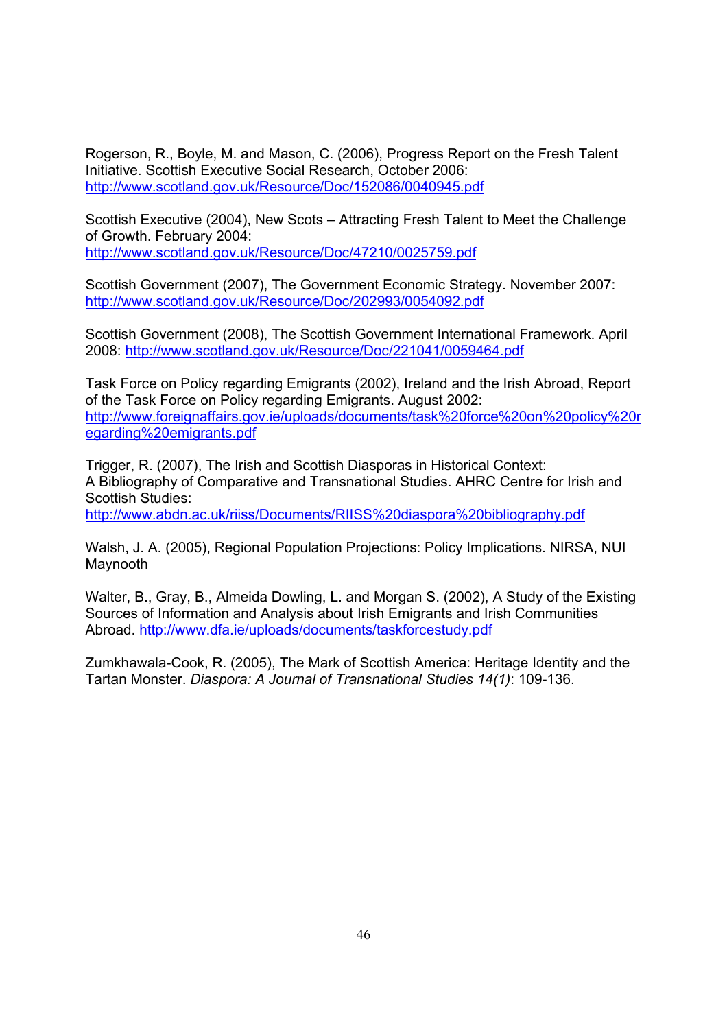Rogerson, R., Boyle, M. and Mason, C. (2006), Progress Report on the Fresh Talent Initiative. Scottish Executive Social Research, October 2006: http://www.scotland.gov.uk/Resource/Doc/152086/0040945.pdf

Scottish Executive (2004), New Scots – Attracting Fresh Talent to Meet the Challenge of Growth. February 2004: http://www.scotland.gov.uk/Resource/Doc/47210/0025759.pdf

Scottish Government (2007), The Government Economic Strategy. November 2007: http://www.scotland.gov.uk/Resource/Doc/202993/0054092.pdf

Scottish Government (2008), The Scottish Government International Framework. April 2008: http://www.scotland.gov.uk/Resource/Doc/221041/0059464.pdf

Task Force on Policy regarding Emigrants (2002), Ireland and the Irish Abroad, Report of the Task Force on Policy regarding Emigrants. August 2002: http://www.foreignaffairs.gov.ie/uploads/documents/task%20force%20on%20policy%20regarding%20emigrants.pdf

Trigger, R. (2007), The Irish and Scottish Diasporas in Historical Context: A Bibliography of Comparative and Transnational Studies. AHRC Centre for Irish and Scottish Studies: http://www.abdn.ac.uk/riiss/Documents/RIISS%20diaspora%20bibliography.pdf

Walsh, J. A. (2005), Regional Population Projections: Policy Implications. NIRSA, NUI Maynooth

Walter, B., Gray, B., Almeida Dowling, L. and Morgan S. (2002), A Study of the Existing Sources of Information and Analysis about Irish Emigrants and Irish Communities Abroad. http://www.dfa.ie/uploads/documents/taskforcestudy.pdf

Zumkhawala-Cook, R. (2005), The Mark of Scottish America: Heritage Identity and the Tartan Monster. *Diaspora: A Journal of Transnational Studies 14(1)*: 109-136.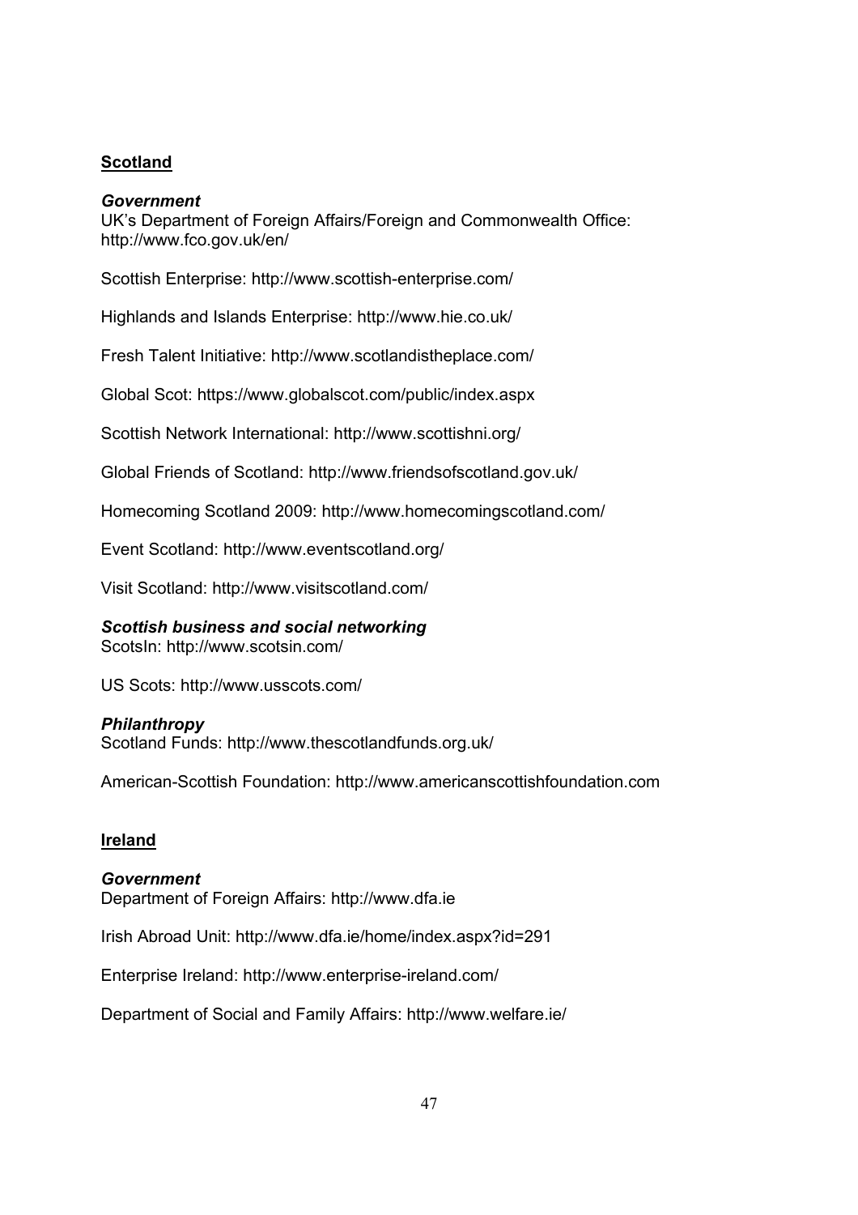## Scotland

### *Government*

UK's Department of Foreign Affairs/Foreign and Commonwealth Office: http://www.fco.gov.uk/en/

Scottish Enterprise: http://www.scottish-enterprise.com/

Highlands and Islands Enterprise: http://www.hie.co.uk/

Fresh Talent Initiative: http://www.scotlandistheplace.com/

Global Scot: https://www.globalscot.com/public/index.aspx

Scottish Network International: http://www.scottishni.org/

Global Friends of Scotland: http://www.friendsofscotland.gov.uk/

Homecoming Scotland 2009: http://www.homecomingscotland.com/

Event Scotland: http://www.eventscotland.org/

Visit Scotland: http://www.visitscotland.com/

### *Scottish business and social networking*

ScotsIn: http://www.scotsin.com/

US Scots: http://www.usscots.com/

### *Philanthropy*

Scotland Funds: http://www.thescotlandfunds.org.uk/

American-Scottish Foundation: http://www.americanscottishfoundation.com

## Ireland

### *Government*

Department of Foreign Affairs: http://www.dfa.ie

Irish Abroad Unit: http://www.dfa.ie/home/index.aspx?id=291

Enterprise Ireland: http://www.enterprise-ireland.com/

Department of Social and Family Affairs: http://www.welfare.ie/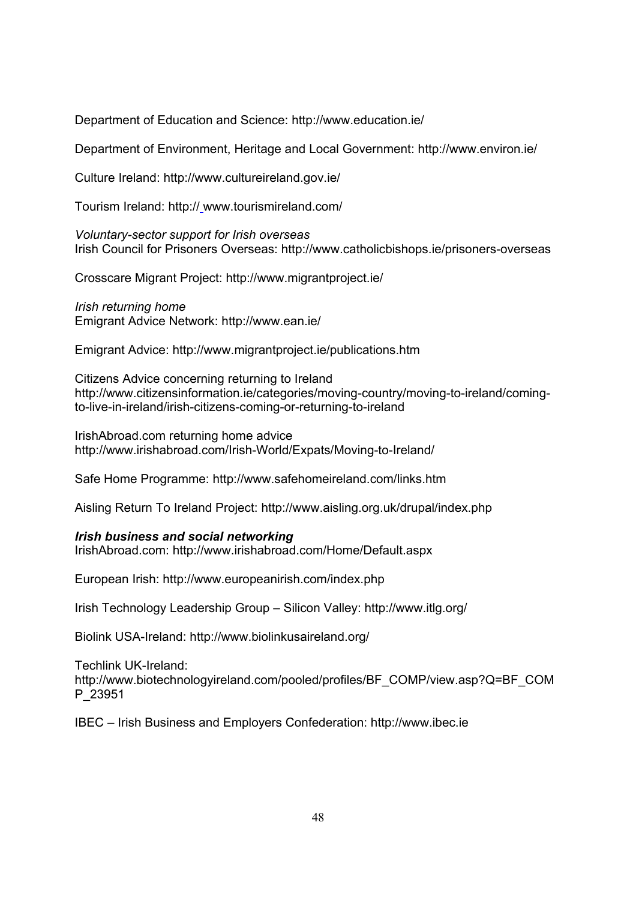Department of Education and Science: http://www.education.ie/

Department of Environment, Heritage and Local Government: http://www.environ.ie/

Culture Ireland: http://www.cultureireland.gov.ie/

Tourism Ireland: http:// www.tourismireland.com/

*Voluntary-sector support for Irish overseas*
Irish Council for Prisoners Overseas: http://www.catholicbishops.ie/prisoners-overseas

Crosscare Migrant Project: http://www.migrantproject.ie/

*Irish returning home*
Emigrant Advice Network: http://www.ean.ie/

Emigrant Advice: http://www.migrantproject.ie/publications.htm

Citizens Advice concerning returning to Ireland
http://www.citizensinformation.ie/categories/moving-country/moving-to-ireland/coming-to-live-in-ireland/irish-citizens-coming-or-returning-to-ireland

IrishAbroad.com returning home advice
http://www.irishabroad.com/Irish-World/Expats/Moving-to-Ireland/

Safe Home Programme: http://www.safehomeireland.com/links.htm

Aisling Return To Ireland Project: http://www.aisling.org.uk/drupal/index.php

***Irish business and social networking***
IrishAbroad.com: http://www.irishabroad.com/Home/Default.aspx

European Irish: http://www.europeanirish.com/index.php

Irish Technology Leadership Group – Silicon Valley: http://www.itlg.org/

Biolink USA-Ireland: http://www.biolinkusaireland.org/

Techlink UK-Ireland:
http://www.biotechnologyireland.com/pooled/profiles/BF_COMP/view.asp?Q=BF_COMP_23951

IBEC – Irish Business and Employers Confederation: http://www.ibec.ie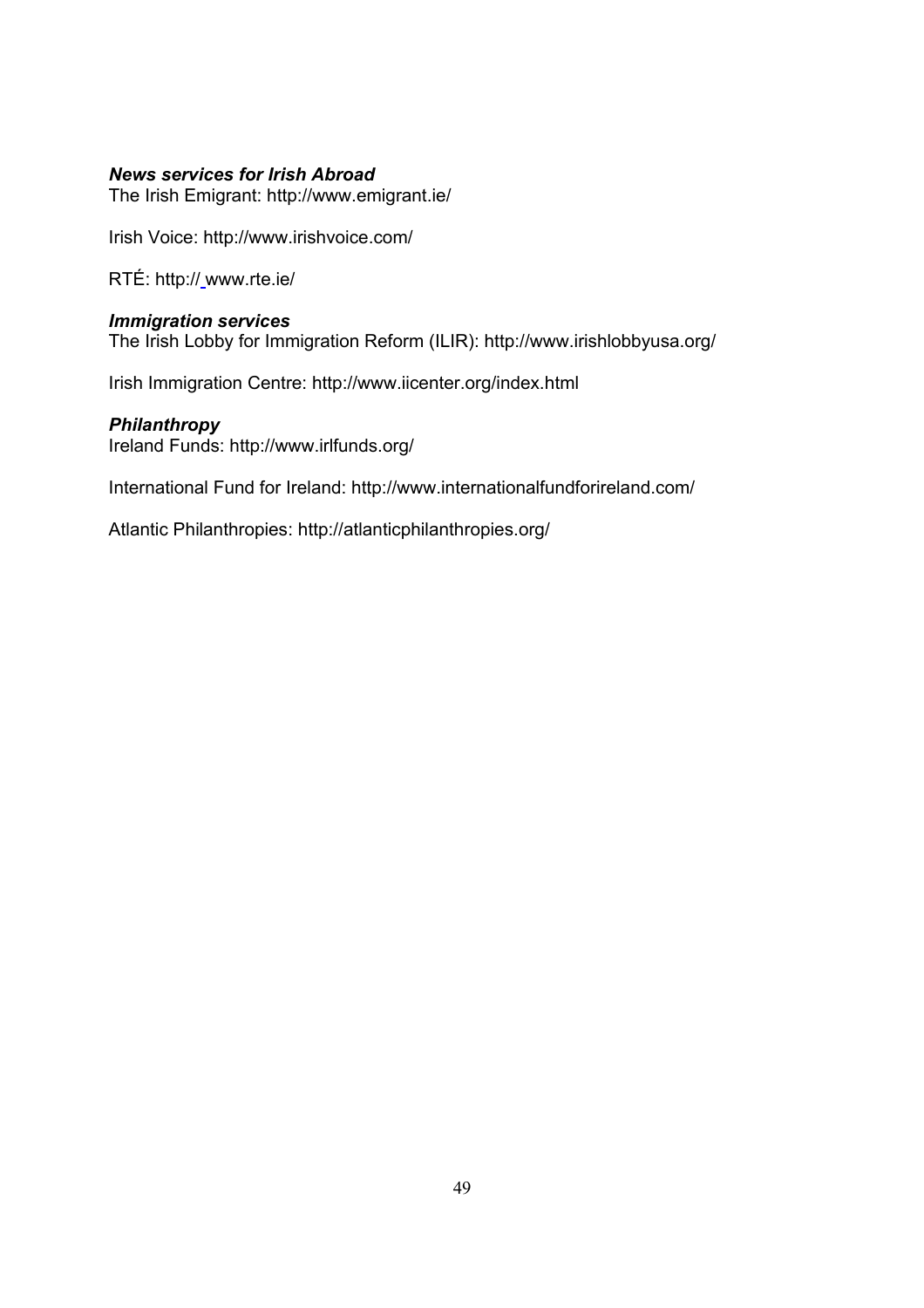***News services for Irish Abroad***

The Irish Emigrant: http://www.emigrant.ie/

Irish Voice: http://www.irishvoice.com/

RTÉ: http:// www.rte.ie/

***Immigration services***

The Irish Lobby for Immigration Reform (ILIR): http://www.irishlobbyusa.org/

Irish Immigration Centre: http://www.iicenter.org/index.html

***Philanthropy***

Ireland Funds: http://www.irlfunds.org/

International Fund for Ireland: http://www.internationalfundforireland.com/

Atlantic Philanthropies: http://atlanticphilanthropies.org/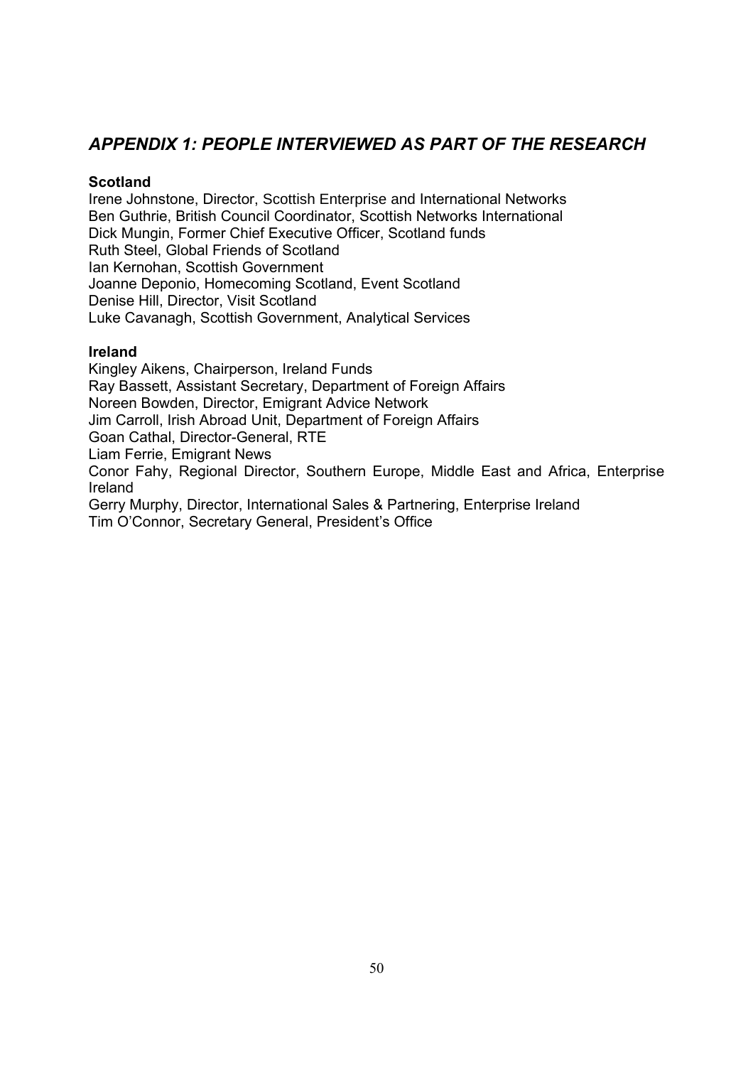## *APPENDIX 1: PEOPLE INTERVIEWED AS PART OF THE RESEARCH*

**Scotland**

Irene Johnstone, Director, Scottish Enterprise and International Networks
Ben Guthrie, British Council Coordinator, Scottish Networks International
Dick Mungin, Former Chief Executive Officer, Scotland funds
Ruth Steel, Global Friends of Scotland
Ian Kernohan, Scottish Government
Joanne Deponio, Homecoming Scotland, Event Scotland
Denise Hill, Director, Visit Scotland
Luke Cavanagh, Scottish Government, Analytical Services

**Ireland**

Kingley Aikens, Chairperson, Ireland Funds
Ray Bassett, Assistant Secretary, Department of Foreign Affairs
Noreen Bowden, Director, Emigrant Advice Network
Jim Carroll, Irish Abroad Unit, Department of Foreign Affairs
Goan Cathal, Director-General, RTE
Liam Ferrie, Emigrant News
Conor Fahy, Regional Director, Southern Europe, Middle East and Africa, Enterprise Ireland
Gerry Murphy, Director, International Sales & Partnering, Enterprise Ireland
Tim O'Connor, Secretary General, President's Office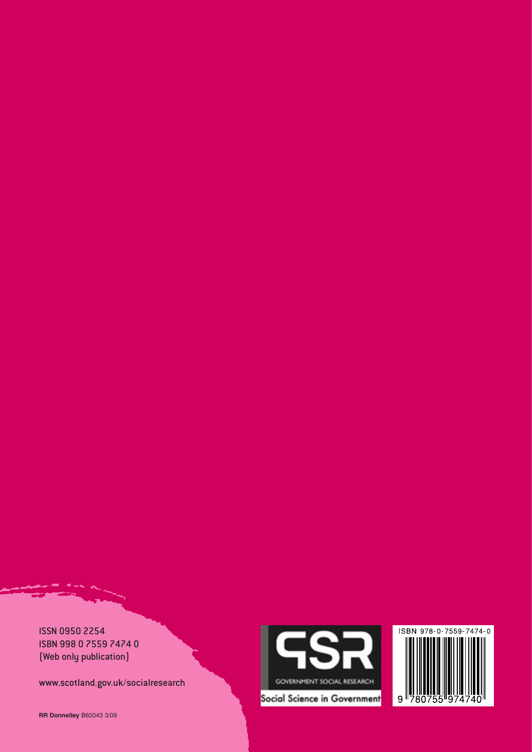ISSN 0950 2254
ISBN 998 0 7559 7474 0
(Web only publication)

www.scotland.gov.uk/socialresearch

RR Donnelley B60043 3/09

GOVERNMENT SOCIAL RESEARCH

Social Science in Government

ISBN 978-0-7559-7474-0

9 780755 974740